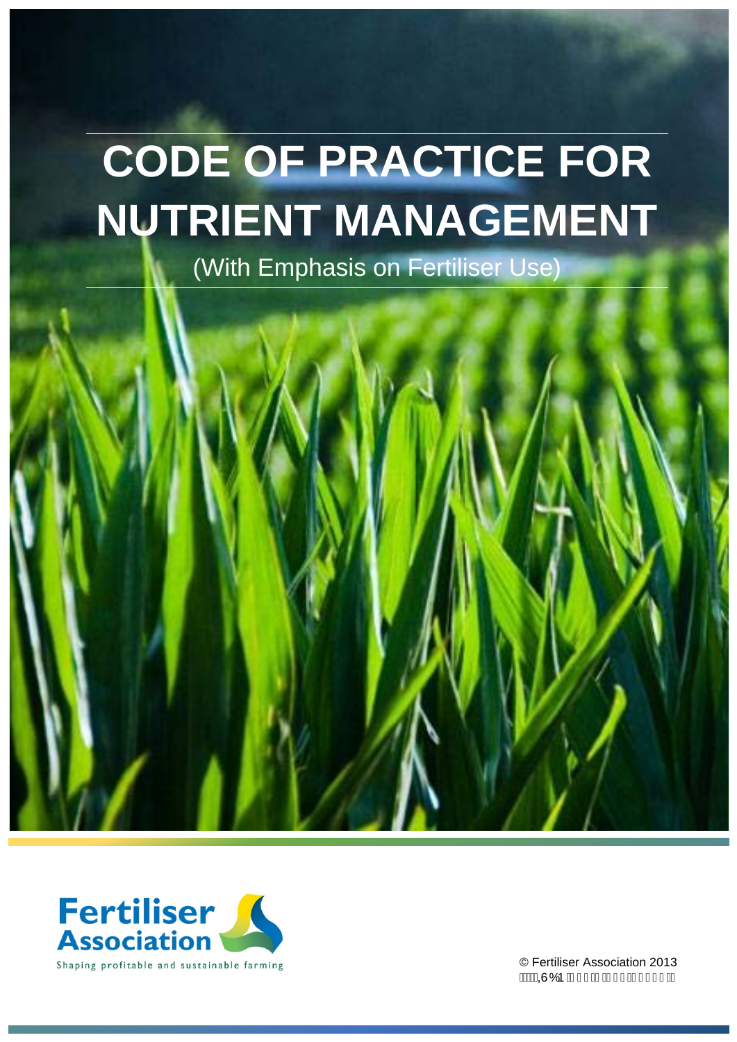# CODE OF PRACTICE FOR NUTRIENT MANAGEMENT

(With Emphasis on Fertiliser Use)

Fertiliser Association

Shaping profitable and sustainable farming

© Fertiliser Association 2013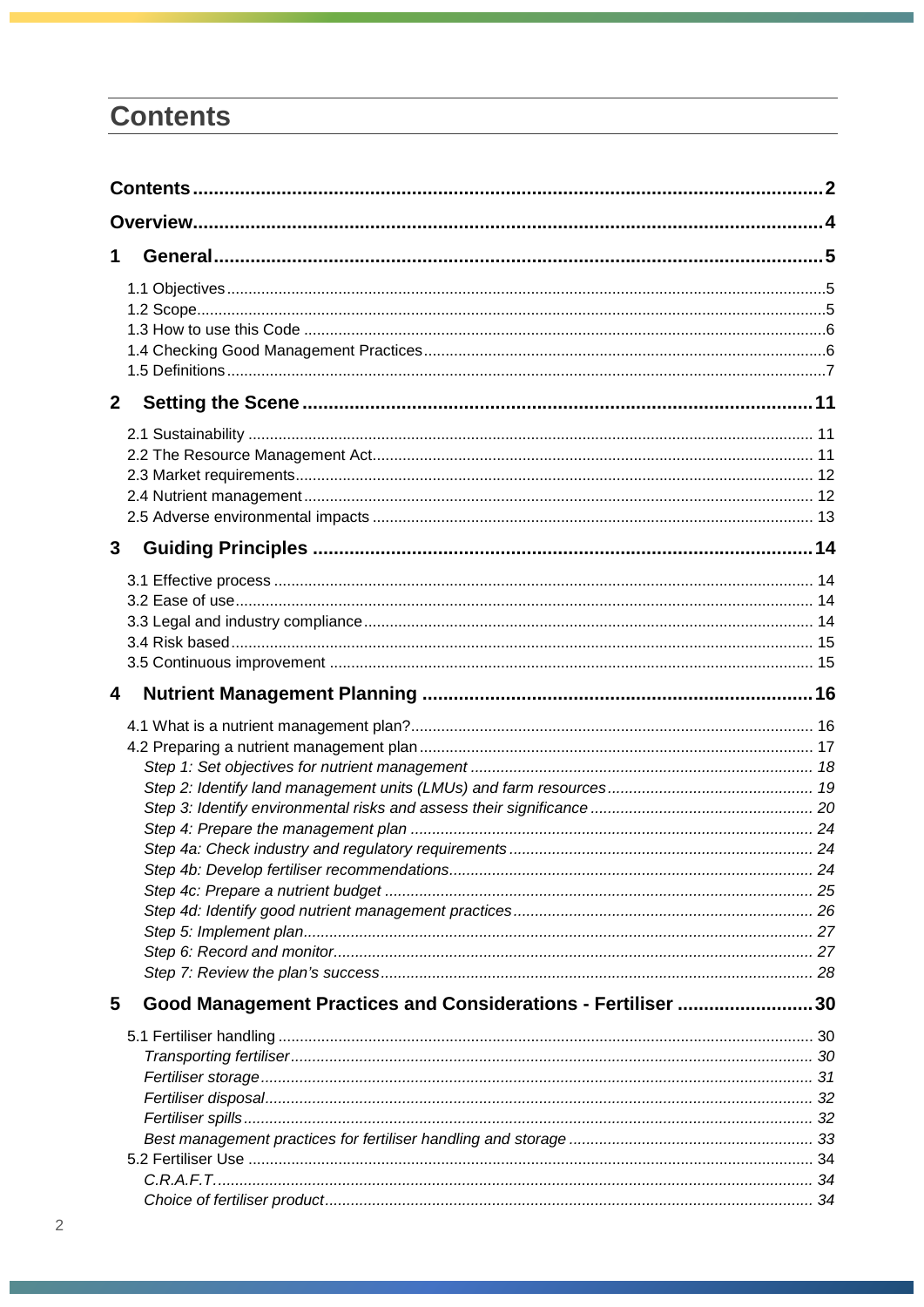# Contents

**Contents** 2

**Overview** 4

**1 General** 5

- 1.1 Objectives 5
- 1.2 Scope 5
- 1.3 How to use this Code 6
- 1.4 Checking Good Management Practices 6
- 1.5 Definitions 7

**2 Setting the Scene** 11

- 2.1 Sustainability 11
- 2.2 The Resource Management Act 11
- 2.3 Market requirements 12
- 2.4 Nutrient management 12
- 2.5 Adverse environmental impacts 13

**3 Guiding Principles** 14

- 3.1 Effective process 14
- 3.2 Ease of use 14
- 3.3 Legal and industry compliance 14
- 3.4 Risk based 15
- 3.5 Continuous improvement 15

**4 Nutrient Management Planning** 16

- 4.1 What is a nutrient management plan? 16
- 4.2 Preparing a nutrient management plan 17
  - *Step 1: Set objectives for nutrient management* 18
  - *Step 2: Identify land management units (LMUs) and farm resources* 19
  - *Step 3: Identify environmental risks and assess their significance* 20
  - *Step 4: Prepare the management plan* 24
  - *Step 4a: Check industry and regulatory requirements* 24
  - *Step 4b: Develop fertiliser recommendations* 24
  - *Step 4c: Prepare a nutrient budget* 25
  - *Step 4d: Identify good nutrient management practices* 26
  - *Step 5: Implement plan* 27
  - *Step 6: Record and monitor* 27
  - *Step 7: Review the plan's success* 28

**5 Good Management Practices and Considerations - Fertiliser** 30

- 5.1 Fertiliser handling 30
  - *Transporting fertiliser* 30
  - *Fertiliser storage* 31
  - *Fertiliser disposal* 32
  - *Fertiliser spills* 32
  - *Best management practices for fertiliser handling and storage* 33
- 5.2 Fertiliser Use 34
  - *C.R.A.F.T.* 34
  - *Choice of fertiliser product* 34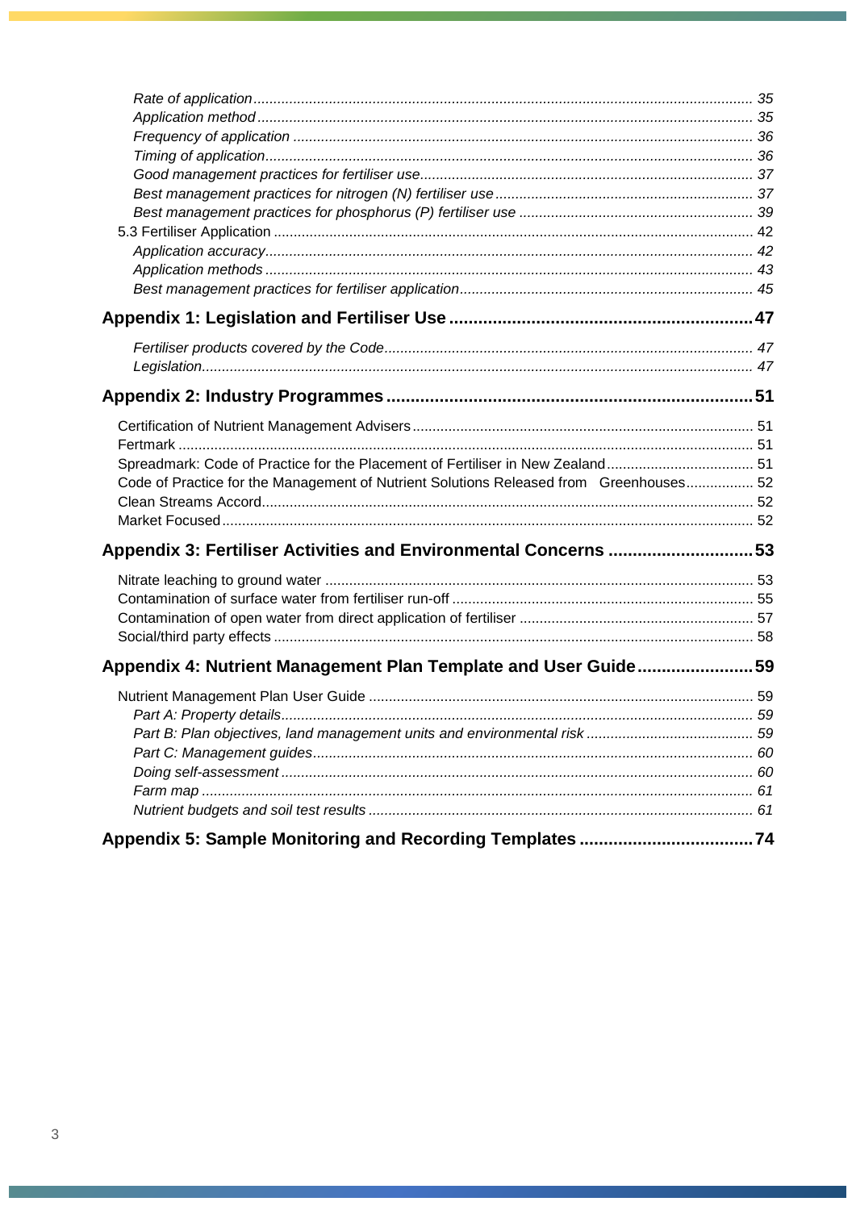*Rate of application* ........ 35
*Application method* ........ 35
*Frequency of application* ........ 36
*Timing of application* ........ 36
*Good management practices for fertiliser use* ........ 37
*Best management practices for nitrogen (N) fertiliser use* ........ 37
*Best management practices for phosphorus (P) fertiliser use* ........ 39
5.3 Fertiliser Application ........ 42
*Application accuracy* ........ 42
*Application methods* ........ 43
*Best management practices for fertiliser application* ........ 45

**Appendix 1: Legislation and Fertiliser Use ........ 47**

*Fertiliser products covered by the Code* ........ 47
*Legislation* ........ 47

**Appendix 2: Industry Programmes ........ 51**

Certification of Nutrient Management Advisers ........ 51
Fertmark ........ 51
Spreadmark: Code of Practice for the Placement of Fertiliser in New Zealand ........ 51
Code of Practice for the Management of Nutrient Solutions Released from Greenhouses ........ 52
Clean Streams Accord ........ 52
Market Focused ........ 52

**Appendix 3: Fertiliser Activities and Environmental Concerns ........ 53**

Nitrate leaching to ground water ........ 53
Contamination of surface water from fertiliser run-off ........ 55
Contamination of open water from direct application of fertiliser ........ 57
Social/third party effects ........ 58

**Appendix 4: Nutrient Management Plan Template and User Guide ........ 59**

Nutrient Management Plan User Guide ........ 59
*Part A: Property details* ........ 59
*Part B: Plan objectives, land management units and environmental risk* ........ 59
*Part C: Management guides* ........ 60
*Doing self-assessment* ........ 60
*Farm map* ........ 61
*Nutrient budgets and soil test results* ........ 61

**Appendix 5: Sample Monitoring and Recording Templates ........ 74**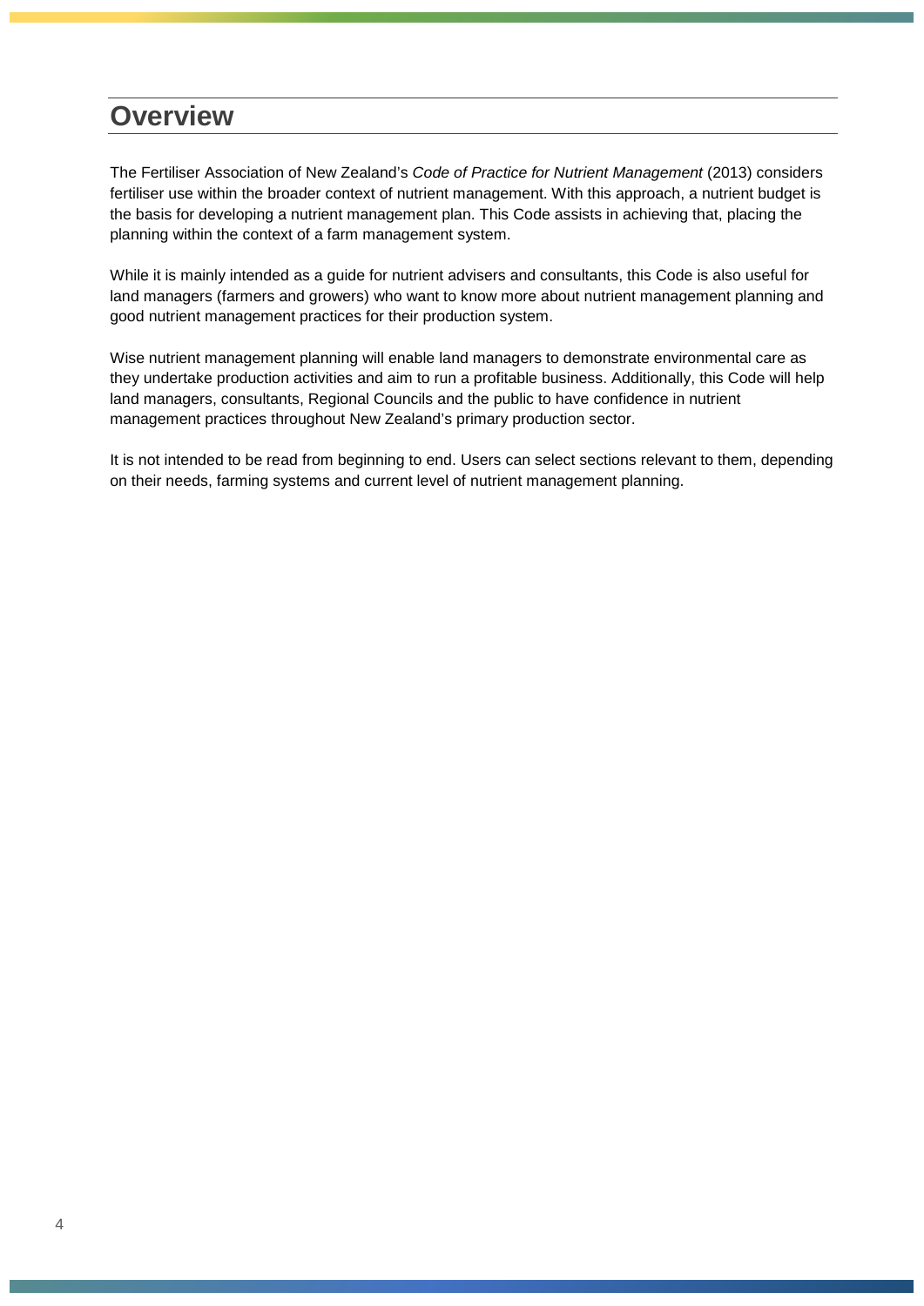# Overview

The Fertiliser Association of New Zealand's *Code of Practice for Nutrient Management* (2013) considers fertiliser use within the broader context of nutrient management. With this approach, a nutrient budget is the basis for developing a nutrient management plan. This Code assists in achieving that, placing the planning within the context of a farm management system.

While it is mainly intended as a guide for nutrient advisers and consultants, this Code is also useful for land managers (farmers and growers) who want to know more about nutrient management planning and good nutrient management practices for their production system.

Wise nutrient management planning will enable land managers to demonstrate environmental care as they undertake production activities and aim to run a profitable business. Additionally, this Code will help land managers, consultants, Regional Councils and the public to have confidence in nutrient management practices throughout New Zealand's primary production sector.

It is not intended to be read from beginning to end. Users can select sections relevant to them, depending on their needs, farming systems and current level of nutrient management planning.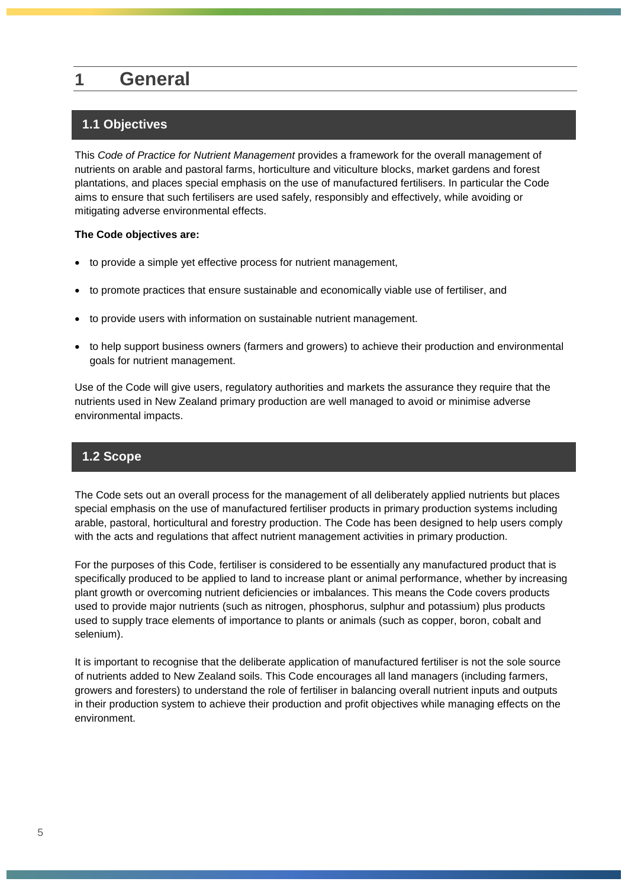# 1 General

## 1.1 Objectives

This *Code of Practice for Nutrient Management* provides a framework for the overall management of nutrients on arable and pastoral farms, horticulture and viticulture blocks, market gardens and forest plantations, and places special emphasis on the use of manufactured fertilisers. In particular the Code aims to ensure that such fertilisers are used safely, responsibly and effectively, while avoiding or mitigating adverse environmental effects.

**The Code objectives are:**

- to provide a simple yet effective process for nutrient management,
- to promote practices that ensure sustainable and economically viable use of fertiliser, and
- to provide users with information on sustainable nutrient management.
- to help support business owners (farmers and growers) to achieve their production and environmental goals for nutrient management.

Use of the Code will give users, regulatory authorities and markets the assurance they require that the nutrients used in New Zealand primary production are well managed to avoid or minimise adverse environmental impacts.

## 1.2 Scope

The Code sets out an overall process for the management of all deliberately applied nutrients but places special emphasis on the use of manufactured fertiliser products in primary production systems including arable, pastoral, horticultural and forestry production. The Code has been designed to help users comply with the acts and regulations that affect nutrient management activities in primary production.

For the purposes of this Code, fertiliser is considered to be essentially any manufactured product that is specifically produced to be applied to land to increase plant or animal performance, whether by increasing plant growth or overcoming nutrient deficiencies or imbalances. This means the Code covers products used to provide major nutrients (such as nitrogen, phosphorus, sulphur and potassium) plus products used to supply trace elements of importance to plants or animals (such as copper, boron, cobalt and selenium).

It is important to recognise that the deliberate application of manufactured fertiliser is not the sole source of nutrients added to New Zealand soils. This Code encourages all land managers (including farmers, growers and foresters) to understand the role of fertiliser in balancing overall nutrient inputs and outputs in their production system to achieve their production and profit objectives while managing effects on the environment.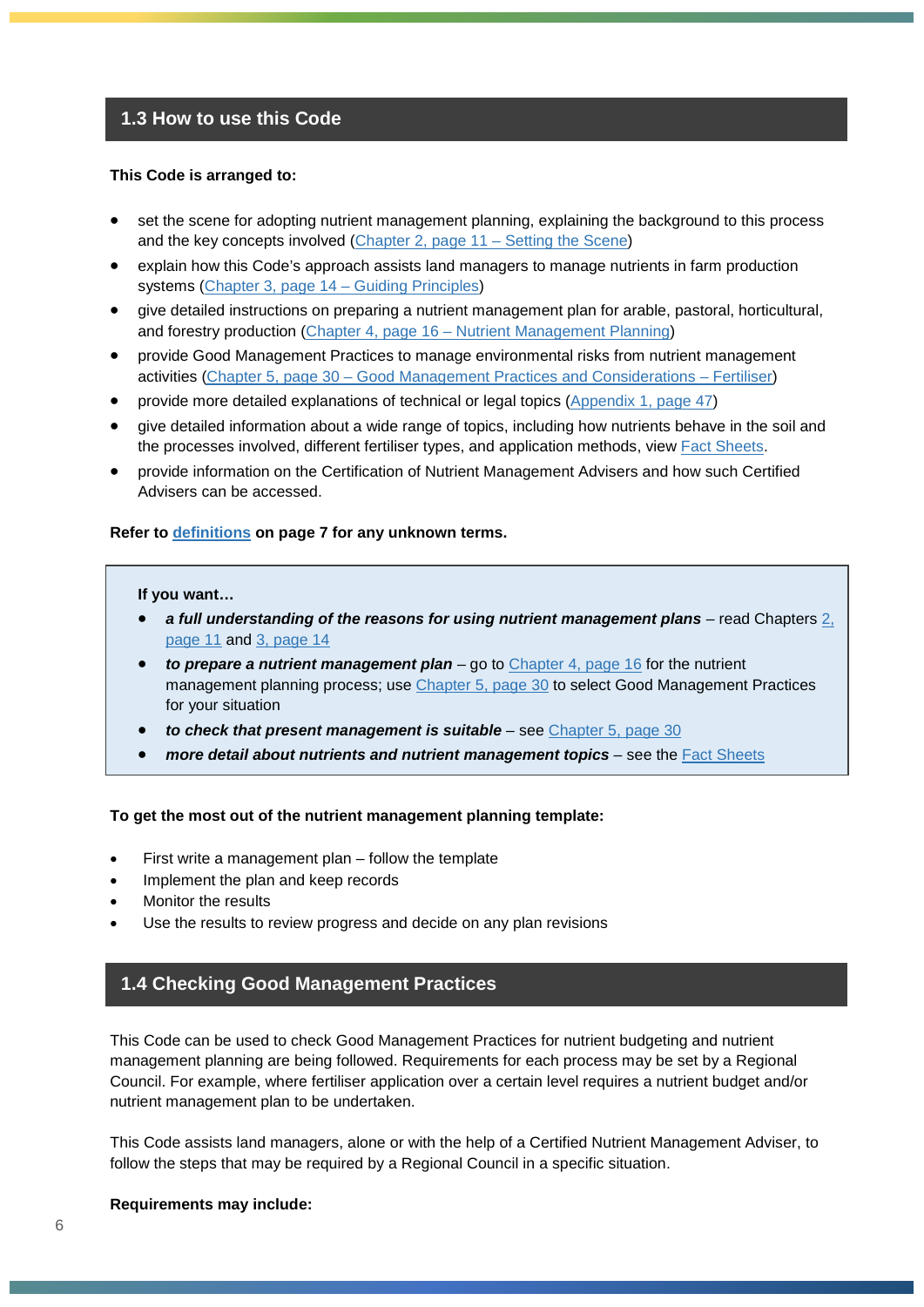## 1.3 How to use this Code

**This Code is arranged to:**

- set the scene for adopting nutrient management planning, explaining the background to this process and the key concepts involved (Chapter 2, page 11 – Setting the Scene)
- explain how this Code's approach assists land managers to manage nutrients in farm production systems (Chapter 3, page 14 – Guiding Principles)
- give detailed instructions on preparing a nutrient management plan for arable, pastoral, horticultural, and forestry production (Chapter 4, page 16 – Nutrient Management Planning)
- provide Good Management Practices to manage environmental risks from nutrient management activities (Chapter 5, page 30 – Good Management Practices and Considerations – Fertiliser)
- provide more detailed explanations of technical or legal topics (Appendix 1, page 47)
- give detailed information about a wide range of topics, including how nutrients behave in the soil and the processes involved, different fertiliser types, and application methods, view Fact Sheets.
- provide information on the Certification of Nutrient Management Advisers and how such Certified Advisers can be accessed.

**Refer to definitions on page 7 for any unknown terms.**

**If you want…**

- ***a full understanding of the reasons for using nutrient management plans*** – read Chapters 2, page 11 and 3, page 14
- ***to prepare a nutrient management plan*** – go to Chapter 4, page 16 for the nutrient management planning process; use Chapter 5, page 30 to select Good Management Practices for your situation
- ***to check that present management is suitable*** – see Chapter 5, page 30
- ***more detail about nutrients and nutrient management topics*** – see the Fact Sheets

**To get the most out of the nutrient management planning template:**

- First write a management plan – follow the template
- Implement the plan and keep records
- Monitor the results
- Use the results to review progress and decide on any plan revisions

## 1.4 Checking Good Management Practices

This Code can be used to check Good Management Practices for nutrient budgeting and nutrient management planning are being followed. Requirements for each process may be set by a Regional Council. For example, where fertiliser application over a certain level requires a nutrient budget and/or nutrient management plan to be undertaken.

This Code assists land managers, alone or with the help of a Certified Nutrient Management Adviser, to follow the steps that may be required by a Regional Council in a specific situation.

**Requirements may include:**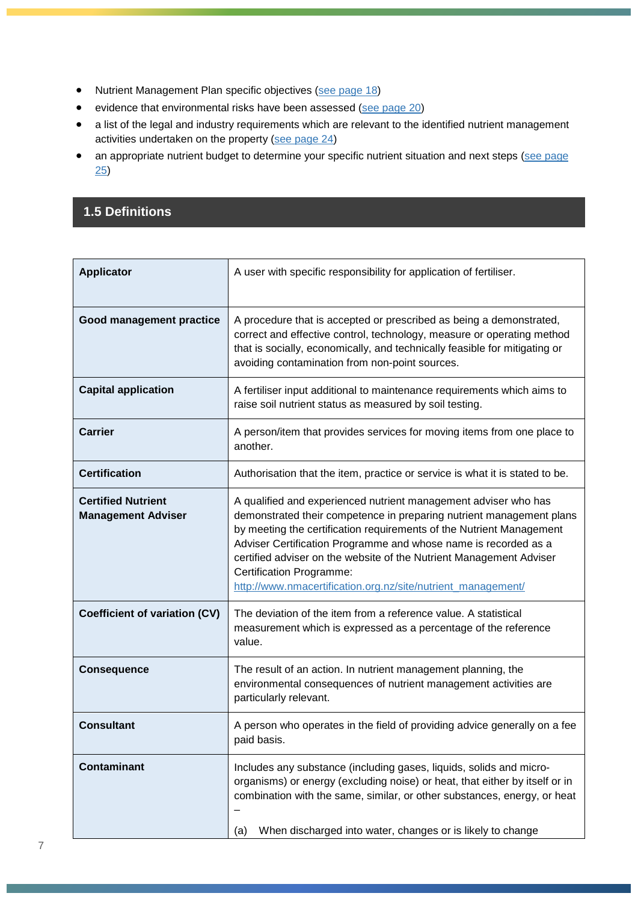- Nutrient Management Plan specific objectives ([see page 18](#))
- evidence that environmental risks have been assessed ([see page 20](#))
- a list of the legal and industry requirements which are relevant to the identified nutrient management activities undertaken on the property ([see page 24](#))
- an appropriate nutrient budget to determine your specific nutrient situation and next steps ([see page 25](#))

## 1.5 Definitions

| | |
|---|---|
| **Applicator** | A user with specific responsibility for application of fertiliser. |
| **Good management practice** | A procedure that is accepted or prescribed as being a demonstrated, correct and effective control, technology, measure or operating method that is socially, economically, and technically feasible for mitigating or avoiding contamination from non-point sources. |
| **Capital application** | A fertiliser input additional to maintenance requirements which aims to raise soil nutrient status as measured by soil testing. |
| **Carrier** | A person/item that provides services for moving items from one place to another. |
| **Certification** | Authorisation that the item, practice or service is what it is stated to be. |
| **Certified Nutrient Management Adviser** | A qualified and experienced nutrient management adviser who has demonstrated their competence in preparing nutrient management plans by meeting the certification requirements of the Nutrient Management Adviser Certification Programme and whose name is recorded as a certified adviser on the website of the Nutrient Management Adviser Certification Programme: http://www.nmacertification.org.nz/site/nutrient_management/ |
| **Coefficient of variation (CV)** | The deviation of the item from a reference value. A statistical measurement which is expressed as a percentage of the reference value. |
| **Consequence** | The result of an action. In nutrient management planning, the environmental consequences of nutrient management activities are particularly relevant. |
| **Consultant** | A person who operates in the field of providing advice generally on a fee paid basis. |
| **Contaminant** | Includes any substance (including gases, liquids, solids and micro-organisms) or energy (excluding noise) or heat, that either by itself or in combination with the same, similar, or other substances, energy, or heat – (a) When discharged into water, changes or is likely to change |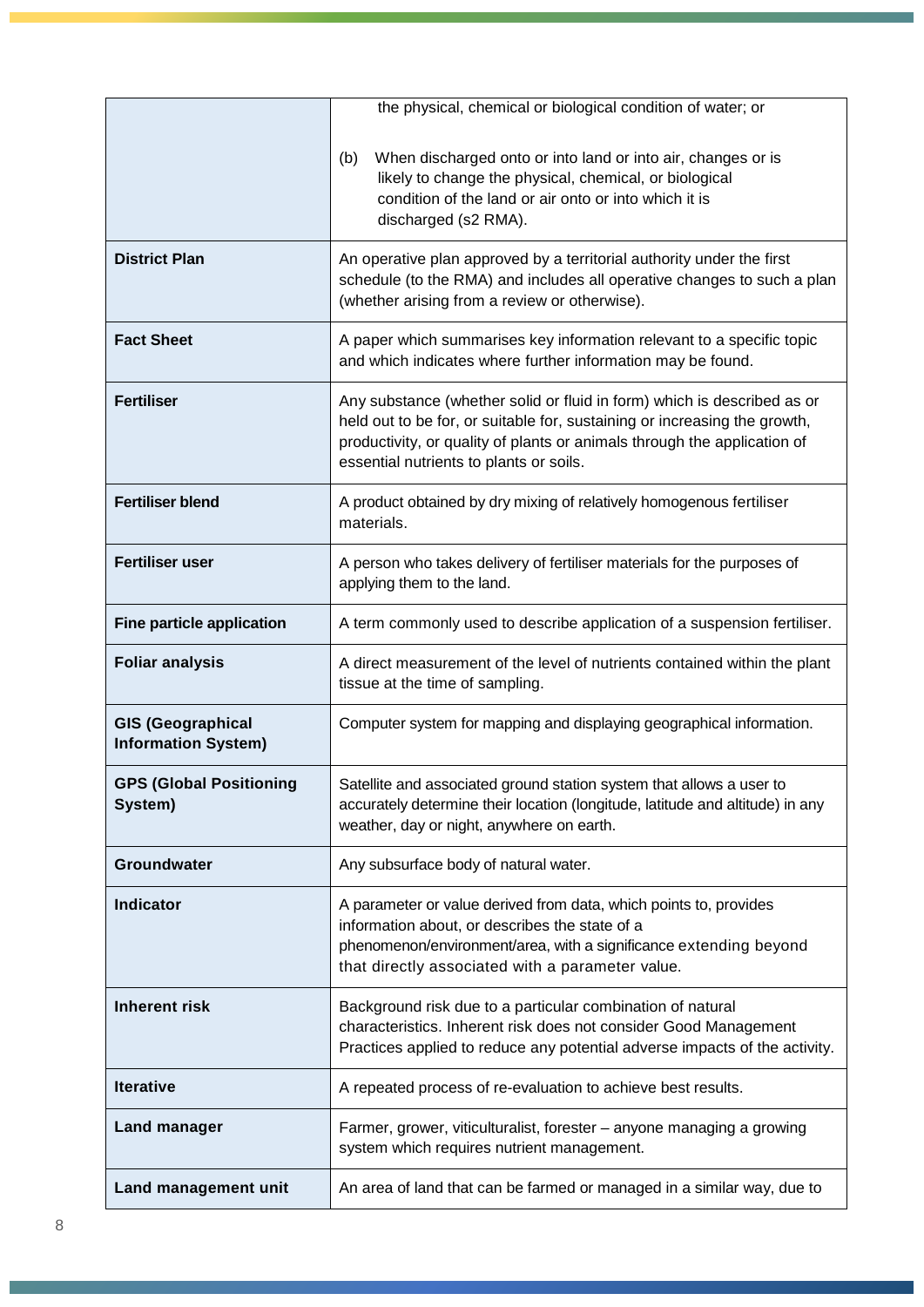| | |
|---|---|
| | the physical, chemical or biological condition of water; or<br><br>(b) When discharged onto or into land or into air, changes or is likely to change the physical, chemical, or biological condition of the land or air onto or into which it is discharged (s2 RMA). |
| **District Plan** | An operative plan approved by a territorial authority under the first schedule (to the RMA) and includes all operative changes to such a plan (whether arising from a review or otherwise). |
| **Fact Sheet** | A paper which summarises key information relevant to a specific topic and which indicates where further information may be found. |
| **Fertiliser** | Any substance (whether solid or fluid in form) which is described as or held out to be for, or suitable for, sustaining or increasing the growth, productivity, or quality of plants or animals through the application of essential nutrients to plants or soils. |
| **Fertiliser blend** | A product obtained by dry mixing of relatively homogenous fertiliser materials. |
| **Fertiliser user** | A person who takes delivery of fertiliser materials for the purposes of applying them to the land. |
| **Fine particle application** | A term commonly used to describe application of a suspension fertiliser. |
| **Foliar analysis** | A direct measurement of the level of nutrients contained within the plant tissue at the time of sampling. |
| **GIS (Geographical Information System)** | Computer system for mapping and displaying geographical information. |
| **GPS (Global Positioning System)** | Satellite and associated ground station system that allows a user to accurately determine their location (longitude, latitude and altitude) in any weather, day or night, anywhere on earth. |
| **Groundwater** | Any subsurface body of natural water. |
| **Indicator** | A parameter or value derived from data, which points to, provides information about, or describes the state of a phenomenon/environment/area, with a significance extending beyond that directly associated with a parameter value. |
| **Inherent risk** | Background risk due to a particular combination of natural characteristics. Inherent risk does not consider Good Management Practices applied to reduce any potential adverse impacts of the activity. |
| **Iterative** | A repeated process of re-evaluation to achieve best results. |
| **Land manager** | Farmer, grower, viticulturalist, forester – anyone managing a growing system which requires nutrient management. |
| **Land management unit** | An area of land that can be farmed or managed in a similar way, due to |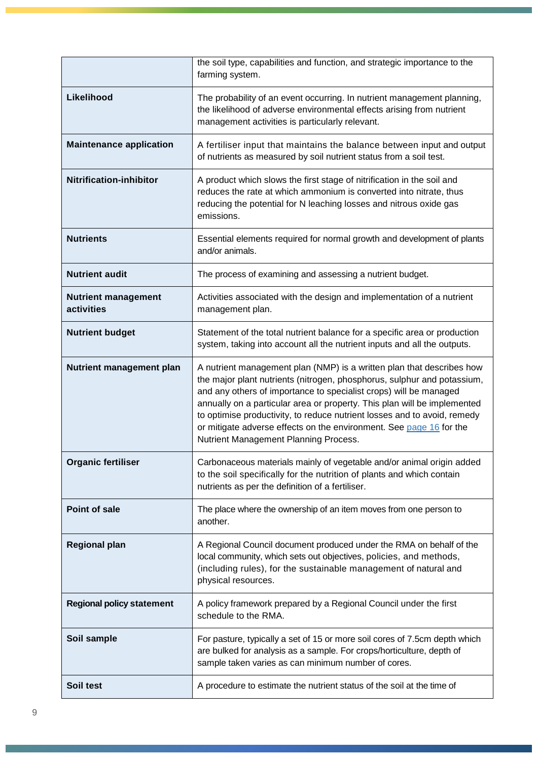| | |
|---|---|
| | the soil type, capabilities and function, and strategic importance to the farming system. |
| **Likelihood** | The probability of an event occurring. In nutrient management planning, the likelihood of adverse environmental effects arising from nutrient management activities is particularly relevant. |
| **Maintenance application** | A fertiliser input that maintains the balance between input and output of nutrients as measured by soil nutrient status from a soil test. |
| **Nitrification-inhibitor** | A product which slows the first stage of nitrification in the soil and reduces the rate at which ammonium is converted into nitrate, thus reducing the potential for N leaching losses and nitrous oxide gas emissions. |
| **Nutrients** | Essential elements required for normal growth and development of plants and/or animals. |
| **Nutrient audit** | The process of examining and assessing a nutrient budget. |
| **Nutrient management activities** | Activities associated with the design and implementation of a nutrient management plan. |
| **Nutrient budget** | Statement of the total nutrient balance for a specific area or production system, taking into account all the nutrient inputs and all the outputs. |
| **Nutrient management plan** | A nutrient management plan (NMP) is a written plan that describes how the major plant nutrients (nitrogen, phosphorus, sulphur and potassium, and any others of importance to specialist crops) will be managed annually on a particular area or property. This plan will be implemented to optimise productivity, to reduce nutrient losses and to avoid, remedy or mitigate adverse effects on the environment. See page 16 for the Nutrient Management Planning Process. |
| **Organic fertiliser** | Carbonaceous materials mainly of vegetable and/or animal origin added to the soil specifically for the nutrition of plants and which contain nutrients as per the definition of a fertiliser. |
| **Point of sale** | The place where the ownership of an item moves from one person to another. |
| **Regional plan** | A Regional Council document produced under the RMA on behalf of the local community, which sets out objectives, policies, and methods, (including rules), for the sustainable management of natural and physical resources. |
| **Regional policy statement** | A policy framework prepared by a Regional Council under the first schedule to the RMA. |
| **Soil sample** | For pasture, typically a set of 15 or more soil cores of 7.5cm depth which are bulked for analysis as a sample. For crops/horticulture, depth of sample taken varies as can minimum number of cores. |
| **Soil test** | A procedure to estimate the nutrient status of the soil at the time of |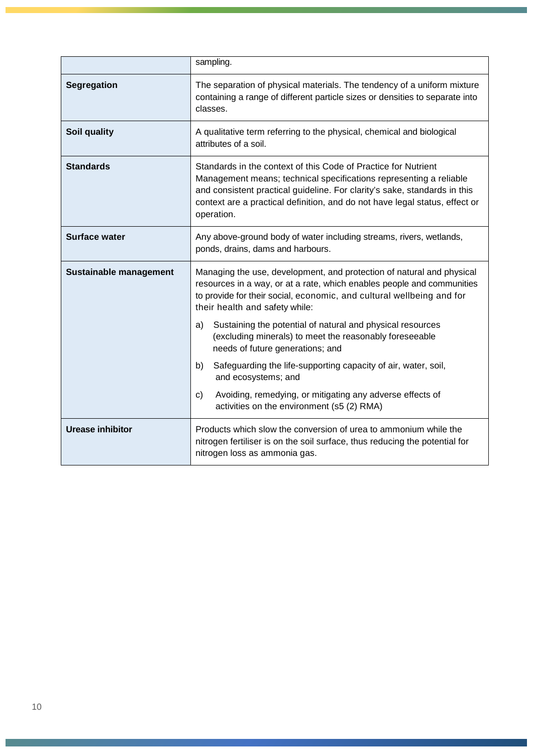|  |  |
|---|---|
|  | sampling. |
| **Segregation** | The separation of physical materials. The tendency of a uniform mixture containing a range of different particle sizes or densities to separate into classes. |
| **Soil quality** | A qualitative term referring to the physical, chemical and biological attributes of a soil. |
| **Standards** | Standards in the context of this Code of Practice for Nutrient Management means; technical specifications representing a reliable and consistent practical guideline. For clarity's sake, standards in this context are a practical definition, and do not have legal status, effect or operation. |
| **Surface water** | Any above-ground body of water including streams, rivers, wetlands, ponds, drains, dams and harbours. |
| **Sustainable management** | Managing the use, development, and protection of natural and physical resources in a way, or at a rate, which enables people and communities to provide for their social, economic, and cultural wellbeing and for their health and safety while: a) Sustaining the potential of natural and physical resources (excluding minerals) to meet the reasonably foreseeable needs of future generations; and b) Safeguarding the life-supporting capacity of air, water, soil, and ecosystems; and c) Avoiding, remedying, or mitigating any adverse effects of activities on the environment (s5 (2) RMA) |
| **Urease inhibitor** | Products which slow the conversion of urea to ammonium while the nitrogen fertiliser is on the soil surface, thus reducing the potential for nitrogen loss as ammonia gas. |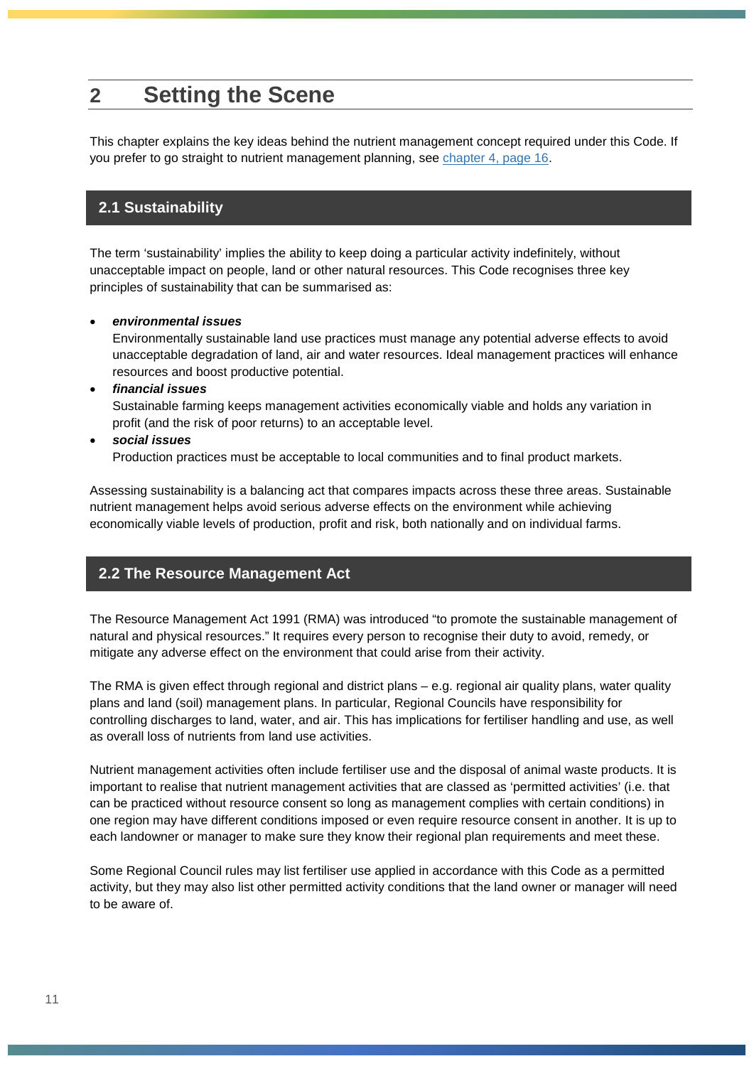# 2 Setting the Scene

This chapter explains the key ideas behind the nutrient management concept required under this Code. If you prefer to go straight to nutrient management planning, see chapter 4, page 16.

## 2.1 Sustainability

The term 'sustainability' implies the ability to keep doing a particular activity indefinitely, without unacceptable impact on people, land or other natural resources. This Code recognises three key principles of sustainability that can be summarised as:

- ***environmental issues***
  Environmentally sustainable land use practices must manage any potential adverse effects to avoid unacceptable degradation of land, air and water resources. Ideal management practices will enhance resources and boost productive potential.
- ***financial issues***
  Sustainable farming keeps management activities economically viable and holds any variation in profit (and the risk of poor returns) to an acceptable level.
- ***social issues***
  Production practices must be acceptable to local communities and to final product markets.

Assessing sustainability is a balancing act that compares impacts across these three areas. Sustainable nutrient management helps avoid serious adverse effects on the environment while achieving economically viable levels of production, profit and risk, both nationally and on individual farms.

## 2.2 The Resource Management Act

The Resource Management Act 1991 (RMA) was introduced "to promote the sustainable management of natural and physical resources." It requires every person to recognise their duty to avoid, remedy, or mitigate any adverse effect on the environment that could arise from their activity.

The RMA is given effect through regional and district plans – e.g. regional air quality plans, water quality plans and land (soil) management plans. In particular, Regional Councils have responsibility for controlling discharges to land, water, and air. This has implications for fertiliser handling and use, as well as overall loss of nutrients from land use activities.

Nutrient management activities often include fertiliser use and the disposal of animal waste products. It is important to realise that nutrient management activities that are classed as 'permitted activities' (i.e. that can be practiced without resource consent so long as management complies with certain conditions) in one region may have different conditions imposed or even require resource consent in another. It is up to each landowner or manager to make sure they know their regional plan requirements and meet these.

Some Regional Council rules may list fertiliser use applied in accordance with this Code as a permitted activity, but they may also list other permitted activity conditions that the land owner or manager will need to be aware of.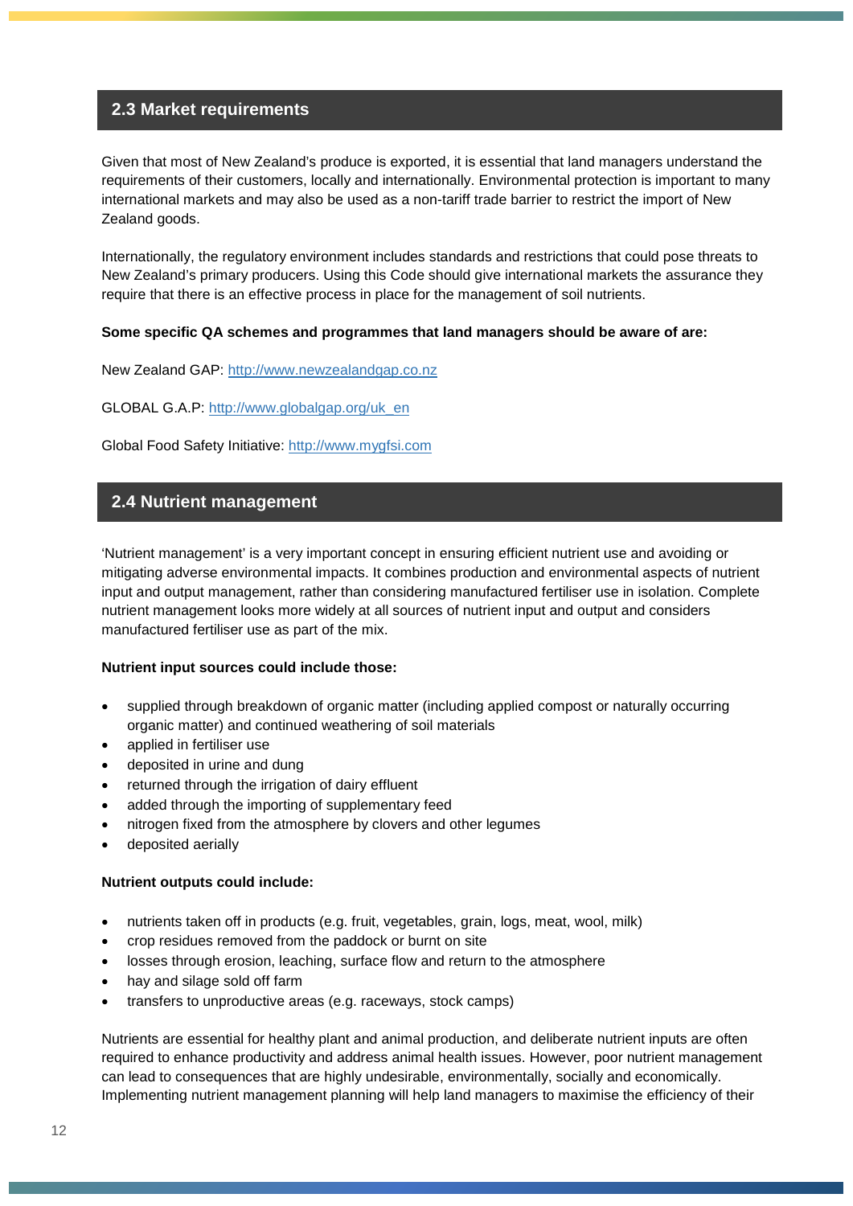## 2.3 Market requirements

Given that most of New Zealand's produce is exported, it is essential that land managers understand the requirements of their customers, locally and internationally. Environmental protection is important to many international markets and may also be used as a non-tariff trade barrier to restrict the import of New Zealand goods.

Internationally, the regulatory environment includes standards and restrictions that could pose threats to New Zealand's primary producers. Using this Code should give international markets the assurance they require that there is an effective process in place for the management of soil nutrients.

**Some specific QA schemes and programmes that land managers should be aware of are:**

New Zealand GAP: http://www.newzealandgap.co.nz

GLOBAL G.A.P: http://www.globalgap.org/uk_en

Global Food Safety Initiative: http://www.mygfsi.com

## 2.4 Nutrient management

'Nutrient management' is a very important concept in ensuring efficient nutrient use and avoiding or mitigating adverse environmental impacts. It combines production and environmental aspects of nutrient input and output management, rather than considering manufactured fertiliser use in isolation. Complete nutrient management looks more widely at all sources of nutrient input and output and considers manufactured fertiliser use as part of the mix.

**Nutrient input sources could include those:**

- supplied through breakdown of organic matter (including applied compost or naturally occurring organic matter) and continued weathering of soil materials
- applied in fertiliser use
- deposited in urine and dung
- returned through the irrigation of dairy effluent
- added through the importing of supplementary feed
- nitrogen fixed from the atmosphere by clovers and other legumes
- deposited aerially

**Nutrient outputs could include:**

- nutrients taken off in products (e.g. fruit, vegetables, grain, logs, meat, wool, milk)
- crop residues removed from the paddock or burnt on site
- losses through erosion, leaching, surface flow and return to the atmosphere
- hay and silage sold off farm
- transfers to unproductive areas (e.g. raceways, stock camps)

Nutrients are essential for healthy plant and animal production, and deliberate nutrient inputs are often required to enhance productivity and address animal health issues. However, poor nutrient management can lead to consequences that are highly undesirable, environmentally, socially and economically. Implementing nutrient management planning will help land managers to maximise the efficiency of their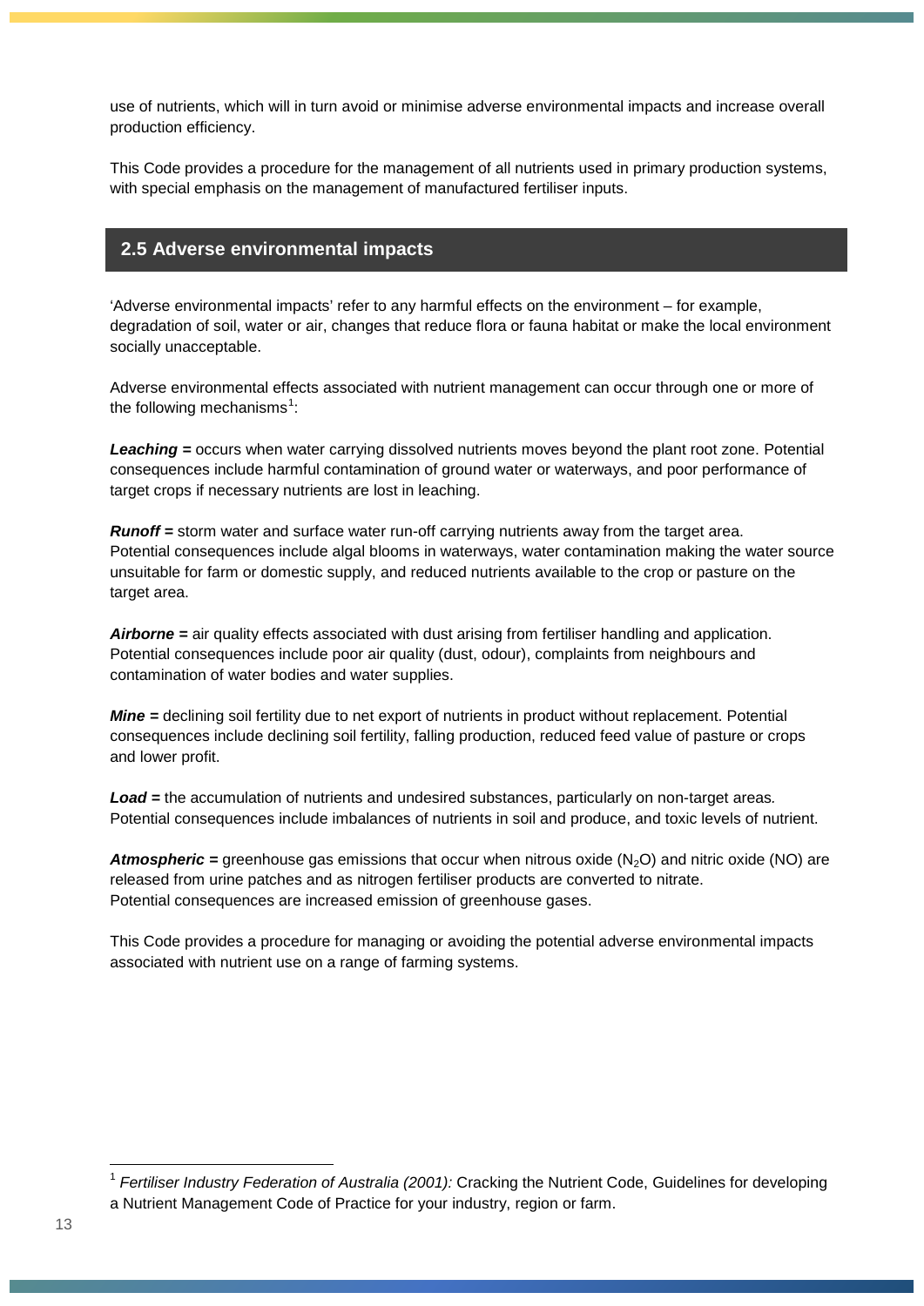use of nutrients, which will in turn avoid or minimise adverse environmental impacts and increase overall production efficiency.

This Code provides a procedure for the management of all nutrients used in primary production systems, with special emphasis on the management of manufactured fertiliser inputs.

## 2.5 Adverse environmental impacts

'Adverse environmental impacts' refer to any harmful effects on the environment – for example, degradation of soil, water or air, changes that reduce flora or fauna habitat or make the local environment socially unacceptable.

Adverse environmental effects associated with nutrient management can occur through one or more of the following mechanisms[1]:

***Leaching*** **=** occurs when water carrying dissolved nutrients moves beyond the plant root zone. Potential consequences include harmful contamination of ground water or waterways, and poor performance of target crops if necessary nutrients are lost in leaching.

***Runoff*** **=** storm water and surface water run-off carrying nutrients away from the target area. Potential consequences include algal blooms in waterways, water contamination making the water source unsuitable for farm or domestic supply, and reduced nutrients available to the crop or pasture on the target area.

***Airborne*** **=** air quality effects associated with dust arising from fertiliser handling and application. Potential consequences include poor air quality (dust, odour), complaints from neighbours and contamination of water bodies and water supplies.

***Mine*** **=** declining soil fertility due to net export of nutrients in product without replacement. Potential consequences include declining soil fertility, falling production, reduced feed value of pasture or crops and lower profit.

***Load*** **=** the accumulation of nutrients and undesired substances, particularly on non-target areas. Potential consequences include imbalances of nutrients in soil and produce, and toxic levels of nutrient.

***Atmospheric*** **=** greenhouse gas emissions that occur when nitrous oxide ($N_2O$) and nitric oxide (NO) are released from urine patches and as nitrogen fertiliser products are converted to nitrate. Potential consequences are increased emission of greenhouse gases.

This Code provides a procedure for managing or avoiding the potential adverse environmental impacts associated with nutrient use on a range of farming systems.

---

[1] *Fertiliser Industry Federation of Australia (2001):* Cracking the Nutrient Code, Guidelines for developing a Nutrient Management Code of Practice for your industry, region or farm.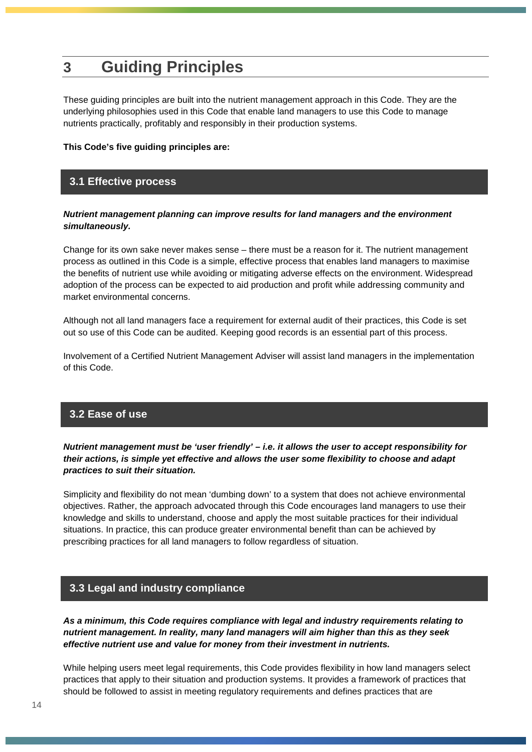# 3 Guiding Principles

These guiding principles are built into the nutrient management approach in this Code. They are the underlying philosophies used in this Code that enable land managers to use this Code to manage nutrients practically, profitably and responsibly in their production systems.

**This Code's five guiding principles are:**

## 3.1 Effective process

***Nutrient management planning can improve results for land managers and the environment simultaneously.***

Change for its own sake never makes sense – there must be a reason for it. The nutrient management process as outlined in this Code is a simple, effective process that enables land managers to maximise the benefits of nutrient use while avoiding or mitigating adverse effects on the environment. Widespread adoption of the process can be expected to aid production and profit while addressing community and market environmental concerns.

Although not all land managers face a requirement for external audit of their practices, this Code is set out so use of this Code can be audited. Keeping good records is an essential part of this process.

Involvement of a Certified Nutrient Management Adviser will assist land managers in the implementation of this Code.

## 3.2 Ease of use

***Nutrient management must be 'user friendly' – i.e. it allows the user to accept responsibility for their actions, is simple yet effective and allows the user some flexibility to choose and adapt practices to suit their situation.***

Simplicity and flexibility do not mean 'dumbing down' to a system that does not achieve environmental objectives. Rather, the approach advocated through this Code encourages land managers to use their knowledge and skills to understand, choose and apply the most suitable practices for their individual situations. In practice, this can produce greater environmental benefit than can be achieved by prescribing practices for all land managers to follow regardless of situation.

## 3.3 Legal and industry compliance

***As a minimum, this Code requires compliance with legal and industry requirements relating to nutrient management. In reality, many land managers will aim higher than this as they seek effective nutrient use and value for money from their investment in nutrients.***

While helping users meet legal requirements, this Code provides flexibility in how land managers select practices that apply to their situation and production systems. It provides a framework of practices that should be followed to assist in meeting regulatory requirements and defines practices that are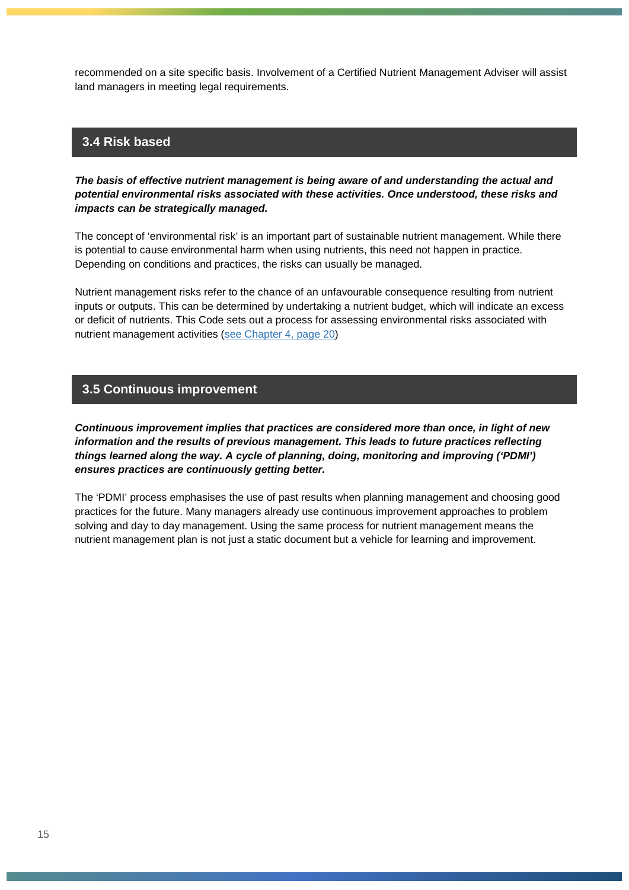recommended on a site specific basis. Involvement of a Certified Nutrient Management Adviser will assist land managers in meeting legal requirements.

## 3.4 Risk based

***The basis of effective nutrient management is being aware of and understanding the actual and potential environmental risks associated with these activities. Once understood, these risks and impacts can be strategically managed.***

The concept of 'environmental risk' is an important part of sustainable nutrient management. While there is potential to cause environmental harm when using nutrients, this need not happen in practice. Depending on conditions and practices, the risks can usually be managed.

Nutrient management risks refer to the chance of an unfavourable consequence resulting from nutrient inputs or outputs. This can be determined by undertaking a nutrient budget, which will indicate an excess or deficit of nutrients. This Code sets out a process for assessing environmental risks associated with nutrient management activities (see Chapter 4, page 20)

## 3.5 Continuous improvement

***Continuous improvement implies that practices are considered more than once, in light of new information and the results of previous management. This leads to future practices reflecting things learned along the way. A cycle of planning, doing, monitoring and improving ('PDMI') ensures practices are continuously getting better.***

The 'PDMI' process emphasises the use of past results when planning management and choosing good practices for the future. Many managers already use continuous improvement approaches to problem solving and day to day management. Using the same process for nutrient management means the nutrient management plan is not just a static document but a vehicle for learning and improvement.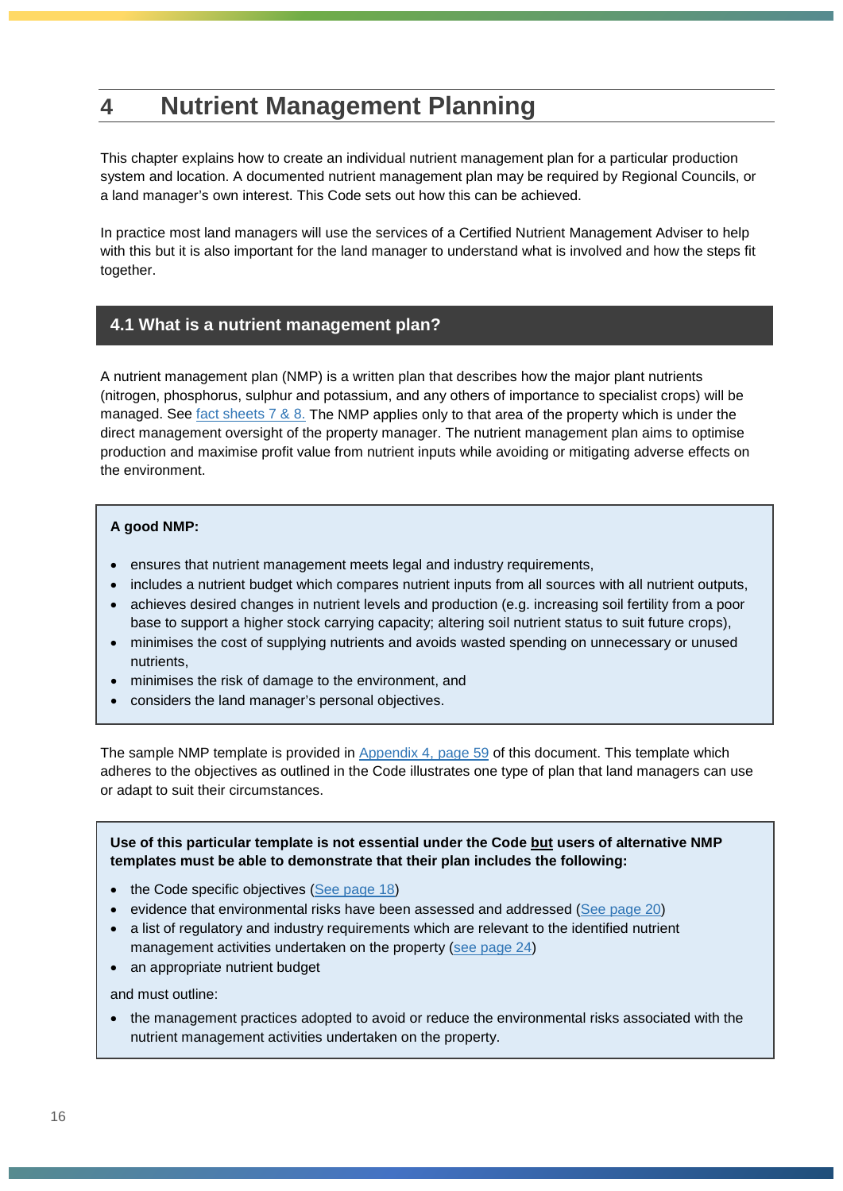# 4 Nutrient Management Planning

This chapter explains how to create an individual nutrient management plan for a particular production system and location. A documented nutrient management plan may be required by Regional Councils, or a land manager's own interest. This Code sets out how this can be achieved.

In practice most land managers will use the services of a Certified Nutrient Management Adviser to help with this but it is also important for the land manager to understand what is involved and how the steps fit together.

## 4.1 What is a nutrient management plan?

A nutrient management plan (NMP) is a written plan that describes how the major plant nutrients (nitrogen, phosphorus, sulphur and potassium, and any others of importance to specialist crops) will be managed. See fact sheets 7 & 8. The NMP applies only to that area of the property which is under the direct management oversight of the property manager. The nutrient management plan aims to optimise production and maximise profit value from nutrient inputs while avoiding or mitigating adverse effects on the environment.

**A good NMP:**

- ensures that nutrient management meets legal and industry requirements,
- includes a nutrient budget which compares nutrient inputs from all sources with all nutrient outputs,
- achieves desired changes in nutrient levels and production (e.g. increasing soil fertility from a poor base to support a higher stock carrying capacity; altering soil nutrient status to suit future crops),
- minimises the cost of supplying nutrients and avoids wasted spending on unnecessary or unused nutrients,
- minimises the risk of damage to the environment, and
- considers the land manager's personal objectives.

The sample NMP template is provided in Appendix 4, page 59 of this document. This template which adheres to the objectives as outlined in the Code illustrates one type of plan that land managers can use or adapt to suit their circumstances.

**Use of this particular template is not essential under the Code <u>but</u> users of alternative NMP templates must be able to demonstrate that their plan includes the following:**

- the Code specific objectives (See page 18)
- evidence that environmental risks have been assessed and addressed (See page 20)
- a list of regulatory and industry requirements which are relevant to the identified nutrient management activities undertaken on the property (see page 24)
- an appropriate nutrient budget

and must outline:

- the management practices adopted to avoid or reduce the environmental risks associated with the nutrient management activities undertaken on the property.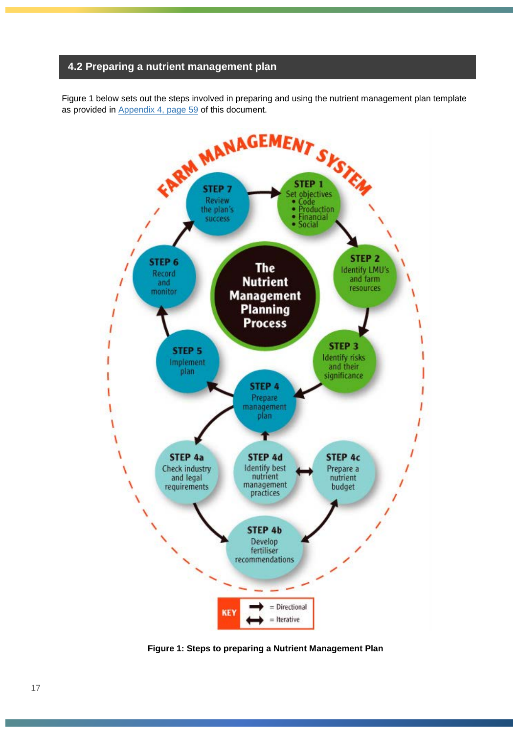## 4.2 Preparing a nutrient management plan

Figure 1 below sets out the steps involved in preparing and using the nutrient management plan template as provided in Appendix 4, page 59 of this document.

FARM MANAGEMENT SYSTEM

**The Nutrient Management Planning Process**

**STEP 1** Set objectives
- Code
- Production
- Financial
- Social

**STEP 2** Identify LMU's and farm resources

**STEP 3** Identify risks and their significance

**STEP 4** Prepare management plan

**STEP 4a** Check industry and legal requirements

**STEP 4b** Develop fertiliser recommendations

**STEP 4c** Prepare a nutrient budget

**STEP 4d** Identify best nutrient management practices

**STEP 5** Implement plan

**STEP 6** Record and monitor

**STEP 7** Review the plan's success

KEY: → = Directional; ↔ = Iterative

**Figure 1: Steps to preparing a Nutrient Management Plan**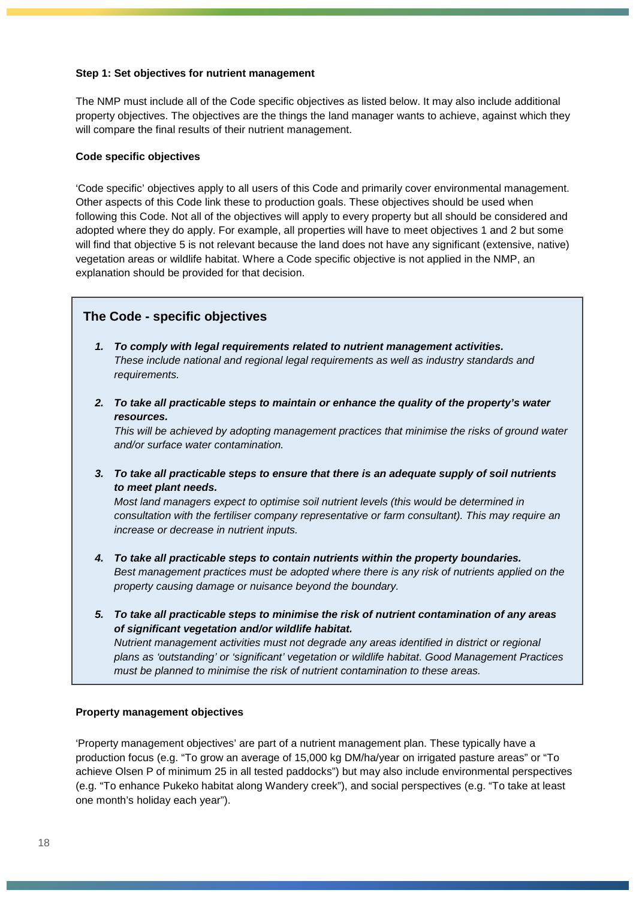**Step 1: Set objectives for nutrient management**

The NMP must include all of the Code specific objectives as listed below. It may also include additional property objectives. The objectives are the things the land manager wants to achieve, against which they will compare the final results of their nutrient management.

**Code specific objectives**

'Code specific' objectives apply to all users of this Code and primarily cover environmental management. Other aspects of this Code link these to production goals. These objectives should be used when following this Code. Not all of the objectives will apply to every property but all should be considered and adopted where they do apply. For example, all properties will have to meet objectives 1 and 2 but some will find that objective 5 is not relevant because the land does not have any significant (extensive, native) vegetation areas or wildlife habitat. Where a Code specific objective is not applied in the NMP, an explanation should be provided for that decision.

## The Code - specific objectives

1. ***To comply with legal requirements related to nutrient management activities.***
   *These include national and regional legal requirements as well as industry standards and requirements.*

2. ***To take all practicable steps to maintain or enhance the quality of the property's water resources.***
   *This will be achieved by adopting management practices that minimise the risks of ground water and/or surface water contamination.*

3. ***To take all practicable steps to ensure that there is an adequate supply of soil nutrients to meet plant needs.***
   *Most land managers expect to optimise soil nutrient levels (this would be determined in consultation with the fertiliser company representative or farm consultant). This may require an increase or decrease in nutrient inputs.*

4. ***To take all practicable steps to contain nutrients within the property boundaries.***
   *Best management practices must be adopted where there is any risk of nutrients applied on the property causing damage or nuisance beyond the boundary.*

5. ***To take all practicable steps to minimise the risk of nutrient contamination of any areas of significant vegetation and/or wildlife habitat.***
   *Nutrient management activities must not degrade any areas identified in district or regional plans as 'outstanding' or 'significant' vegetation or wildlife habitat. Good Management Practices must be planned to minimise the risk of nutrient contamination to these areas.*

**Property management objectives**

'Property management objectives' are part of a nutrient management plan. These typically have a production focus (e.g. "To grow an average of 15,000 kg DM/ha/year on irrigated pasture areas" or "To achieve Olsen P of minimum 25 in all tested paddocks") but may also include environmental perspectives (e.g. "To enhance Pukeko habitat along Wandery creek"), and social perspectives (e.g. "To take at least one month's holiday each year").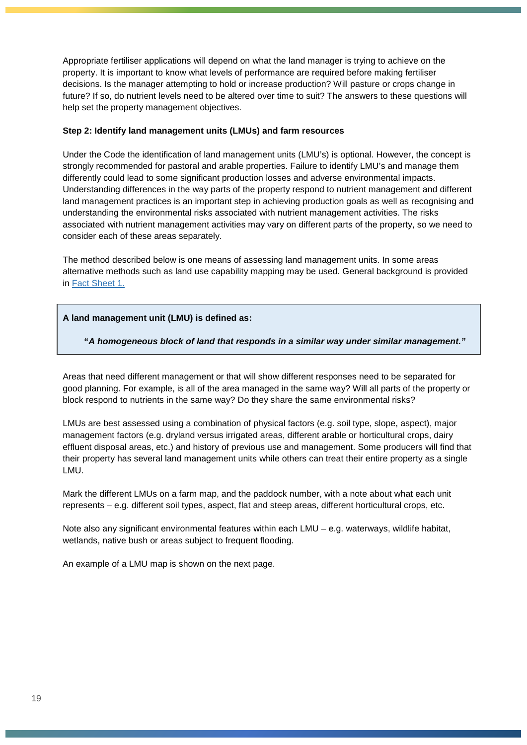Appropriate fertiliser applications will depend on what the land manager is trying to achieve on the property. It is important to know what levels of performance are required before making fertiliser decisions. Is the manager attempting to hold or increase production? Will pasture or crops change in future? If so, do nutrient levels need to be altered over time to suit? The answers to these questions will help set the property management objectives.

**Step 2: Identify land management units (LMUs) and farm resources**

Under the Code the identification of land management units (LMU's) is optional. However, the concept is strongly recommended for pastoral and arable properties. Failure to identify LMU's and manage them differently could lead to some significant production losses and adverse environmental impacts. Understanding differences in the way parts of the property respond to nutrient management and different land management practices is an important step in achieving production goals as well as recognising and understanding the environmental risks associated with nutrient management activities. The risks associated with nutrient management activities may vary on different parts of the property, so we need to consider each of these areas separately.

The method described below is one means of assessing land management units. In some areas alternative methods such as land use capability mapping may be used. General background is provided in Fact Sheet 1.

> **A land management unit (LMU) is defined as:**
>
> **"*A homogeneous block of land that responds in a similar way under similar management.*"**

Areas that need different management or that will show different responses need to be separated for good planning. For example, is all of the area managed in the same way? Will all parts of the property or block respond to nutrients in the same way? Do they share the same environmental risks?

LMUs are best assessed using a combination of physical factors (e.g. soil type, slope, aspect), major management factors (e.g. dryland versus irrigated areas, different arable or horticultural crops, dairy effluent disposal areas, etc.) and history of previous use and management. Some producers will find that their property has several land management units while others can treat their entire property as a single LMU.

Mark the different LMUs on a farm map, and the paddock number, with a note about what each unit represents – e.g. different soil types, aspect, flat and steep areas, different horticultural crops, etc.

Note also any significant environmental features within each LMU – e.g. waterways, wildlife habitat, wetlands, native bush or areas subject to frequent flooding.

An example of a LMU map is shown on the next page.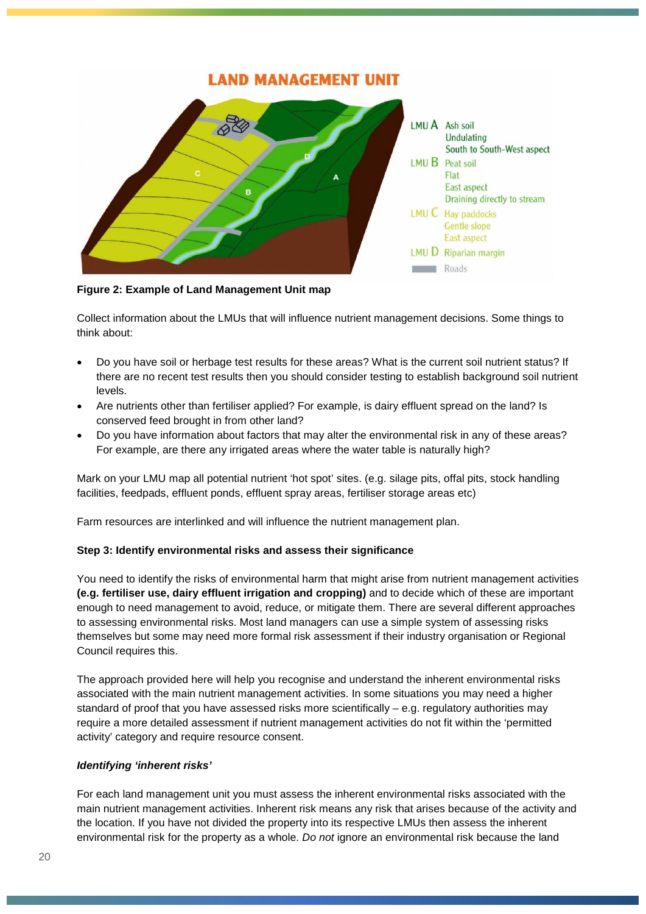Figure 2: Example of Land Management Unit map

Collect information about the LMUs that will influence nutrient management decisions. Some things to think about:

- Do you have soil or herbage test results for these areas? What is the current soil nutrient status? If there are no recent test results then you should consider testing to establish background soil nutrient levels.
- Are nutrients other than fertiliser applied? For example, is dairy effluent spread on the land? Is conserved feed brought in from other land?
- Do you have information about factors that may alter the environmental risk in any of these areas? For example, are there any irrigated areas where the water table is naturally high?

Mark on your LMU map all potential nutrient 'hot spot' sites. (e.g. silage pits, offal pits, stock handling facilities, feedpads, effluent ponds, effluent spray areas, fertiliser storage areas etc)

Farm resources are interlinked and will influence the nutrient management plan.

**Step 3: Identify environmental risks and assess their significance**

You need to identify the risks of environmental harm that might arise from nutrient management activities **(e.g. fertiliser use, dairy effluent irrigation and cropping)** and to decide which of these are important enough to need management to avoid, reduce, or mitigate them. There are several different approaches to assessing environmental risks. Most land managers can use a simple system of assessing risks themselves but some may need more formal risk assessment if their industry organisation or Regional Council requires this.

The approach provided here will help you recognise and understand the inherent environmental risks associated with the main nutrient management activities. In some situations you may need a higher standard of proof that you have assessed risks more scientifically – e.g. regulatory authorities may require a more detailed assessment if nutrient management activities do not fit within the 'permitted activity' category and require resource consent.

***Identifying 'inherent risks'***

For each land management unit you must assess the inherent environmental risks associated with the main nutrient management activities. Inherent risk means any risk that arises because of the activity and the location. If you have not divided the property into its respective LMUs then assess the inherent environmental risk for the property as a whole. *Do not* ignore an environmental risk because the land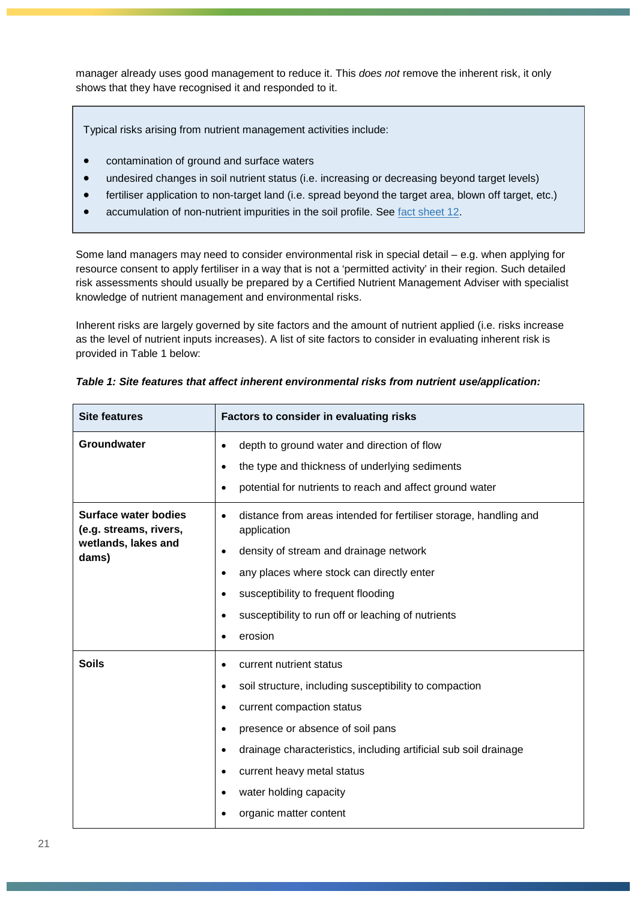manager already uses good management to reduce it. This *does not* remove the inherent risk, it only shows that they have recognised it and responded to it.

> Typical risks arising from nutrient management activities include:
>
> - contamination of ground and surface waters
> - undesired changes in soil nutrient status (i.e. increasing or decreasing beyond target levels)
> - fertiliser application to non-target land (i.e. spread beyond the target area, blown off target, etc.)
> - accumulation of non-nutrient impurities in the soil profile. See [fact sheet 12](#).

Some land managers may need to consider environmental risk in special detail – e.g. when applying for resource consent to apply fertiliser in a way that is not a 'permitted activity' in their region. Such detailed risk assessments should usually be prepared by a Certified Nutrient Management Adviser with specialist knowledge of nutrient management and environmental risks.

Inherent risks are largely governed by site factors and the amount of nutrient applied (i.e. risks increase as the level of nutrient inputs increases). A list of site factors to consider in evaluating inherent risk is provided in Table 1 below:

***Table 1: Site features that affect inherent environmental risks from nutrient use/application:***

| Site features | Factors to consider in evaluating risks |
| --- | --- |
| **Groundwater** | • depth to ground water and direction of flow<br>• the type and thickness of underlying sediments<br>• potential for nutrients to reach and affect ground water |
| **Surface water bodies (e.g. streams, rivers, wetlands, lakes and dams)** | • distance from areas intended for fertiliser storage, handling and application<br>• density of stream and drainage network<br>• any places where stock can directly enter<br>• susceptibility to frequent flooding<br>• susceptibility to run off or leaching of nutrients<br>• erosion |
| **Soils** | • current nutrient status<br>• soil structure, including susceptibility to compaction<br>• current compaction status<br>• presence or absence of soil pans<br>• drainage characteristics, including artificial sub soil drainage<br>• current heavy metal status<br>• water holding capacity<br>• organic matter content |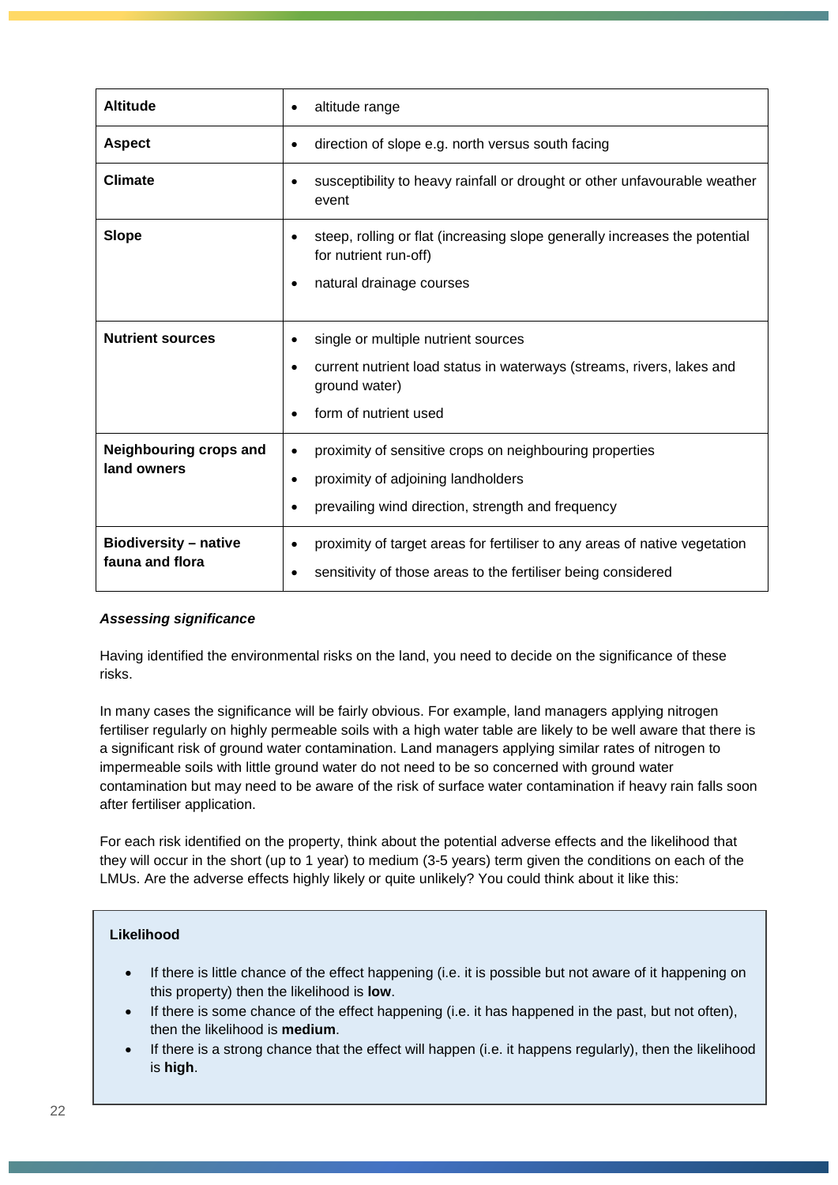| **Altitude** | • altitude range |
|---|---|
| **Aspect** | • direction of slope e.g. north versus south facing |
| **Climate** | • susceptibility to heavy rainfall or drought or other unfavourable weather event |
| **Slope** | • steep, rolling or flat (increasing slope generally increases the potential for nutrient run-off)<br>• natural drainage courses |
| **Nutrient sources** | • single or multiple nutrient sources<br>• current nutrient load status in waterways (streams, rivers, lakes and ground water)<br>• form of nutrient used |
| **Neighbouring crops and land owners** | • proximity of sensitive crops on neighbouring properties<br>• proximity of adjoining landholders<br>• prevailing wind direction, strength and frequency |
| **Biodiversity – native fauna and flora** | • proximity of target areas for fertiliser to any areas of native vegetation<br>• sensitivity of those areas to the fertiliser being considered |

#### *Assessing significance*

Having identified the environmental risks on the land, you need to decide on the significance of these risks.

In many cases the significance will be fairly obvious. For example, land managers applying nitrogen fertiliser regularly on highly permeable soils with a high water table are likely to be well aware that there is a significant risk of ground water contamination. Land managers applying similar rates of nitrogen to impermeable soils with little ground water do not need to be so concerned with ground water contamination but may need to be aware of the risk of surface water contamination if heavy rain falls soon after fertiliser application.

For each risk identified on the property, think about the potential adverse effects and the likelihood that they will occur in the short (up to 1 year) to medium (3-5 years) term given the conditions on each of the LMUs. Are the adverse effects highly likely or quite unlikely? You could think about it like this:

> **Likelihood**
>
> - If there is little chance of the effect happening (i.e. it is possible but not aware of it happening on this property) then the likelihood is **low**.
> - If there is some chance of the effect happening (i.e. it has happened in the past, but not often), then the likelihood is **medium**.
> - If there is a strong chance that the effect will happen (i.e. it happens regularly), then the likelihood is **high**.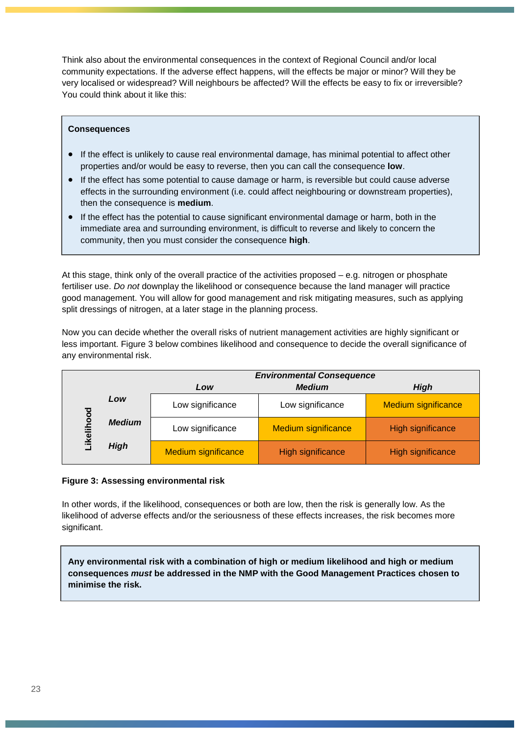Think also about the environmental consequences in the context of Regional Council and/or local community expectations. If the adverse effect happens, will the effects be major or minor? Will they be very localised or widespread? Will neighbours be affected? Will the effects be easy to fix or irreversible? You could think about it like this:

> **Consequences**
>
> - If the effect is unlikely to cause real environmental damage, has minimal potential to affect other properties and/or would be easy to reverse, then you can call the consequence **low**.
> - If the effect has some potential to cause damage or harm, is reversible but could cause adverse effects in the surrounding environment (i.e. could affect neighbouring or downstream properties), then the consequence is **medium**.
> - If the effect has the potential to cause significant environmental damage or harm, both in the immediate area and surrounding environment, is difficult to reverse and likely to concern the community, then you must consider the consequence **high**.

At this stage, think only of the overall practice of the activities proposed – e.g. nitrogen or phosphate fertiliser use. *Do not* downplay the likelihood or consequence because the land manager will practice good management. You will allow for good management and risk mitigating measures, such as applying split dressings of nitrogen, at a later stage in the planning process.

Now you can decide whether the overall risks of nutrient management activities are highly significant or less important. Figure 3 below combines likelihood and consequence to decide the overall significance of any environmental risk.

| | | ***Environmental Consequence*** | | |
|---|---|---|---|---|
| | | ***Low*** | ***Medium*** | ***High*** |
| **Likelihood** | ***Low*** | Low significance | Low significance | Medium significance |
| | ***Medium*** | Low significance | Medium significance | High significance |
| | ***High*** | Medium significance | High significance | High significance |

**Figure 3: Assessing environmental risk**

In other words, if the likelihood, consequences or both are low, then the risk is generally low. As the likelihood of adverse effects and/or the seriousness of these effects increases, the risk becomes more significant.

> **Any environmental risk with a combination of high or medium likelihood and high or medium consequences *must* be addressed in the NMP with the Good Management Practices chosen to minimise the risk.**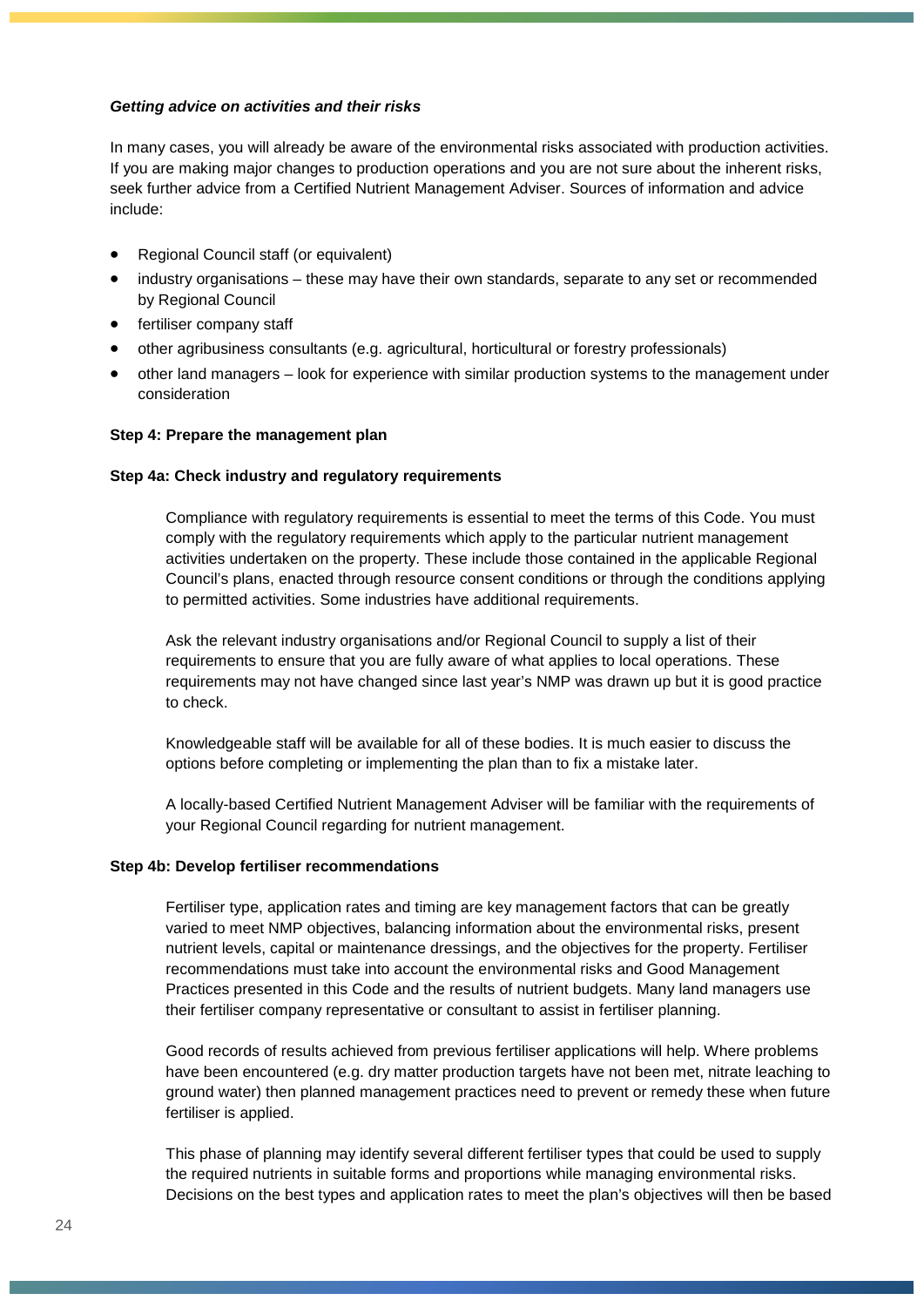***Getting advice on activities and their risks***

In many cases, you will already be aware of the environmental risks associated with production activities. If you are making major changes to production operations and you are not sure about the inherent risks, seek further advice from a Certified Nutrient Management Adviser. Sources of information and advice include:

- Regional Council staff (or equivalent)
- industry organisations – these may have their own standards, separate to any set or recommended by Regional Council
- fertiliser company staff
- other agribusiness consultants (e.g. agricultural, horticultural or forestry professionals)
- other land managers – look for experience with similar production systems to the management under consideration

**Step 4: Prepare the management plan**

**Step 4a: Check industry and regulatory requirements**

Compliance with regulatory requirements is essential to meet the terms of this Code. You must comply with the regulatory requirements which apply to the particular nutrient management activities undertaken on the property. These include those contained in the applicable Regional Council's plans, enacted through resource consent conditions or through the conditions applying to permitted activities. Some industries have additional requirements.

Ask the relevant industry organisations and/or Regional Council to supply a list of their requirements to ensure that you are fully aware of what applies to local operations. These requirements may not have changed since last year's NMP was drawn up but it is good practice to check.

Knowledgeable staff will be available for all of these bodies. It is much easier to discuss the options before completing or implementing the plan than to fix a mistake later.

A locally-based Certified Nutrient Management Adviser will be familiar with the requirements of your Regional Council regarding for nutrient management.

**Step 4b: Develop fertiliser recommendations**

Fertiliser type, application rates and timing are key management factors that can be greatly varied to meet NMP objectives, balancing information about the environmental risks, present nutrient levels, capital or maintenance dressings, and the objectives for the property. Fertiliser recommendations must take into account the environmental risks and Good Management Practices presented in this Code and the results of nutrient budgets. Many land managers use their fertiliser company representative or consultant to assist in fertiliser planning.

Good records of results achieved from previous fertiliser applications will help. Where problems have been encountered (e.g. dry matter production targets have not been met, nitrate leaching to ground water) then planned management practices need to prevent or remedy these when future fertiliser is applied.

This phase of planning may identify several different fertiliser types that could be used to supply the required nutrients in suitable forms and proportions while managing environmental risks. Decisions on the best types and application rates to meet the plan's objectives will then be based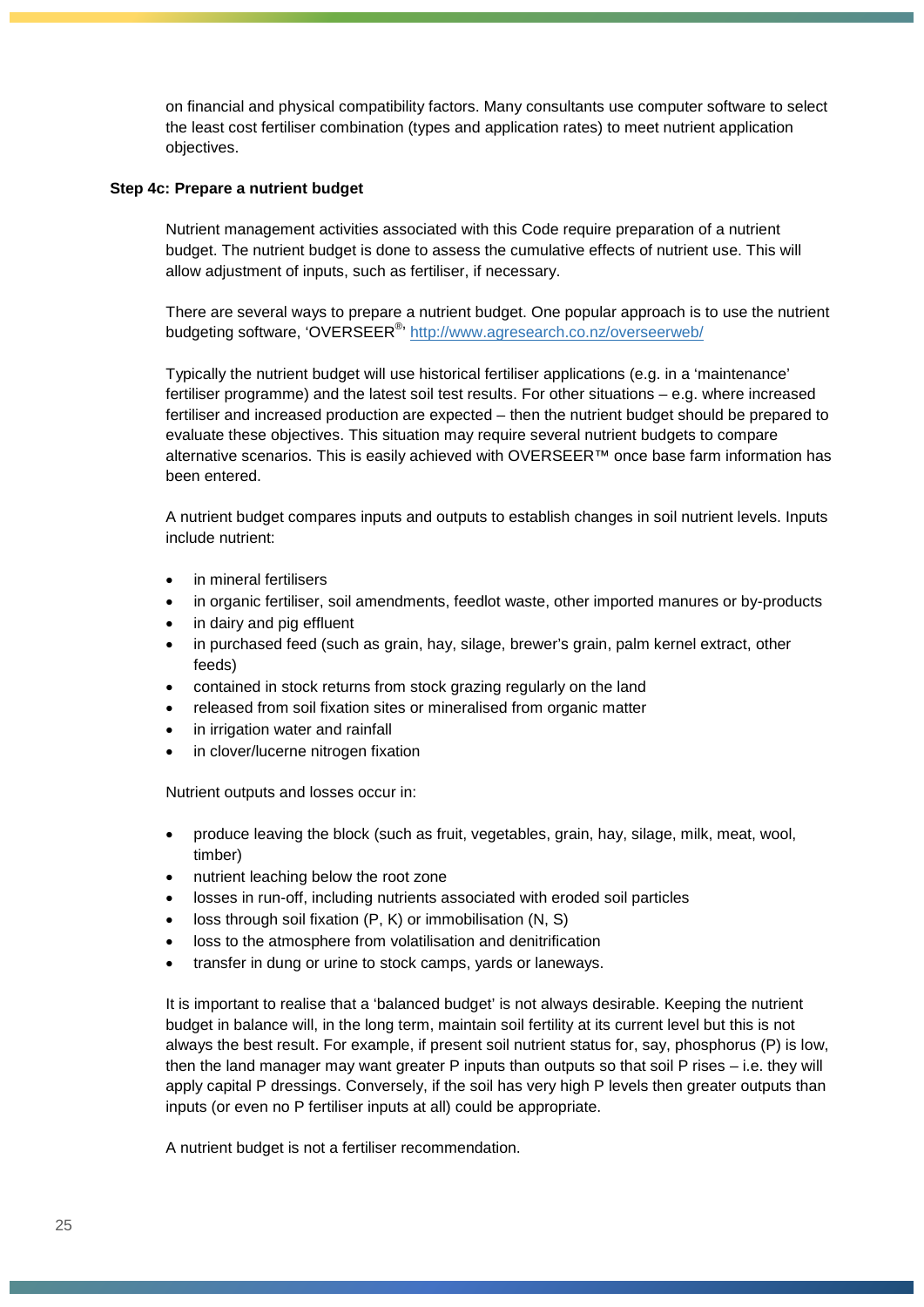on financial and physical compatibility factors. Many consultants use computer software to select the least cost fertiliser combination (types and application rates) to meet nutrient application objectives.

**Step 4c: Prepare a nutrient budget**

Nutrient management activities associated with this Code require preparation of a nutrient budget. The nutrient budget is done to assess the cumulative effects of nutrient use. This will allow adjustment of inputs, such as fertiliser, if necessary.

There are several ways to prepare a nutrient budget. One popular approach is to use the nutrient budgeting software, 'OVERSEER®' http://www.agresearch.co.nz/overseerweb/

Typically the nutrient budget will use historical fertiliser applications (e.g. in a 'maintenance' fertiliser programme) and the latest soil test results. For other situations – e.g. where increased fertiliser and increased production are expected – then the nutrient budget should be prepared to evaluate these objectives. This situation may require several nutrient budgets to compare alternative scenarios. This is easily achieved with OVERSEER™ once base farm information has been entered.

A nutrient budget compares inputs and outputs to establish changes in soil nutrient levels. Inputs include nutrient:

- in mineral fertilisers
- in organic fertiliser, soil amendments, feedlot waste, other imported manures or by-products
- in dairy and pig effluent
- in purchased feed (such as grain, hay, silage, brewer's grain, palm kernel extract, other feeds)
- contained in stock returns from stock grazing regularly on the land
- released from soil fixation sites or mineralised from organic matter
- in irrigation water and rainfall
- in clover/lucerne nitrogen fixation

Nutrient outputs and losses occur in:

- produce leaving the block (such as fruit, vegetables, grain, hay, silage, milk, meat, wool, timber)
- nutrient leaching below the root zone
- losses in run-off, including nutrients associated with eroded soil particles
- loss through soil fixation (P, K) or immobilisation (N, S)
- loss to the atmosphere from volatilisation and denitrification
- transfer in dung or urine to stock camps, yards or laneways.

It is important to realise that a 'balanced budget' is not always desirable. Keeping the nutrient budget in balance will, in the long term, maintain soil fertility at its current level but this is not always the best result. For example, if present soil nutrient status for, say, phosphorus (P) is low, then the land manager may want greater P inputs than outputs so that soil P rises – i.e. they will apply capital P dressings. Conversely, if the soil has very high P levels then greater outputs than inputs (or even no P fertiliser inputs at all) could be appropriate.

A nutrient budget is not a fertiliser recommendation.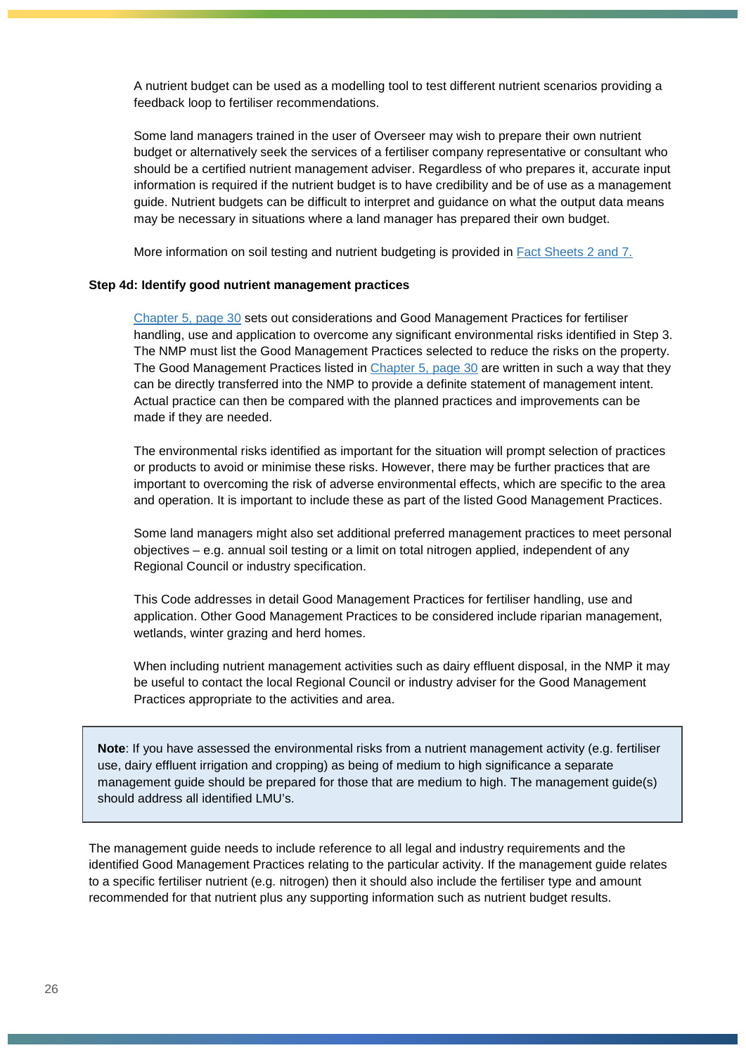A nutrient budget can be used as a modelling tool to test different nutrient scenarios providing a feedback loop to fertiliser recommendations.

Some land managers trained in the user of Overseer may wish to prepare their own nutrient budget or alternatively seek the services of a fertiliser company representative or consultant who should be a certified nutrient management adviser. Regardless of who prepares it, accurate input information is required if the nutrient budget is to have credibility and be of use as a management guide. Nutrient budgets can be difficult to interpret and guidance on what the output data means may be necessary in situations where a land manager has prepared their own budget.

More information on soil testing and nutrient budgeting is provided in Fact Sheets 2 and 7.

**Step 4d: Identify good nutrient management practices**

Chapter 5, page 30 sets out considerations and Good Management Practices for fertiliser handling, use and application to overcome any significant environmental risks identified in Step 3. The NMP must list the Good Management Practices selected to reduce the risks on the property. The Good Management Practices listed in Chapter 5, page 30 are written in such a way that they can be directly transferred into the NMP to provide a definite statement of management intent. Actual practice can then be compared with the planned practices and improvements can be made if they are needed.

The environmental risks identified as important for the situation will prompt selection of practices or products to avoid or minimise these risks. However, there may be further practices that are important to overcoming the risk of adverse environmental effects, which are specific to the area and operation. It is important to include these as part of the listed Good Management Practices.

Some land managers might also set additional preferred management practices to meet personal objectives – e.g. annual soil testing or a limit on total nitrogen applied, independent of any Regional Council or industry specification.

This Code addresses in detail Good Management Practices for fertiliser handling, use and application. Other Good Management Practices to be considered include riparian management, wetlands, winter grazing and herd homes.

When including nutrient management activities such as dairy effluent disposal, in the NMP it may be useful to contact the local Regional Council or industry adviser for the Good Management Practices appropriate to the activities and area.

> **Note**: If you have assessed the environmental risks from a nutrient management activity (e.g. fertiliser use, dairy effluent irrigation and cropping) as being of medium to high significance a separate management guide should be prepared for those that are medium to high. The management guide(s) should address all identified LMU's.

The management guide needs to include reference to all legal and industry requirements and the identified Good Management Practices relating to the particular activity. If the management guide relates to a specific fertiliser nutrient (e.g. nitrogen) then it should also include the fertiliser type and amount recommended for that nutrient plus any supporting information such as nutrient budget results.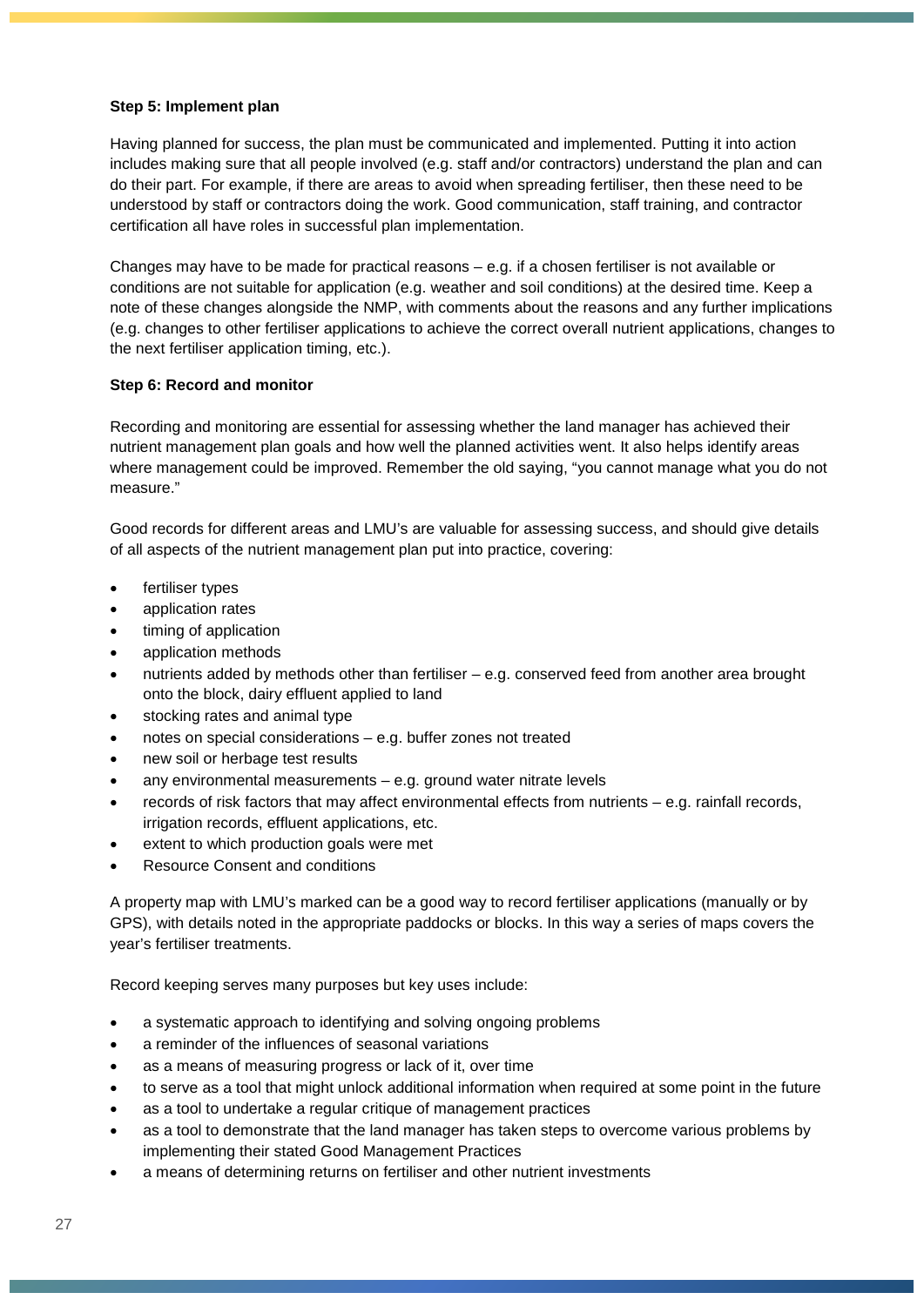**Step 5: Implement plan**

Having planned for success, the plan must be communicated and implemented. Putting it into action includes making sure that all people involved (e.g. staff and/or contractors) understand the plan and can do their part. For example, if there are areas to avoid when spreading fertiliser, then these need to be understood by staff or contractors doing the work. Good communication, staff training, and contractor certification all have roles in successful plan implementation.

Changes may have to be made for practical reasons – e.g. if a chosen fertiliser is not available or conditions are not suitable for application (e.g. weather and soil conditions) at the desired time. Keep a note of these changes alongside the NMP, with comments about the reasons and any further implications (e.g. changes to other fertiliser applications to achieve the correct overall nutrient applications, changes to the next fertiliser application timing, etc.).

**Step 6: Record and monitor**

Recording and monitoring are essential for assessing whether the land manager has achieved their nutrient management plan goals and how well the planned activities went. It also helps identify areas where management could be improved. Remember the old saying, "you cannot manage what you do not measure."

Good records for different areas and LMU's are valuable for assessing success, and should give details of all aspects of the nutrient management plan put into practice, covering:

- fertiliser types
- application rates
- timing of application
- application methods
- nutrients added by methods other than fertiliser – e.g. conserved feed from another area brought onto the block, dairy effluent applied to land
- stocking rates and animal type
- notes on special considerations – e.g. buffer zones not treated
- new soil or herbage test results
- any environmental measurements – e.g. ground water nitrate levels
- records of risk factors that may affect environmental effects from nutrients – e.g. rainfall records, irrigation records, effluent applications, etc.
- extent to which production goals were met
- Resource Consent and conditions

A property map with LMU's marked can be a good way to record fertiliser applications (manually or by GPS), with details noted in the appropriate paddocks or blocks. In this way a series of maps covers the year's fertiliser treatments.

Record keeping serves many purposes but key uses include:

- a systematic approach to identifying and solving ongoing problems
- a reminder of the influences of seasonal variations
- as a means of measuring progress or lack of it, over time
- to serve as a tool that might unlock additional information when required at some point in the future
- as a tool to undertake a regular critique of management practices
- as a tool to demonstrate that the land manager has taken steps to overcome various problems by implementing their stated Good Management Practices
- a means of determining returns on fertiliser and other nutrient investments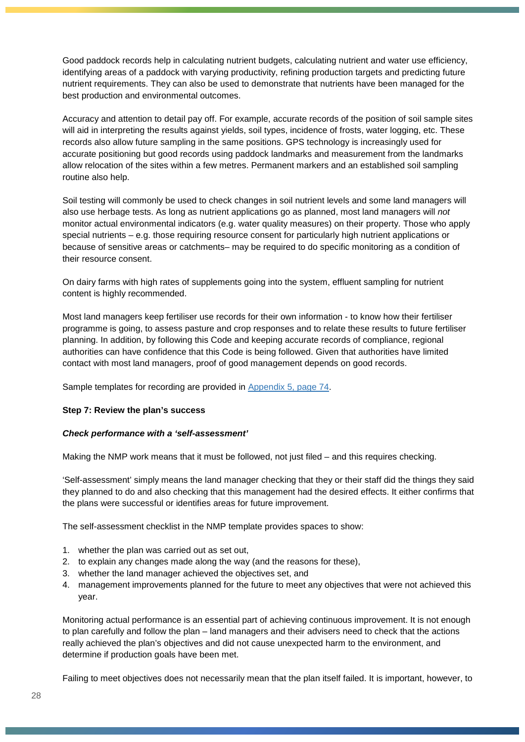Good paddock records help in calculating nutrient budgets, calculating nutrient and water use efficiency, identifying areas of a paddock with varying productivity, refining production targets and predicting future nutrient requirements. They can also be used to demonstrate that nutrients have been managed for the best production and environmental outcomes.

Accuracy and attention to detail pay off. For example, accurate records of the position of soil sample sites will aid in interpreting the results against yields, soil types, incidence of frosts, water logging, etc. These records also allow future sampling in the same positions. GPS technology is increasingly used for accurate positioning but good records using paddock landmarks and measurement from the landmarks allow relocation of the sites within a few metres. Permanent markers and an established soil sampling routine also help.

Soil testing will commonly be used to check changes in soil nutrient levels and some land managers will also use herbage tests. As long as nutrient applications go as planned, most land managers will *not* monitor actual environmental indicators (e.g. water quality measures) on their property. Those who apply special nutrients – e.g. those requiring resource consent for particularly high nutrient applications or because of sensitive areas or catchments– may be required to do specific monitoring as a condition of their resource consent.

On dairy farms with high rates of supplements going into the system, effluent sampling for nutrient content is highly recommended.

Most land managers keep fertiliser use records for their own information - to know how their fertiliser programme is going, to assess pasture and crop responses and to relate these results to future fertiliser planning. In addition, by following this Code and keeping accurate records of compliance, regional authorities can have confidence that this Code is being followed. Given that authorities have limited contact with most land managers, proof of good management depends on good records.

Sample templates for recording are provided in Appendix 5, page 74.

**Step 7: Review the plan's success**

***Check performance with a 'self-assessment'***

Making the NMP work means that it must be followed, not just filed – and this requires checking.

'Self-assessment' simply means the land manager checking that they or their staff did the things they said they planned to do and also checking that this management had the desired effects. It either confirms that the plans were successful or identifies areas for future improvement.

The self-assessment checklist in the NMP template provides spaces to show:

1. whether the plan was carried out as set out,
2. to explain any changes made along the way (and the reasons for these),
3. whether the land manager achieved the objectives set, and
4. management improvements planned for the future to meet any objectives that were not achieved this year.

Monitoring actual performance is an essential part of achieving continuous improvement. It is not enough to plan carefully and follow the plan – land managers and their advisers need to check that the actions really achieved the plan's objectives and did not cause unexpected harm to the environment, and determine if production goals have been met.

Failing to meet objectives does not necessarily mean that the plan itself failed. It is important, however, to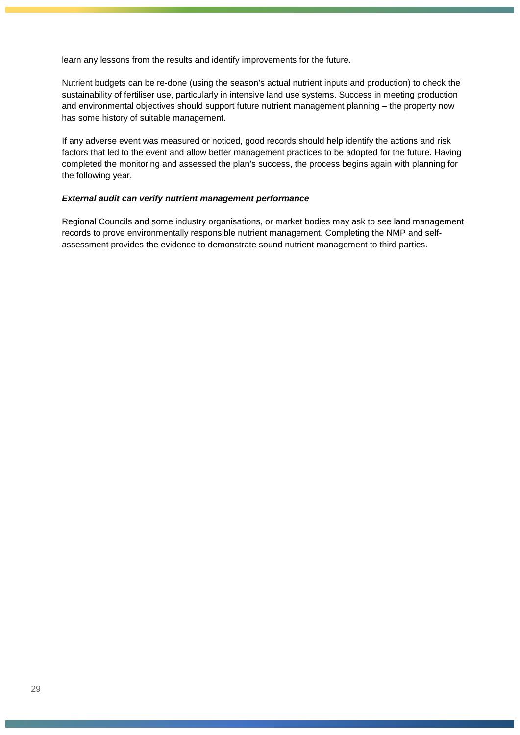learn any lessons from the results and identify improvements for the future.

Nutrient budgets can be re-done (using the season's actual nutrient inputs and production) to check the sustainability of fertiliser use, particularly in intensive land use systems. Success in meeting production and environmental objectives should support future nutrient management planning – the property now has some history of suitable management.

If any adverse event was measured or noticed, good records should help identify the actions and risk factors that led to the event and allow better management practices to be adopted for the future. Having completed the monitoring and assessed the plan's success, the process begins again with planning for the following year.

***External audit can verify nutrient management performance***

Regional Councils and some industry organisations, or market bodies may ask to see land management records to prove environmentally responsible nutrient management. Completing the NMP and self-assessment provides the evidence to demonstrate sound nutrient management to third parties.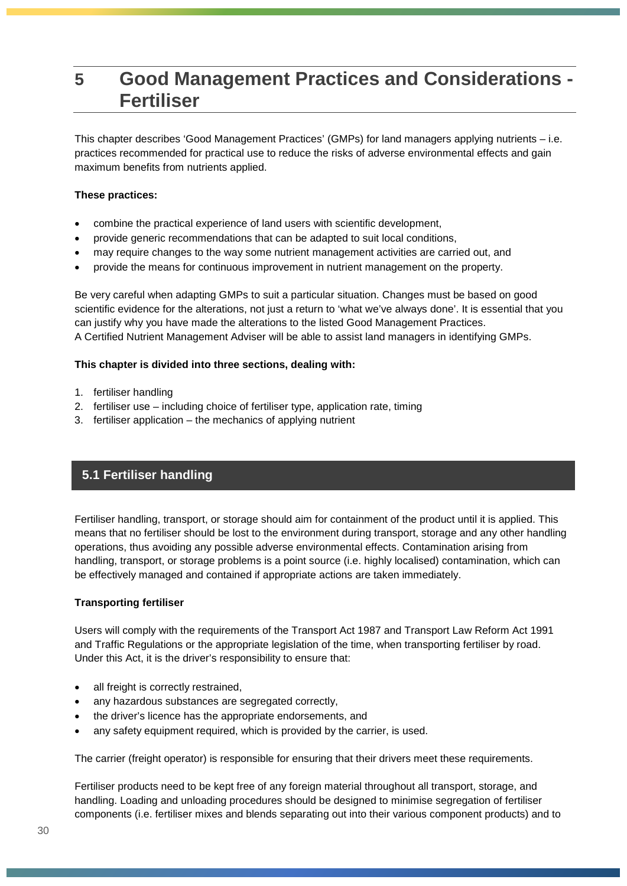# 5 Good Management Practices and Considerations - Fertiliser

This chapter describes 'Good Management Practices' (GMPs) for land managers applying nutrients – i.e. practices recommended for practical use to reduce the risks of adverse environmental effects and gain maximum benefits from nutrients applied.

**These practices:**

- combine the practical experience of land users with scientific development,
- provide generic recommendations that can be adapted to suit local conditions,
- may require changes to the way some nutrient management activities are carried out, and
- provide the means for continuous improvement in nutrient management on the property.

Be very careful when adapting GMPs to suit a particular situation. Changes must be based on good scientific evidence for the alterations, not just a return to 'what we've always done'. It is essential that you can justify why you have made the alterations to the listed Good Management Practices.
A Certified Nutrient Management Adviser will be able to assist land managers in identifying GMPs.

**This chapter is divided into three sections, dealing with:**

1. fertiliser handling
2. fertiliser use – including choice of fertiliser type, application rate, timing
3. fertiliser application – the mechanics of applying nutrient

## 5.1 Fertiliser handling

Fertiliser handling, transport, or storage should aim for containment of the product until it is applied. This means that no fertiliser should be lost to the environment during transport, storage and any other handling operations, thus avoiding any possible adverse environmental effects. Contamination arising from handling, transport, or storage problems is a point source (i.e. highly localised) contamination, which can be effectively managed and contained if appropriate actions are taken immediately.

**Transporting fertiliser**

Users will comply with the requirements of the Transport Act 1987 and Transport Law Reform Act 1991 and Traffic Regulations or the appropriate legislation of the time, when transporting fertiliser by road. Under this Act, it is the driver's responsibility to ensure that:

- all freight is correctly restrained,
- any hazardous substances are segregated correctly,
- the driver's licence has the appropriate endorsements, and
- any safety equipment required, which is provided by the carrier, is used.

The carrier (freight operator) is responsible for ensuring that their drivers meet these requirements.

Fertiliser products need to be kept free of any foreign material throughout all transport, storage, and handling. Loading and unloading procedures should be designed to minimise segregation of fertiliser components (i.e. fertiliser mixes and blends separating out into their various component products) and to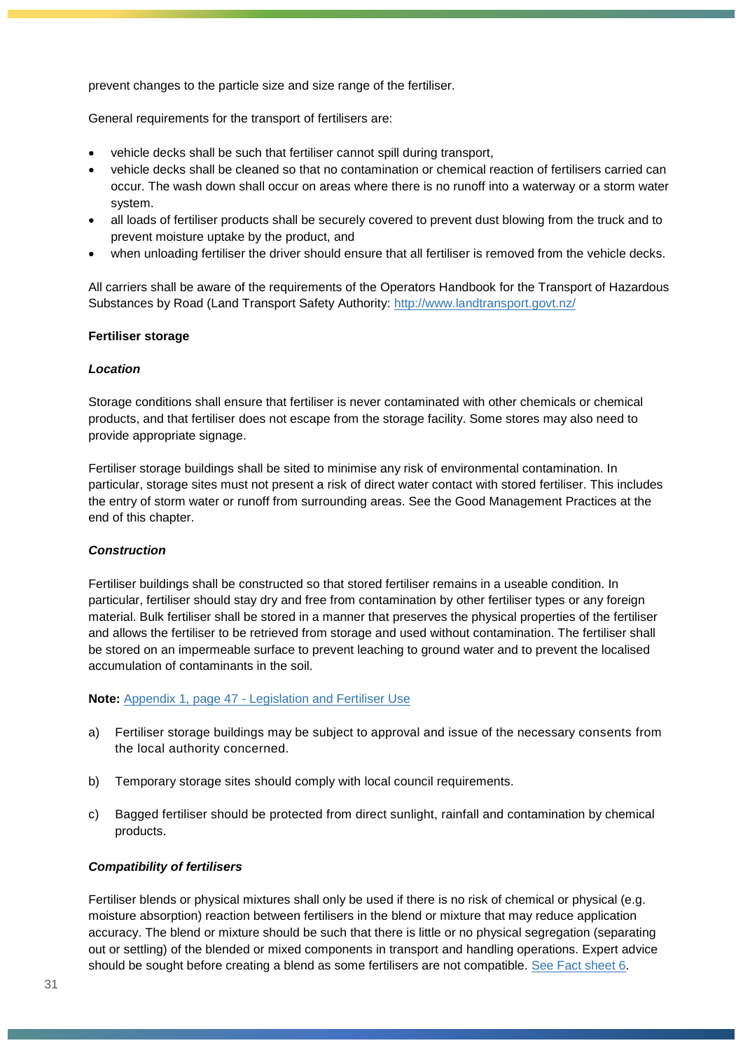prevent changes to the particle size and size range of the fertiliser.

General requirements for the transport of fertilisers are:

- vehicle decks shall be such that fertiliser cannot spill during transport,
- vehicle decks shall be cleaned so that no contamination or chemical reaction of fertilisers carried can occur. The wash down shall occur on areas where there is no runoff into a waterway or a storm water system.
- all loads of fertiliser products shall be securely covered to prevent dust blowing from the truck and to prevent moisture uptake by the product, and
- when unloading fertiliser the driver should ensure that all fertiliser is removed from the vehicle decks.

All carriers shall be aware of the requirements of the Operators Handbook for the Transport of Hazardous Substances by Road (Land Transport Safety Authority: [http://www.landtransport.govt.nz/](http://www.landtransport.govt.nz/)

**Fertiliser storage**

***Location***

Storage conditions shall ensure that fertiliser is never contaminated with other chemicals or chemical products, and that fertiliser does not escape from the storage facility. Some stores may also need to provide appropriate signage.

Fertiliser storage buildings shall be sited to minimise any risk of environmental contamination. In particular, storage sites must not present a risk of direct water contact with stored fertiliser. This includes the entry of storm water or runoff from surrounding areas. See the Good Management Practices at the end of this chapter.

***Construction***

Fertiliser buildings shall be constructed so that stored fertiliser remains in a useable condition. In particular, fertiliser should stay dry and free from contamination by other fertiliser types or any foreign material. Bulk fertiliser shall be stored in a manner that preserves the physical properties of the fertiliser and allows the fertiliser to be retrieved from storage and used without contamination. The fertiliser shall be stored on an impermeable surface to prevent leaching to ground water and to prevent the localised accumulation of contaminants in the soil.

**Note:** Appendix 1, page 47 - Legislation and Fertiliser Use

a) Fertiliser storage buildings may be subject to approval and issue of the necessary consents from the local authority concerned.

b) Temporary storage sites should comply with local council requirements.

c) Bagged fertiliser should be protected from direct sunlight, rainfall and contamination by chemical products.

***Compatibility of fertilisers***

Fertiliser blends or physical mixtures shall only be used if there is no risk of chemical or physical (e.g. moisture absorption) reaction between fertilisers in the blend or mixture that may reduce application accuracy. The blend or mixture should be such that there is little or no physical segregation (separating out or settling) of the blended or mixed components in transport and handling operations. Expert advice should be sought before creating a blend as some fertilisers are not compatible. See Fact sheet 6.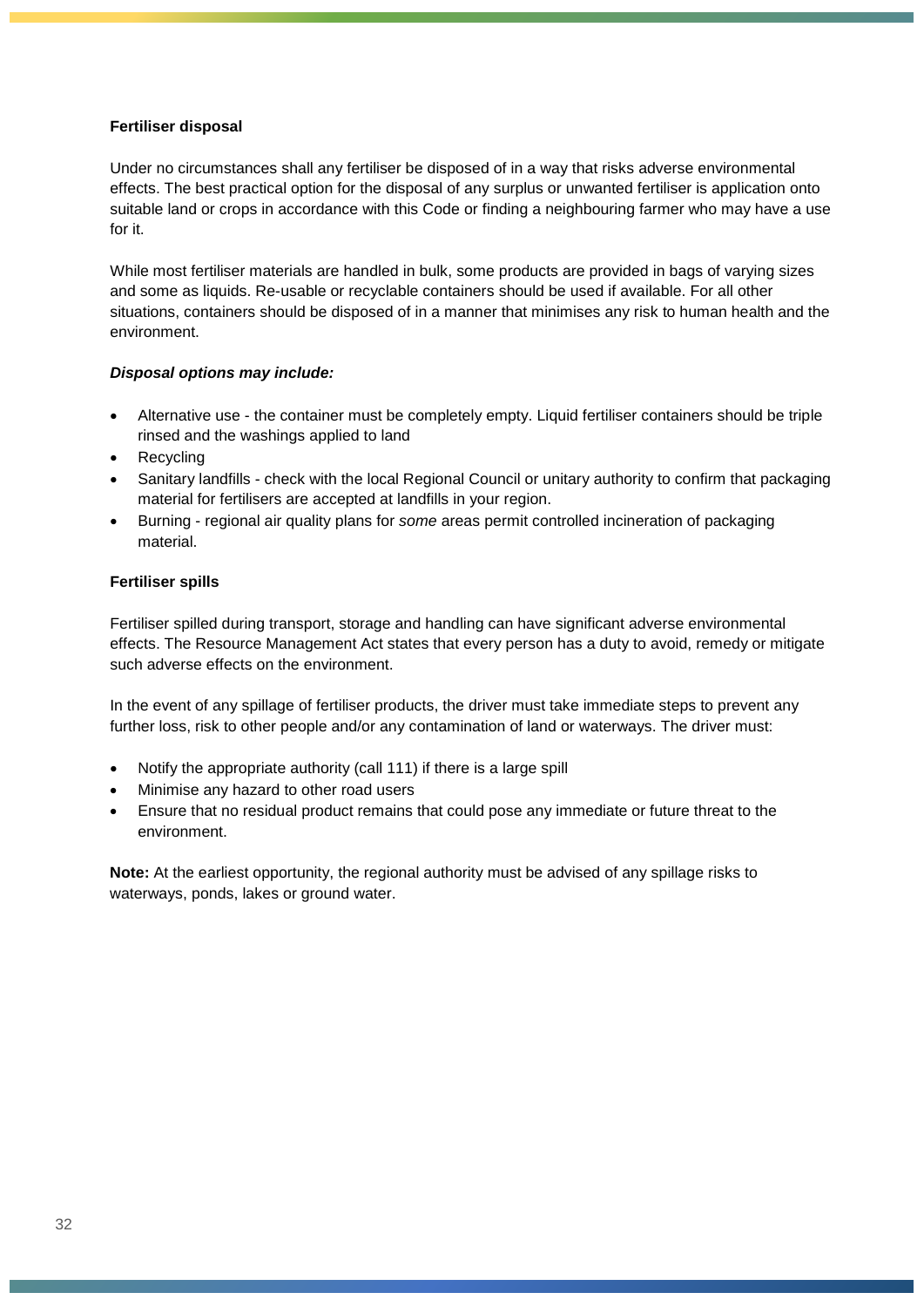**Fertiliser disposal**

Under no circumstances shall any fertiliser be disposed of in a way that risks adverse environmental effects. The best practical option for the disposal of any surplus or unwanted fertiliser is application onto suitable land or crops in accordance with this Code or finding a neighbouring farmer who may have a use for it.

While most fertiliser materials are handled in bulk, some products are provided in bags of varying sizes and some as liquids. Re-usable or recyclable containers should be used if available. For all other situations, containers should be disposed of in a manner that minimises any risk to human health and the environment.

***Disposal options may include:***

- Alternative use - the container must be completely empty. Liquid fertiliser containers should be triple rinsed and the washings applied to land
- Recycling
- Sanitary landfills - check with the local Regional Council or unitary authority to confirm that packaging material for fertilisers are accepted at landfills in your region.
- Burning - regional air quality plans for *some* areas permit controlled incineration of packaging material.

**Fertiliser spills**

Fertiliser spilled during transport, storage and handling can have significant adverse environmental effects. The Resource Management Act states that every person has a duty to avoid, remedy or mitigate such adverse effects on the environment.

In the event of any spillage of fertiliser products, the driver must take immediate steps to prevent any further loss, risk to other people and/or any contamination of land or waterways. The driver must:

- Notify the appropriate authority (call 111) if there is a large spill
- Minimise any hazard to other road users
- Ensure that no residual product remains that could pose any immediate or future threat to the environment.

**Note:** At the earliest opportunity, the regional authority must be advised of any spillage risks to waterways, ponds, lakes or ground water.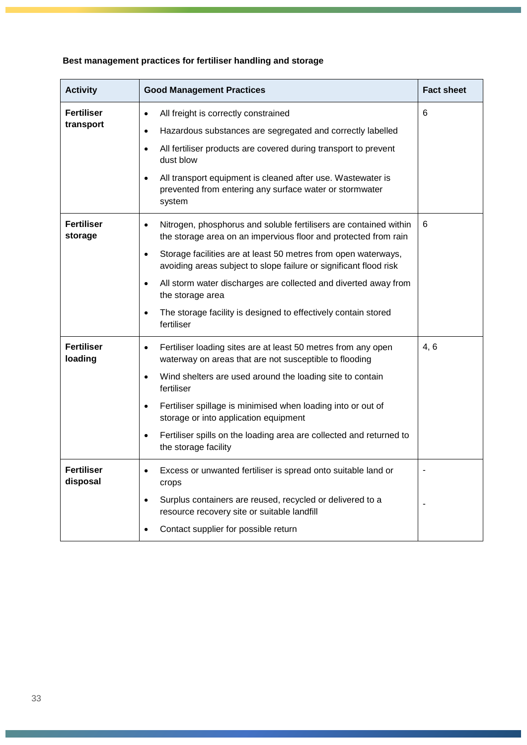**Best management practices for fertiliser handling and storage**

| Activity | Good Management Practices | Fact sheet |
|---|---|---|
| **Fertiliser transport** | • All freight is correctly constrained<br>• Hazardous substances are segregated and correctly labelled<br>• All fertiliser products are covered during transport to prevent dust blow<br>• All transport equipment is cleaned after use. Wastewater is prevented from entering any surface water or stormwater system | 6 |
| **Fertiliser storage** | • Nitrogen, phosphorus and soluble fertilisers are contained within the storage area on an impervious floor and protected from rain<br>• Storage facilities are at least 50 metres from open waterways, avoiding areas subject to slope failure or significant flood risk<br>• All storm water discharges are collected and diverted away from the storage area<br>• The storage facility is designed to effectively contain stored fertiliser | 6 |
| **Fertiliser loading** | • Fertiliser loading sites are at least 50 metres from any open waterway on areas that are not susceptible to flooding<br>• Wind shelters are used around the loading site to contain fertiliser<br>• Fertiliser spillage is minimised when loading into or out of storage or into application equipment<br>• Fertiliser spills on the loading area are collected and returned to the storage facility | 4, 6 |
| **Fertiliser disposal** | • Excess or unwanted fertiliser is spread onto suitable land or crops<br>• Surplus containers are reused, recycled or delivered to a resource recovery site or suitable landfill<br>• Contact supplier for possible return | -<br>- |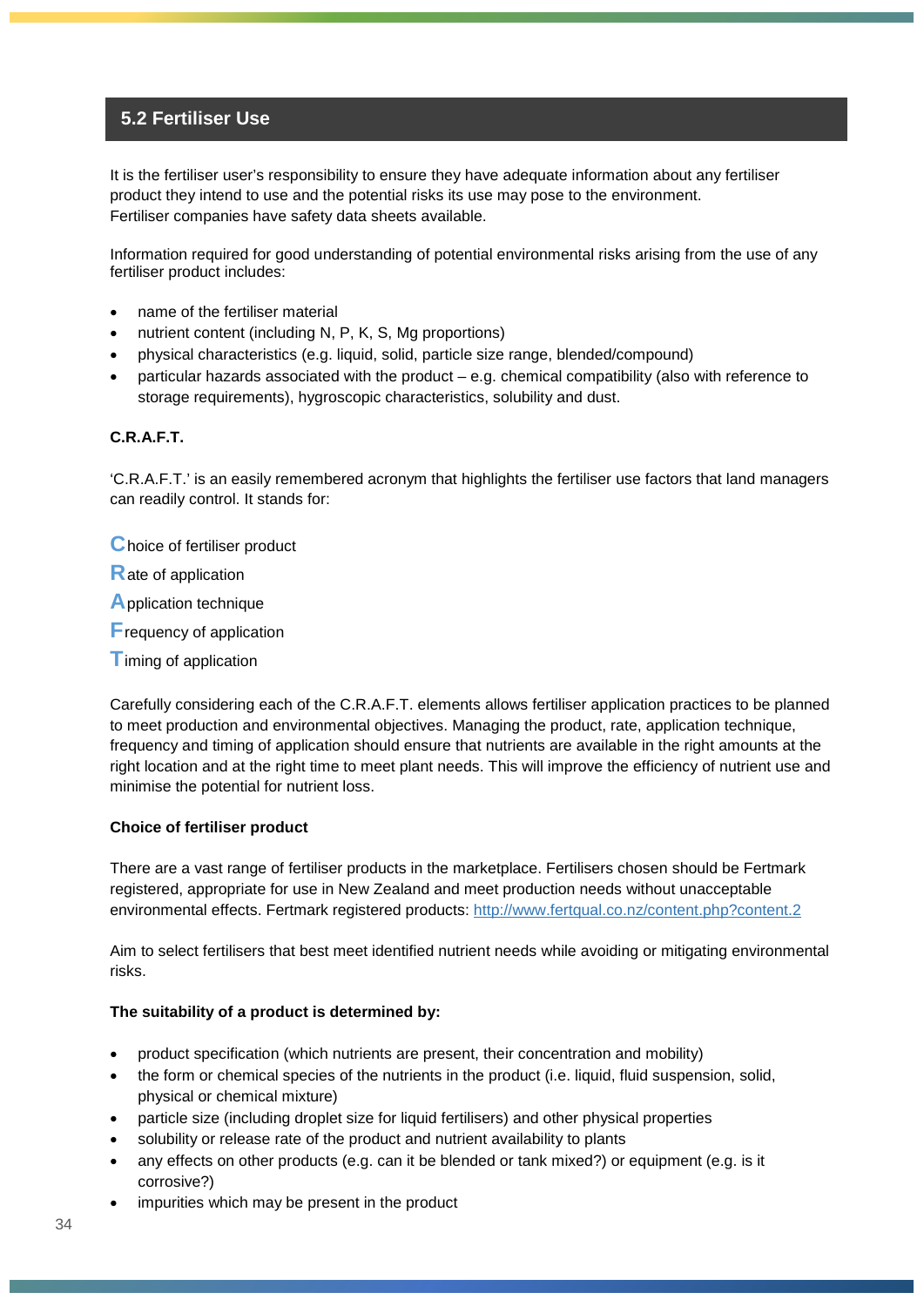## 5.2 Fertiliser Use

It is the fertiliser user's responsibility to ensure they have adequate information about any fertiliser product they intend to use and the potential risks its use may pose to the environment. Fertiliser companies have safety data sheets available.

Information required for good understanding of potential environmental risks arising from the use of any fertiliser product includes:

- name of the fertiliser material
- nutrient content (including N, P, K, S, Mg proportions)
- physical characteristics (e.g. liquid, solid, particle size range, blended/compound)
- particular hazards associated with the product – e.g. chemical compatibility (also with reference to storage requirements), hygroscopic characteristics, solubility and dust.

**C.R.A.F.T.**

'C.R.A.F.T.' is an easily remembered acronym that highlights the fertiliser use factors that land managers can readily control. It stands for:

**C**hoice of fertiliser product
**R**ate of application
**A**pplication technique
**F**requency of application
**T**iming of application

Carefully considering each of the C.R.A.F.T. elements allows fertiliser application practices to be planned to meet production and environmental objectives. Managing the product, rate, application technique, frequency and timing of application should ensure that nutrients are available in the right amounts at the right location and at the right time to meet plant needs. This will improve the efficiency of nutrient use and minimise the potential for nutrient loss.

**Choice of fertiliser product**

There are a vast range of fertiliser products in the marketplace. Fertilisers chosen should be Fertmark registered, appropriate for use in New Zealand and meet production needs without unacceptable environmental effects. Fertmark registered products: [http://www.fertqual.co.nz/content.php?content.2](http://www.fertqual.co.nz/content.php?content.2)

Aim to select fertilisers that best meet identified nutrient needs while avoiding or mitigating environmental risks.

**The suitability of a product is determined by:**

- product specification (which nutrients are present, their concentration and mobility)
- the form or chemical species of the nutrients in the product (i.e. liquid, fluid suspension, solid, physical or chemical mixture)
- particle size (including droplet size for liquid fertilisers) and other physical properties
- solubility or release rate of the product and nutrient availability to plants
- any effects on other products (e.g. can it be blended or tank mixed?) or equipment (e.g. is it corrosive?)
- impurities which may be present in the product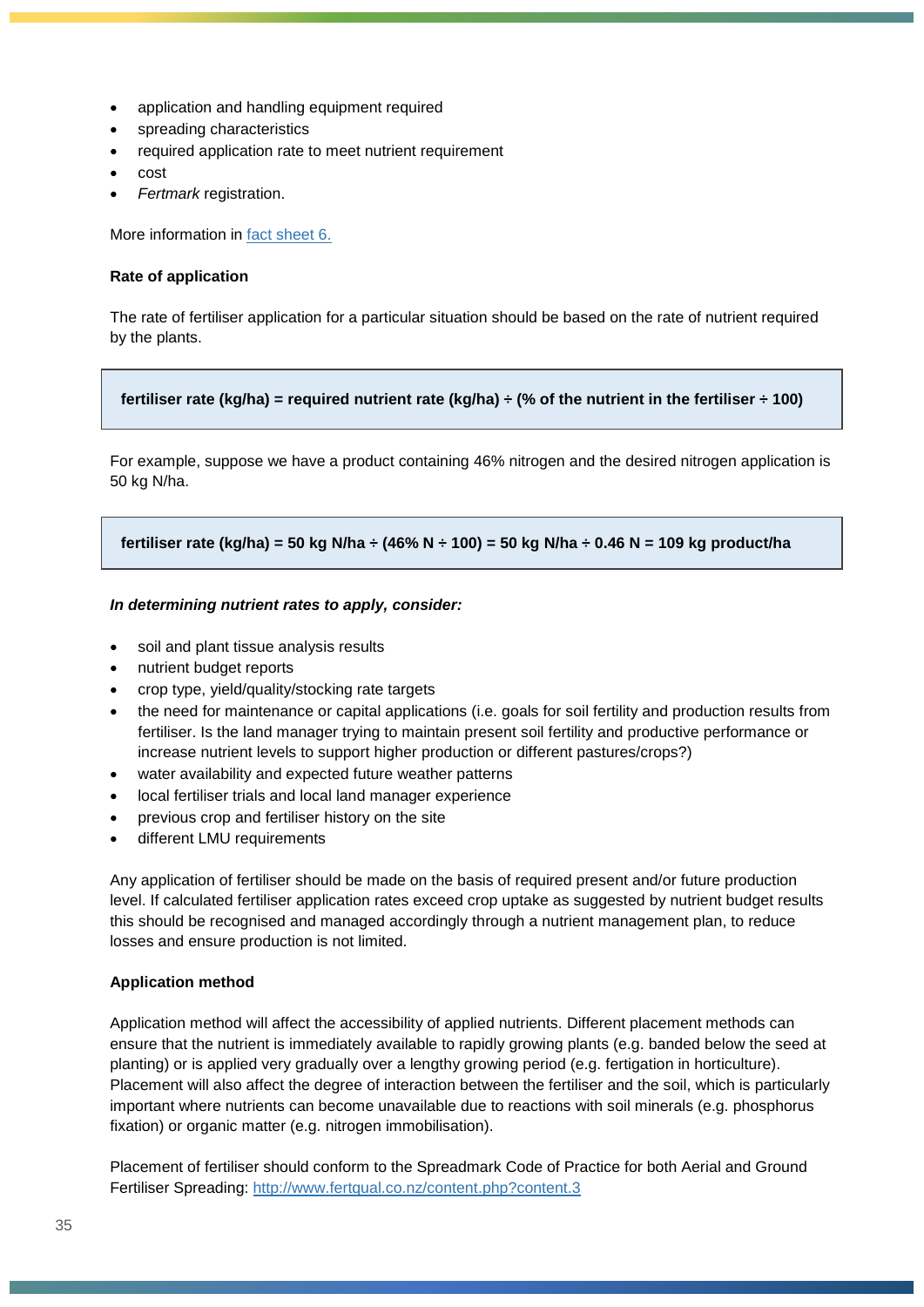- application and handling equipment required
- spreading characteristics
- required application rate to meet nutrient requirement
- cost
- *Fertmark* registration.

More information in [fact sheet 6.](fact sheet 6.)

**Rate of application**

The rate of fertiliser application for a particular situation should be based on the rate of nutrient required by the plants.

> **fertiliser rate (kg/ha) = required nutrient rate (kg/ha) ÷ (% of the nutrient in the fertiliser ÷ 100)**

For example, suppose we have a product containing 46% nitrogen and the desired nitrogen application is 50 kg N/ha.

> **fertiliser rate (kg/ha) = 50 kg N/ha ÷ (46% N ÷ 100) = 50 kg N/ha ÷ 0.46 N = 109 kg product/ha**

***In determining nutrient rates to apply, consider:***

- soil and plant tissue analysis results
- nutrient budget reports
- crop type, yield/quality/stocking rate targets
- the need for maintenance or capital applications (i.e. goals for soil fertility and production results from fertiliser. Is the land manager trying to maintain present soil fertility and productive performance or increase nutrient levels to support higher production or different pastures/crops?)
- water availability and expected future weather patterns
- local fertiliser trials and local land manager experience
- previous crop and fertiliser history on the site
- different LMU requirements

Any application of fertiliser should be made on the basis of required present and/or future production level. If calculated fertiliser application rates exceed crop uptake as suggested by nutrient budget results this should be recognised and managed accordingly through a nutrient management plan, to reduce losses and ensure production is not limited.

**Application method**

Application method will affect the accessibility of applied nutrients. Different placement methods can ensure that the nutrient is immediately available to rapidly growing plants (e.g. banded below the seed at planting) or is applied very gradually over a lengthy growing period (e.g. fertigation in horticulture). Placement will also affect the degree of interaction between the fertiliser and the soil, which is particularly important where nutrients can become unavailable due to reactions with soil minerals (e.g. phosphorus fixation) or organic matter (e.g. nitrogen immobilisation).

Placement of fertiliser should conform to the Spreadmark Code of Practice for both Aerial and Ground Fertiliser Spreading: [http://www.fertqual.co.nz/content.php?content.3](http://www.fertqual.co.nz/content.php?content.3)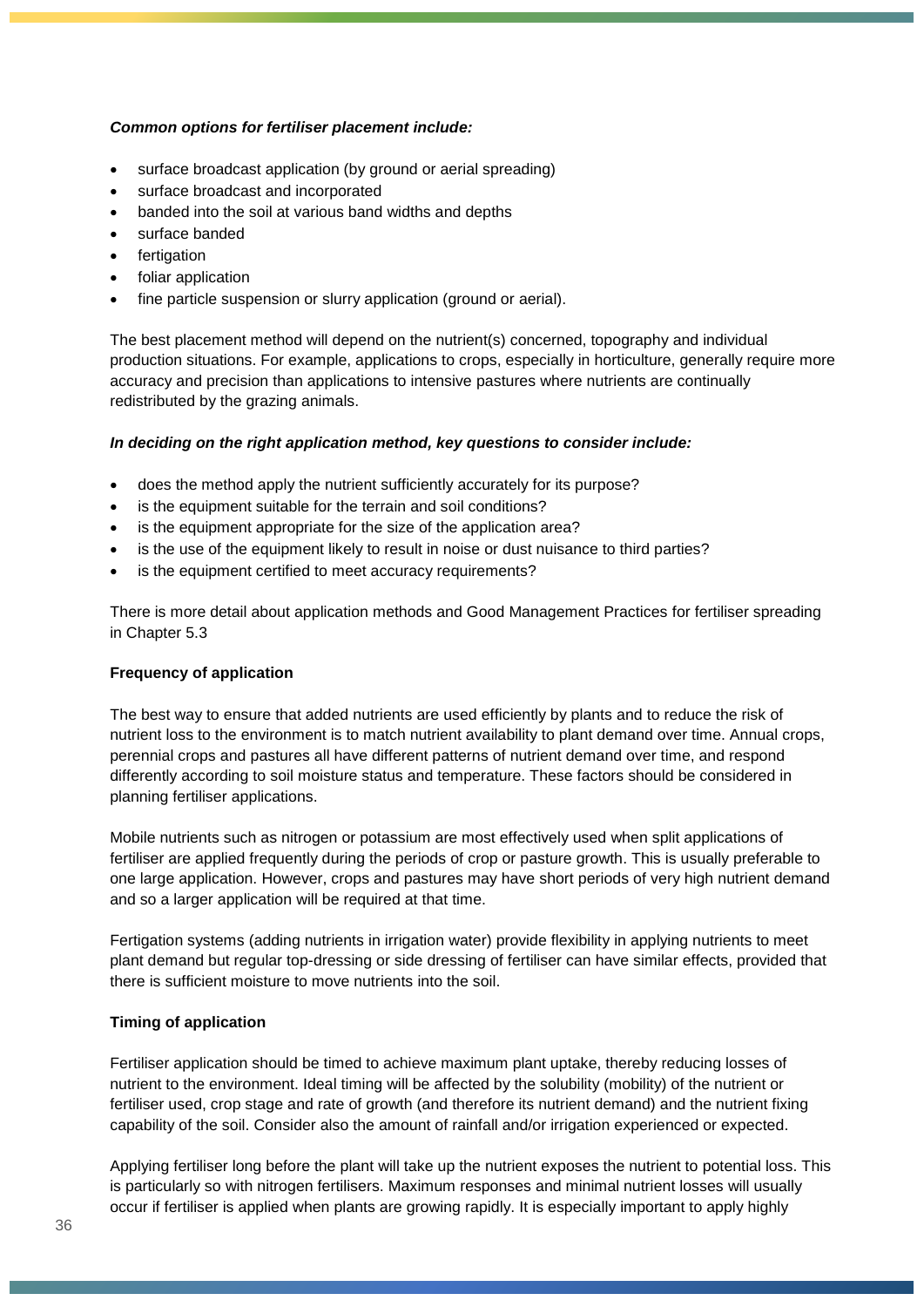***Common options for fertiliser placement include:***

- surface broadcast application (by ground or aerial spreading)
- surface broadcast and incorporated
- banded into the soil at various band widths and depths
- surface banded
- fertigation
- foliar application
- fine particle suspension or slurry application (ground or aerial).

The best placement method will depend on the nutrient(s) concerned, topography and individual production situations. For example, applications to crops, especially in horticulture, generally require more accuracy and precision than applications to intensive pastures where nutrients are continually redistributed by the grazing animals.

***In deciding on the right application method, key questions to consider include:***

- does the method apply the nutrient sufficiently accurately for its purpose?
- is the equipment suitable for the terrain and soil conditions?
- is the equipment appropriate for the size of the application area?
- is the use of the equipment likely to result in noise or dust nuisance to third parties?
- is the equipment certified to meet accuracy requirements?

There is more detail about application methods and Good Management Practices for fertiliser spreading in Chapter 5.3

**Frequency of application**

The best way to ensure that added nutrients are used efficiently by plants and to reduce the risk of nutrient loss to the environment is to match nutrient availability to plant demand over time. Annual crops, perennial crops and pastures all have different patterns of nutrient demand over time, and respond differently according to soil moisture status and temperature. These factors should be considered in planning fertiliser applications.

Mobile nutrients such as nitrogen or potassium are most effectively used when split applications of fertiliser are applied frequently during the periods of crop or pasture growth. This is usually preferable to one large application. However, crops and pastures may have short periods of very high nutrient demand and so a larger application will be required at that time.

Fertigation systems (adding nutrients in irrigation water) provide flexibility in applying nutrients to meet plant demand but regular top-dressing or side dressing of fertiliser can have similar effects, provided that there is sufficient moisture to move nutrients into the soil.

**Timing of application**

Fertiliser application should be timed to achieve maximum plant uptake, thereby reducing losses of nutrient to the environment. Ideal timing will be affected by the solubility (mobility) of the nutrient or fertiliser used, crop stage and rate of growth (and therefore its nutrient demand) and the nutrient fixing capability of the soil. Consider also the amount of rainfall and/or irrigation experienced or expected.

Applying fertiliser long before the plant will take up the nutrient exposes the nutrient to potential loss. This is particularly so with nitrogen fertilisers. Maximum responses and minimal nutrient losses will usually occur if fertiliser is applied when plants are growing rapidly. It is especially important to apply highly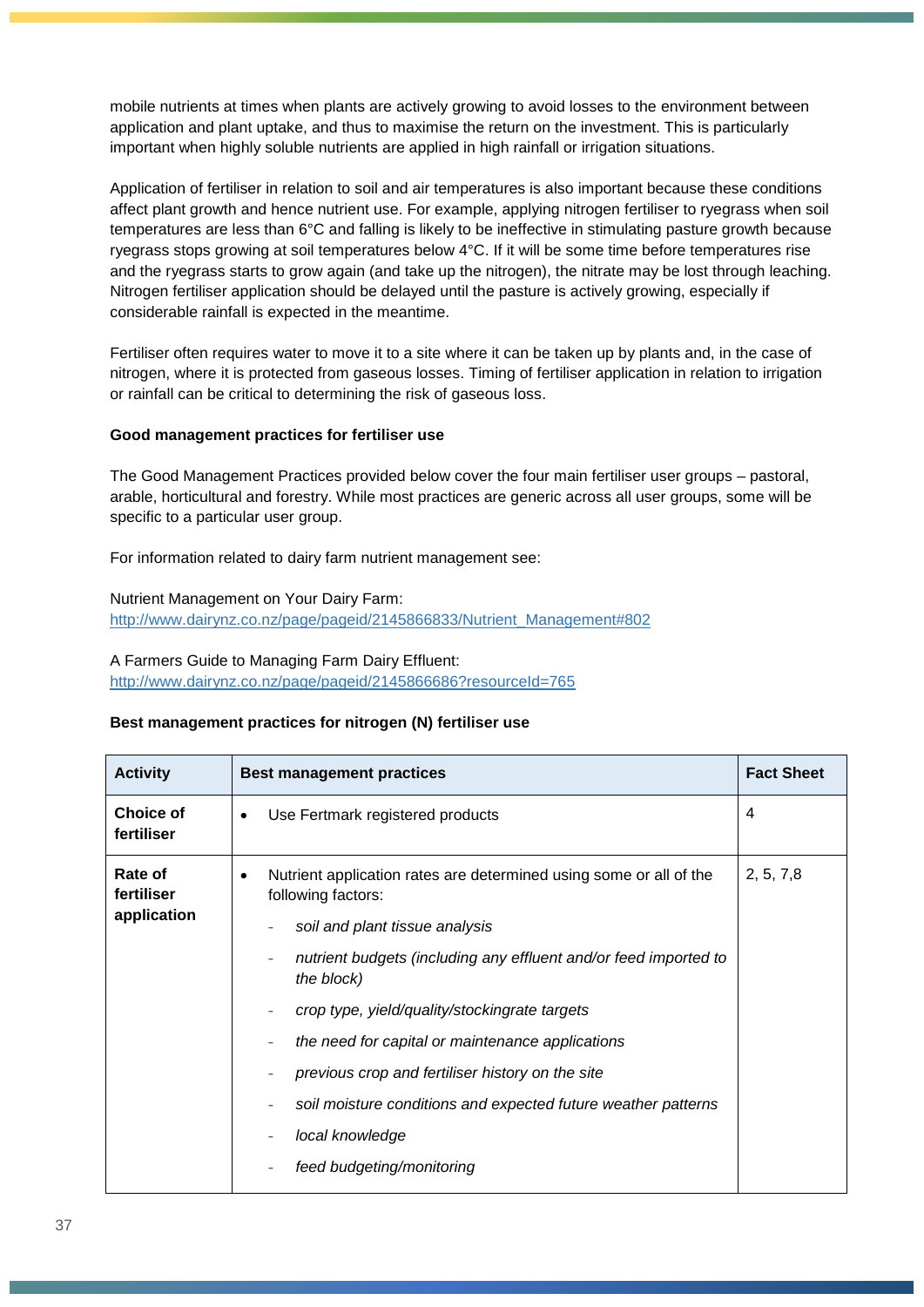mobile nutrients at times when plants are actively growing to avoid losses to the environment between application and plant uptake, and thus to maximise the return on the investment. This is particularly important when highly soluble nutrients are applied in high rainfall or irrigation situations.

Application of fertiliser in relation to soil and air temperatures is also important because these conditions affect plant growth and hence nutrient use. For example, applying nitrogen fertiliser to ryegrass when soil temperatures are less than 6°C and falling is likely to be ineffective in stimulating pasture growth because ryegrass stops growing at soil temperatures below 4°C. If it will be some time before temperatures rise and the ryegrass starts to grow again (and take up the nitrogen), the nitrate may be lost through leaching. Nitrogen fertiliser application should be delayed until the pasture is actively growing, especially if considerable rainfall is expected in the meantime.

Fertiliser often requires water to move it to a site where it can be taken up by plants and, in the case of nitrogen, where it is protected from gaseous losses. Timing of fertiliser application in relation to irrigation or rainfall can be critical to determining the risk of gaseous loss.

**Good management practices for fertiliser use**

The Good Management Practices provided below cover the four main fertiliser user groups – pastoral, arable, horticultural and forestry. While most practices are generic across all user groups, some will be specific to a particular user group.

For information related to dairy farm nutrient management see:

Nutrient Management on Your Dairy Farm:
[http://www.dairynz.co.nz/page/pageid/2145866833/Nutrient_Management#802](http://www.dairynz.co.nz/page/pageid/2145866833/Nutrient_Management#802)

A Farmers Guide to Managing Farm Dairy Effluent:
[http://www.dairynz.co.nz/page/pageid/2145866686?resourceId=765](http://www.dairynz.co.nz/page/pageid/2145866686?resourceId=765)

**Best management practices for nitrogen (N) fertiliser use**

| Activity | Best management practices | Fact Sheet |
|---|---|---|
| **Choice of fertiliser** | • Use Fertmark registered products | 4 |
| **Rate of fertiliser application** | • Nutrient application rates are determined using some or all of the following factors:<br>- *soil and plant tissue analysis*<br>- *nutrient budgets (including any effluent and/or feed imported to the block)*<br>- *crop type, yield/quality/stockingrate targets*<br>- *the need for capital or maintenance applications*<br>- *previous crop and fertiliser history on the site*<br>- *soil moisture conditions and expected future weather patterns*<br>- *local knowledge*<br>- *feed budgeting/monitoring* | 2, 5, 7,8 |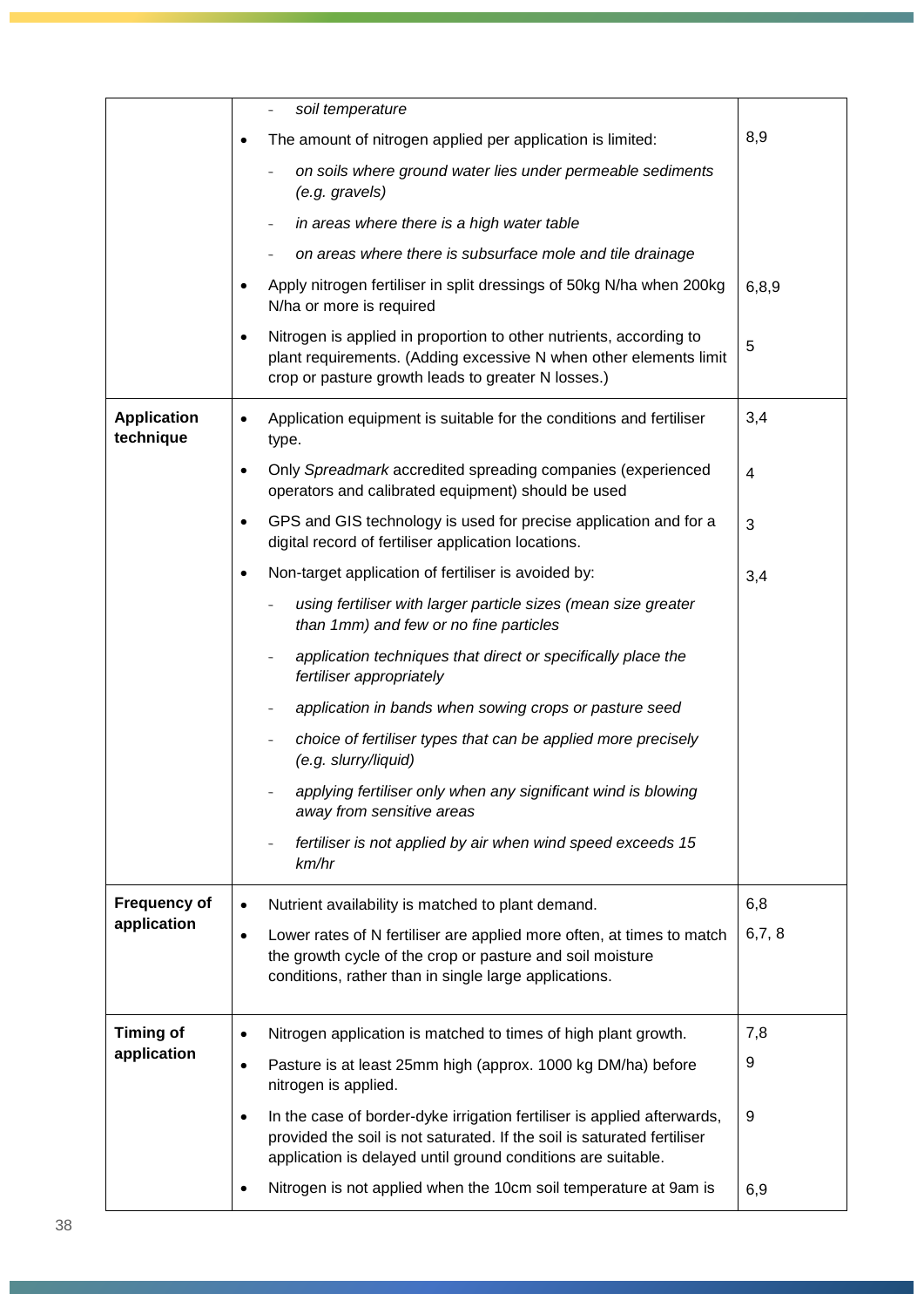| | | |
|---|---|---|
| | - *soil temperature* | |
| | • The amount of nitrogen applied per application is limited:<br>- *on soils where ground water lies under permeable sediments (e.g. gravels)*<br>- *in areas where there is a high water table*<br>- *on areas where there is subsurface mole and tile drainage* | 8,9 |
| | • Apply nitrogen fertiliser in split dressings of 50kg N/ha when 200kg N/ha or more is required | 6,8,9 |
| | • Nitrogen is applied in proportion to other nutrients, according to plant requirements. (Adding excessive N when other elements limit crop or pasture growth leads to greater N losses.) | 5 |
| **Application technique** | • Application equipment is suitable for the conditions and fertiliser type. | 3,4 |
| | • Only *Spreadmark* accredited spreading companies (experienced operators and calibrated equipment) should be used | 4 |
| | • GPS and GIS technology is used for precise application and for a digital record of fertiliser application locations. | 3 |
| | • Non-target application of fertiliser is avoided by:<br>- *using fertiliser with larger particle sizes (mean size greater than 1mm) and few or no fine particles*<br>- *application techniques that direct or specifically place the fertiliser appropriately*<br>- *application in bands when sowing crops or pasture seed*<br>- *choice of fertiliser types that can be applied more precisely (e.g. slurry/liquid)*<br>- *applying fertiliser only when any significant wind is blowing away from sensitive areas*<br>- *fertiliser is not applied by air when wind speed exceeds 15 km/hr* | 3,4 |
| **Frequency of application** | • Nutrient availability is matched to plant demand. | 6,8 |
| | • Lower rates of N fertiliser are applied more often, at times to match the growth cycle of the crop or pasture and soil moisture conditions, rather than in single large applications. | 6,7, 8 |
| **Timing of application** | • Nitrogen application is matched to times of high plant growth. | 7,8 |
| | • Pasture is at least 25mm high (approx. 1000 kg DM/ha) before nitrogen is applied. | 9 |
| | • In the case of border-dyke irrigation fertiliser is applied afterwards, provided the soil is not saturated. If the soil is saturated fertiliser application is delayed until ground conditions are suitable. | 9 |
| | • Nitrogen is not applied when the 10cm soil temperature at 9am is | 6,9 |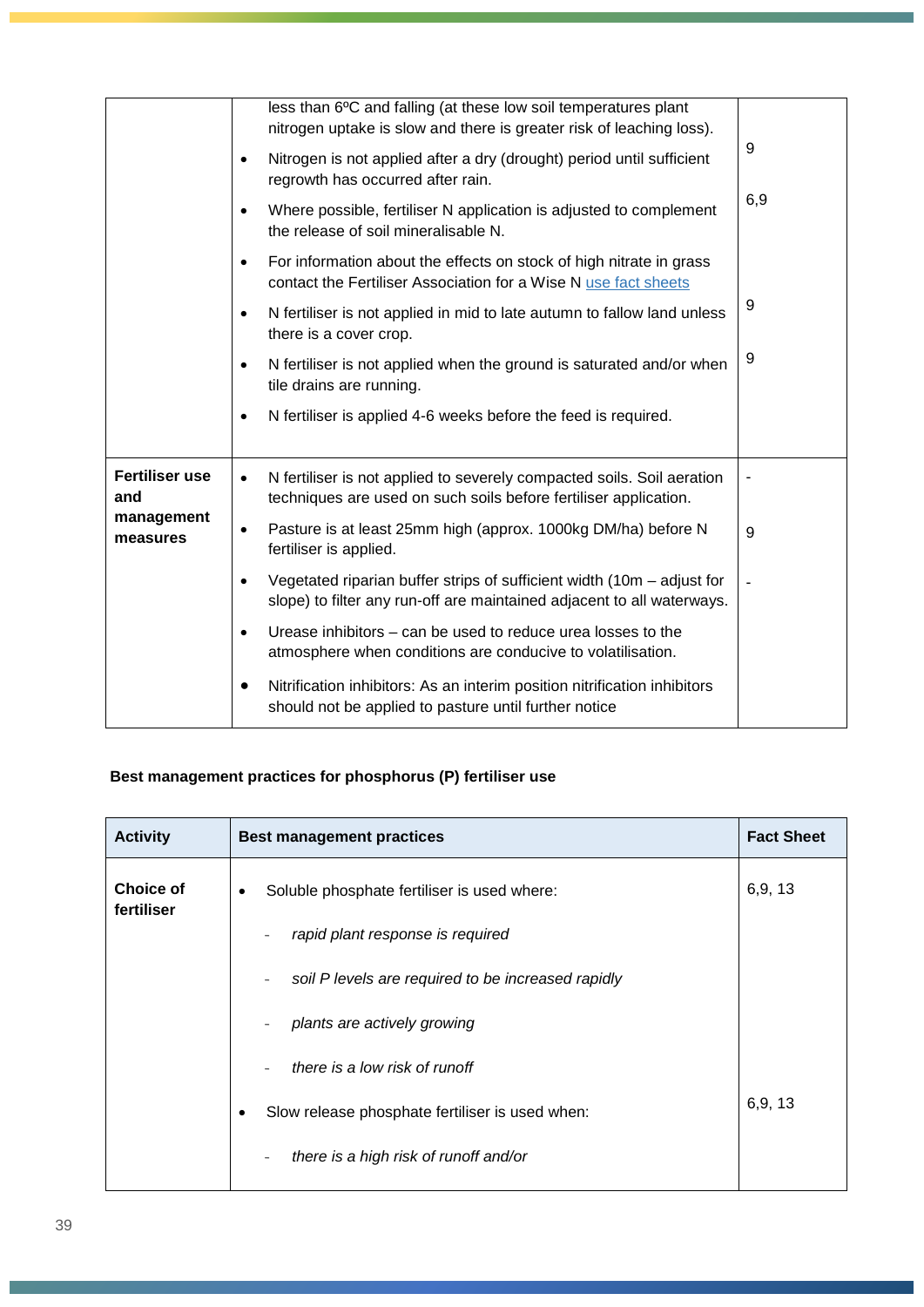| | | |
|---|---|---|
| | less than 6ºC and falling (at these low soil temperatures plant nitrogen uptake is slow and there is greater risk of leaching loss).<br>• Nitrogen is not applied after a dry (drought) period until sufficient regrowth has occurred after rain.<br>• Where possible, fertiliser N application is adjusted to complement the release of soil mineralisable N.<br>• For information about the effects on stock of high nitrate in grass contact the Fertiliser Association for a Wise N [use fact sheets](use fact sheets)<br>• N fertiliser is not applied in mid to late autumn to fallow land unless there is a cover crop.<br>• N fertiliser is not applied when the ground is saturated and/or when tile drains are running.<br>• N fertiliser is applied 4-6 weeks before the feed is required. | 9<br><br>6,9<br><br><br>9<br><br>9 |
| **Fertiliser use and management measures** | • N fertiliser is not applied to severely compacted soils. Soil aeration techniques are used on such soils before fertiliser application.<br>• Pasture is at least 25mm high (approx. 1000kg DM/ha) before N fertiliser is applied.<br>• Vegetated riparian buffer strips of sufficient width (10m – adjust for slope) to filter any run-off are maintained adjacent to all waterways.<br>• Urease inhibitors – can be used to reduce urea losses to the atmosphere when conditions are conducive to volatilisation.<br>• Nitrification inhibitors: As an interim position nitrification inhibitors should not be applied to pasture until further notice | -<br><br>9<br><br>- |

**Best management practices for phosphorus (P) fertiliser use**

| Activity | Best management practices | Fact Sheet |
|---|---|---|
| **Choice of fertiliser** | • Soluble phosphate fertiliser is used where:<br>- *rapid plant response is required*<br>- *soil P levels are required to be increased rapidly*<br>- *plants are actively growing*<br>- *there is a low risk of runoff*<br>• Slow release phosphate fertiliser is used when:<br>- *there is a high risk of runoff and/or* | 6,9, 13<br><br><br><br><br>6,9, 13 |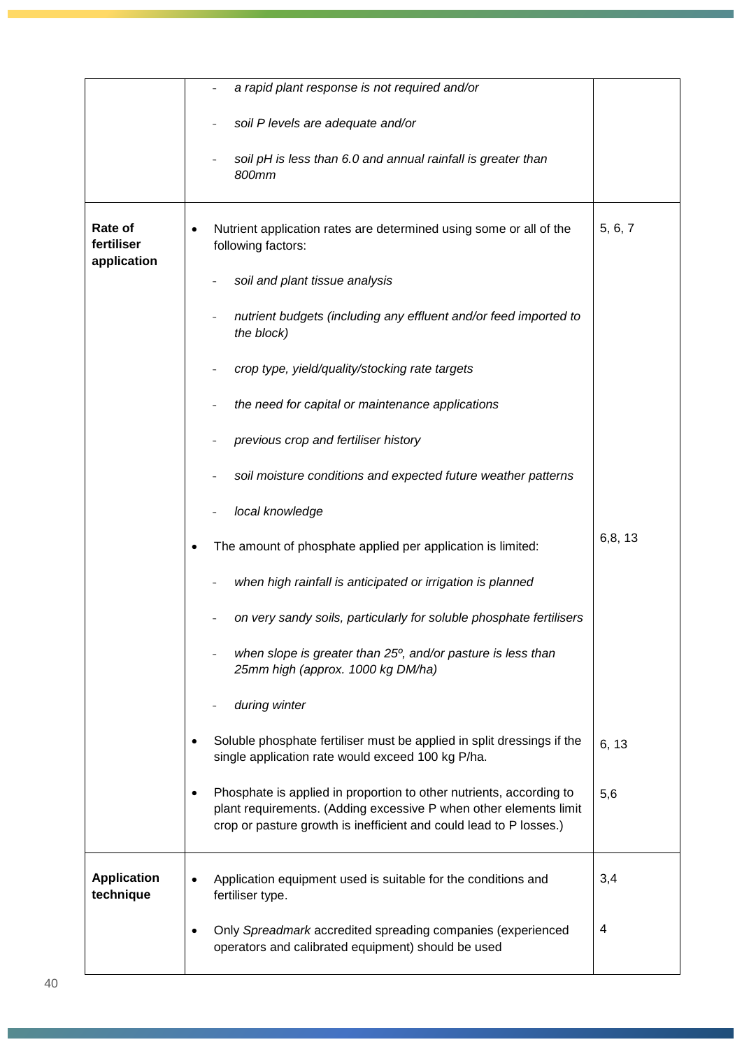| | | |
|---|---|---|
| | - *a rapid plant response is not required and/or*<br>- *soil P levels are adequate and/or*<br>- *soil pH is less than 6.0 and annual rainfall is greater than 800mm* | |
| **Rate of fertiliser application** | • Nutrient application rates are determined using some or all of the following factors:<br>- *soil and plant tissue analysis*<br>- *nutrient budgets (including any effluent and/or feed imported to the block)*<br>- *crop type, yield/quality/stocking rate targets*<br>- *the need for capital or maintenance applications*<br>- *previous crop and fertiliser history*<br>- *soil moisture conditions and expected future weather patterns*<br>- *local knowledge* | 5, 6, 7 |
| | • The amount of phosphate applied per application is limited:<br>- *when high rainfall is anticipated or irrigation is planned*<br>- *on very sandy soils, particularly for soluble phosphate fertilisers*<br>- *when slope is greater than 25º, and/or pasture is less than 25mm high (approx. 1000 kg DM/ha)*<br>- *during winter* | 6,8, 13 |
| | • Soluble phosphate fertiliser must be applied in split dressings if the single application rate would exceed 100 kg P/ha. | 6, 13 |
| | • Phosphate is applied in proportion to other nutrients, according to plant requirements. (Adding excessive P when other elements limit crop or pasture growth is inefficient and could lead to P losses.) | 5,6 |
| **Application technique** | • Application equipment used is suitable for the conditions and fertiliser type. | 3,4 |
| | • Only *Spreadmark* accredited spreading companies (experienced operators and calibrated equipment) should be used | 4 |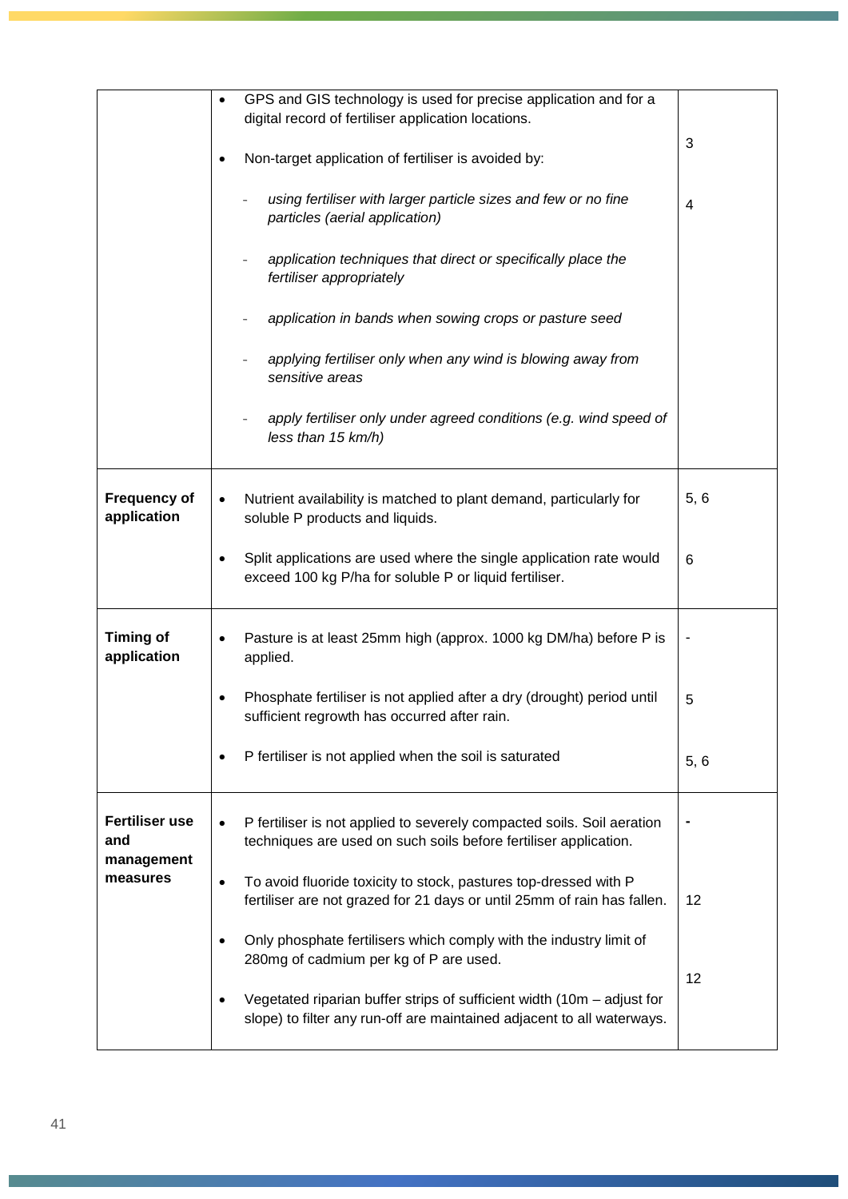| | | |
|---|---|---|
| | • GPS and GIS technology is used for precise application and for a digital record of fertiliser application locations.<br>• Non-target application of fertiliser is avoided by:<br>- *using fertiliser with larger particle sizes and few or no fine particles (aerial application)*<br>- *application techniques that direct or specifically place the fertiliser appropriately*<br>- *application in bands when sowing crops or pasture seed*<br>- *applying fertiliser only when any wind is blowing away from sensitive areas*<br>- *apply fertiliser only under agreed conditions (e.g. wind speed of less than 15 km/h)* | 3<br><br>4 |
| **Frequency of application** | • Nutrient availability is matched to plant demand, particularly for soluble P products and liquids.<br>• Split applications are used where the single application rate would exceed 100 kg P/ha for soluble P or liquid fertiliser. | 5, 6<br><br>6 |
| **Timing of application** | • Pasture is at least 25mm high (approx. 1000 kg DM/ha) before P is applied.<br>• Phosphate fertiliser is not applied after a dry (drought) period until sufficient regrowth has occurred after rain.<br>• P fertiliser is not applied when the soil is saturated | -<br><br>5<br><br>5, 6 |
| **Fertiliser use and management measures** | • P fertiliser is not applied to severely compacted soils. Soil aeration techniques are used on such soils before fertiliser application.<br>• To avoid fluoride toxicity to stock, pastures top-dressed with P fertiliser are not grazed for 21 days or until 25mm of rain has fallen.<br>• Only phosphate fertilisers which comply with the industry limit of 280mg of cadmium per kg of P are used.<br>• Vegetated riparian buffer strips of sufficient width (10m – adjust for slope) to filter any run-off are maintained adjacent to all waterways. | -<br><br>12<br><br>12 |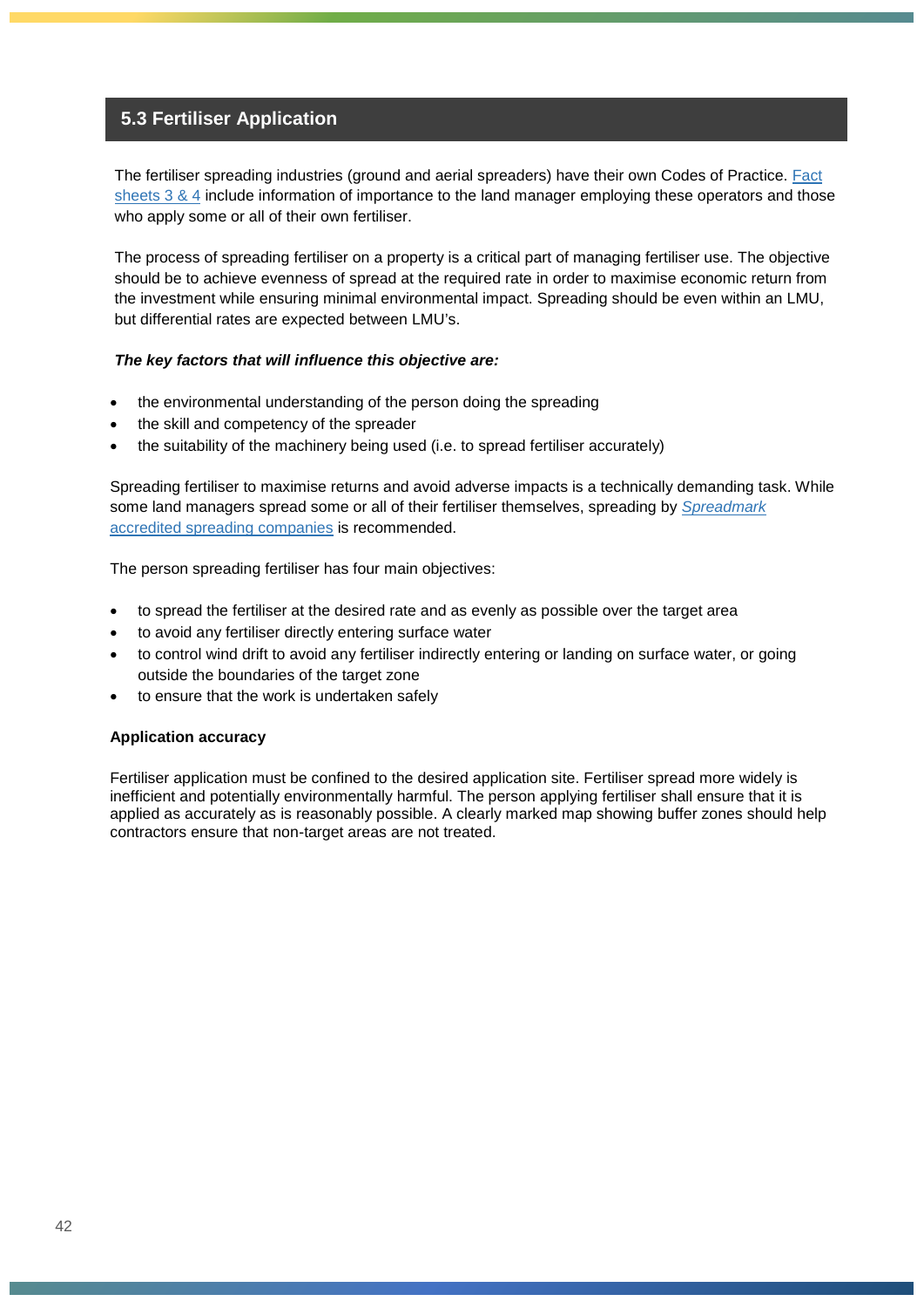## 5.3 Fertiliser Application

The fertiliser spreading industries (ground and aerial spreaders) have their own Codes of Practice. Fact sheets 3 & 4 include information of importance to the land manager employing these operators and those who apply some or all of their own fertiliser.

The process of spreading fertiliser on a property is a critical part of managing fertiliser use. The objective should be to achieve evenness of spread at the required rate in order to maximise economic return from the investment while ensuring minimal environmental impact. Spreading should be even within an LMU, but differential rates are expected between LMU's.

***The key factors that will influence this objective are:***

- the environmental understanding of the person doing the spreading
- the skill and competency of the spreader
- the suitability of the machinery being used (i.e. to spread fertiliser accurately)

Spreading fertiliser to maximise returns and avoid adverse impacts is a technically demanding task. While some land managers spread some or all of their fertiliser themselves, spreading by *Spreadmark* accredited spreading companies is recommended.

The person spreading fertiliser has four main objectives:

- to spread the fertiliser at the desired rate and as evenly as possible over the target area
- to avoid any fertiliser directly entering surface water
- to control wind drift to avoid any fertiliser indirectly entering or landing on surface water, or going outside the boundaries of the target zone
- to ensure that the work is undertaken safely

**Application accuracy**

Fertiliser application must be confined to the desired application site. Fertiliser spread more widely is inefficient and potentially environmentally harmful. The person applying fertiliser shall ensure that it is applied as accurately as is reasonably possible. A clearly marked map showing buffer zones should help contractors ensure that non-target areas are not treated.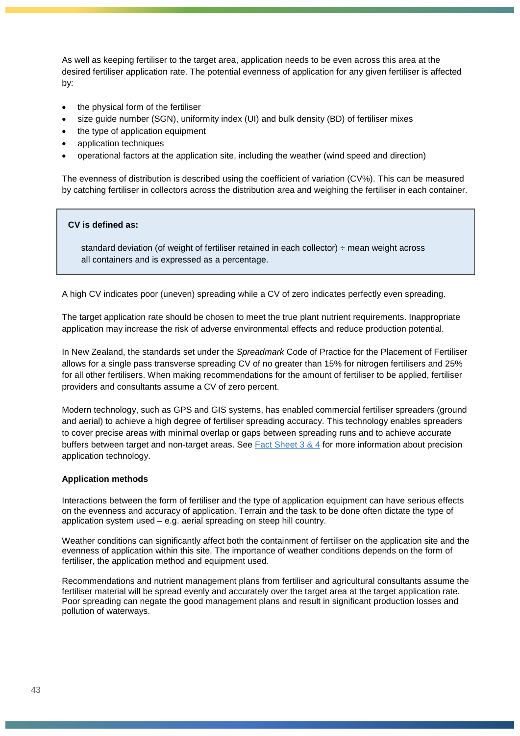As well as keeping fertiliser to the target area, application needs to be even across this area at the desired fertiliser application rate. The potential evenness of application for any given fertiliser is affected by:

- the physical form of the fertiliser
- size guide number (SGN), uniformity index (UI) and bulk density (BD) of fertiliser mixes
- the type of application equipment
- application techniques
- operational factors at the application site, including the weather (wind speed and direction)

The evenness of distribution is described using the coefficient of variation (CV%). This can be measured by catching fertiliser in collectors across the distribution area and weighing the fertiliser in each container.

> **CV is defined as:**
>
> standard deviation (of weight of fertiliser retained in each collector) ÷ mean weight across all containers and is expressed as a percentage.

A high CV indicates poor (uneven) spreading while a CV of zero indicates perfectly even spreading.

The target application rate should be chosen to meet the true plant nutrient requirements. Inappropriate application may increase the risk of adverse environmental effects and reduce production potential.

In New Zealand, the standards set under the *Spreadmark* Code of Practice for the Placement of Fertiliser allows for a single pass transverse spreading CV of no greater than 15% for nitrogen fertilisers and 25% for all other fertilisers. When making recommendations for the amount of fertiliser to be applied, fertiliser providers and consultants assume a CV of zero percent.

Modern technology, such as GPS and GIS systems, has enabled commercial fertiliser spreaders (ground and aerial) to achieve a high degree of fertiliser spreading accuracy. This technology enables spreaders to cover precise areas with minimal overlap or gaps between spreading runs and to achieve accurate buffers between target and non-target areas. See Fact Sheet 3 & 4 for more information about precision application technology.

**Application methods**

Interactions between the form of fertiliser and the type of application equipment can have serious effects on the evenness and accuracy of application. Terrain and the task to be done often dictate the type of application system used – e.g. aerial spreading on steep hill country.

Weather conditions can significantly affect both the containment of fertiliser on the application site and the evenness of application within this site. The importance of weather conditions depends on the form of fertiliser, the application method and equipment used.

Recommendations and nutrient management plans from fertiliser and agricultural consultants assume the fertiliser material will be spread evenly and accurately over the target area at the target application rate. Poor spreading can negate the good management plans and result in significant production losses and pollution of waterways.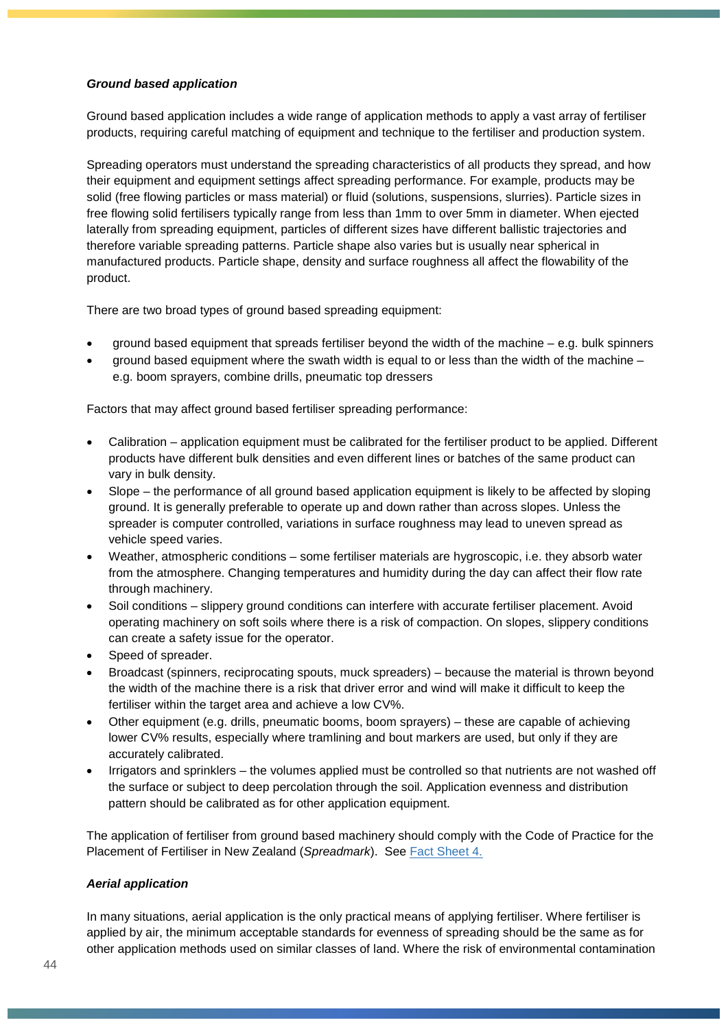***Ground based application***

Ground based application includes a wide range of application methods to apply a vast array of fertiliser products, requiring careful matching of equipment and technique to the fertiliser and production system.

Spreading operators must understand the spreading characteristics of all products they spread, and how their equipment and equipment settings affect spreading performance. For example, products may be solid (free flowing particles or mass material) or fluid (solutions, suspensions, slurries). Particle sizes in free flowing solid fertilisers typically range from less than 1mm to over 5mm in diameter. When ejected laterally from spreading equipment, particles of different sizes have different ballistic trajectories and therefore variable spreading patterns. Particle shape also varies but is usually near spherical in manufactured products. Particle shape, density and surface roughness all affect the flowability of the product.

There are two broad types of ground based spreading equipment:

- ground based equipment that spreads fertiliser beyond the width of the machine – e.g. bulk spinners
- ground based equipment where the swath width is equal to or less than the width of the machine – e.g. boom sprayers, combine drills, pneumatic top dressers

Factors that may affect ground based fertiliser spreading performance:

- Calibration – application equipment must be calibrated for the fertiliser product to be applied. Different products have different bulk densities and even different lines or batches of the same product can vary in bulk density.
- Slope – the performance of all ground based application equipment is likely to be affected by sloping ground. It is generally preferable to operate up and down rather than across slopes. Unless the spreader is computer controlled, variations in surface roughness may lead to uneven spread as vehicle speed varies.
- Weather, atmospheric conditions – some fertiliser materials are hygroscopic, i.e. they absorb water from the atmosphere. Changing temperatures and humidity during the day can affect their flow rate through machinery.
- Soil conditions – slippery ground conditions can interfere with accurate fertiliser placement. Avoid operating machinery on soft soils where there is a risk of compaction. On slopes, slippery conditions can create a safety issue for the operator.
- Speed of spreader.
- Broadcast (spinners, reciprocating spouts, muck spreaders) – because the material is thrown beyond the width of the machine there is a risk that driver error and wind will make it difficult to keep the fertiliser within the target area and achieve a low CV%.
- Other equipment (e.g. drills, pneumatic booms, boom sprayers) – these are capable of achieving lower CV% results, especially where tramlining and bout markers are used, but only if they are accurately calibrated.
- Irrigators and sprinklers – the volumes applied must be controlled so that nutrients are not washed off the surface or subject to deep percolation through the soil. Application evenness and distribution pattern should be calibrated as for other application equipment.

The application of fertiliser from ground based machinery should comply with the Code of Practice for the Placement of Fertiliser in New Zealand (*Spreadmark*). See [Fact Sheet 4.]

***Aerial application***

In many situations, aerial application is the only practical means of applying fertiliser. Where fertiliser is applied by air, the minimum acceptable standards for evenness of spreading should be the same as for other application methods used on similar classes of land. Where the risk of environmental contamination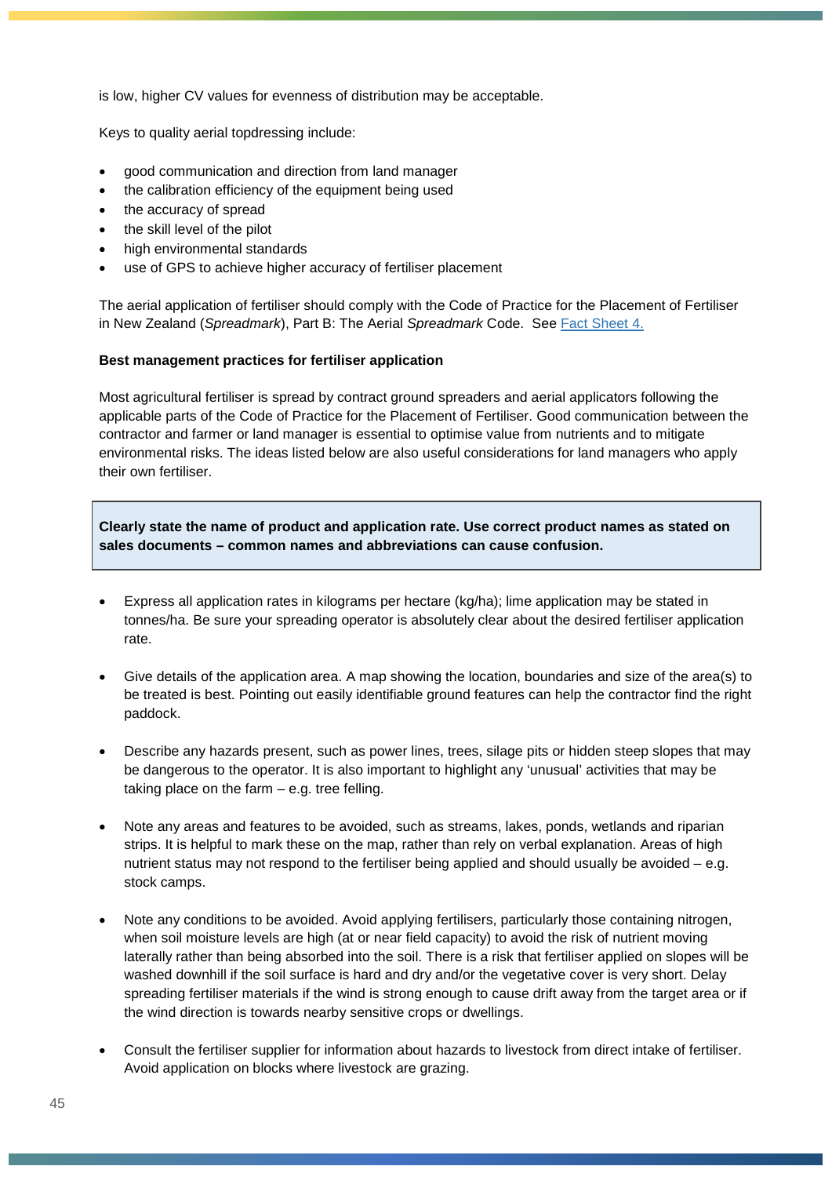is low, higher CV values for evenness of distribution may be acceptable.

Keys to quality aerial topdressing include:

- good communication and direction from land manager
- the calibration efficiency of the equipment being used
- the accuracy of spread
- the skill level of the pilot
- high environmental standards
- use of GPS to achieve higher accuracy of fertiliser placement

The aerial application of fertiliser should comply with the Code of Practice for the Placement of Fertiliser in New Zealand (*Spreadmark*), Part B: The Aerial *Spreadmark* Code. See [Fact Sheet 4.]()

**Best management practices for fertiliser application**

Most agricultural fertiliser is spread by contract ground spreaders and aerial applicators following the applicable parts of the Code of Practice for the Placement of Fertiliser. Good communication between the contractor and farmer or land manager is essential to optimise value from nutrients and to mitigate environmental risks. The ideas listed below are also useful considerations for land managers who apply their own fertiliser.

**Clearly state the name of product and application rate. Use correct product names as stated on sales documents – common names and abbreviations can cause confusion.**

- Express all application rates in kilograms per hectare (kg/ha); lime application may be stated in tonnes/ha. Be sure your spreading operator is absolutely clear about the desired fertiliser application rate.

- Give details of the application area. A map showing the location, boundaries and size of the area(s) to be treated is best. Pointing out easily identifiable ground features can help the contractor find the right paddock.

- Describe any hazards present, such as power lines, trees, silage pits or hidden steep slopes that may be dangerous to the operator. It is also important to highlight any 'unusual' activities that may be taking place on the farm – e.g. tree felling.

- Note any areas and features to be avoided, such as streams, lakes, ponds, wetlands and riparian strips. It is helpful to mark these on the map, rather than rely on verbal explanation. Areas of high nutrient status may not respond to the fertiliser being applied and should usually be avoided – e.g. stock camps.

- Note any conditions to be avoided. Avoid applying fertilisers, particularly those containing nitrogen, when soil moisture levels are high (at or near field capacity) to avoid the risk of nutrient moving laterally rather than being absorbed into the soil. There is a risk that fertiliser applied on slopes will be washed downhill if the soil surface is hard and dry and/or the vegetative cover is very short. Delay spreading fertiliser materials if the wind is strong enough to cause drift away from the target area or if the wind direction is towards nearby sensitive crops or dwellings.

- Consult the fertiliser supplier for information about hazards to livestock from direct intake of fertiliser. Avoid application on blocks where livestock are grazing.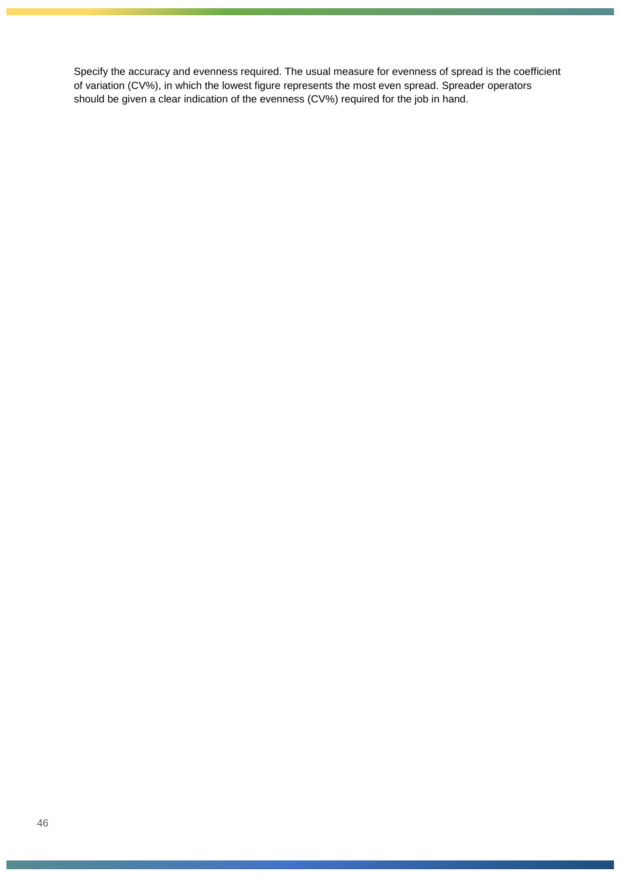Specify the accuracy and evenness required. The usual measure for evenness of spread is the coefficient of variation (CV%), in which the lowest figure represents the most even spread. Spreader operators should be given a clear indication of the evenness (CV%) required for the job in hand.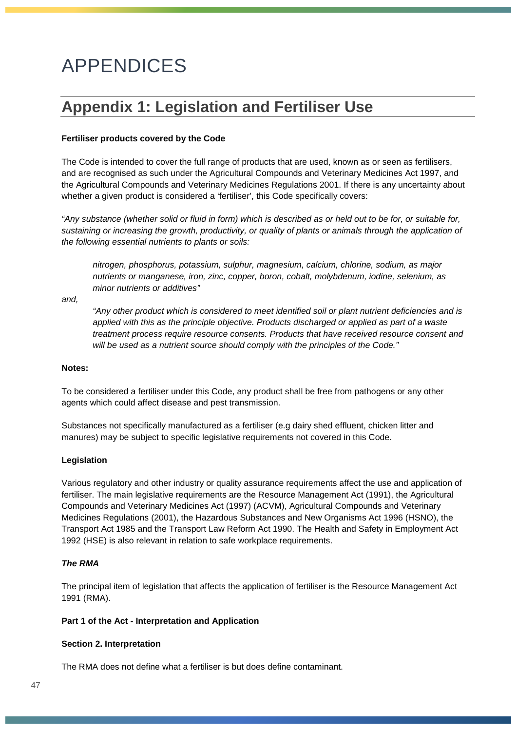# APPENDICES

## Appendix 1: Legislation and Fertiliser Use

**Fertiliser products covered by the Code**

The Code is intended to cover the full range of products that are used, known as or seen as fertilisers, and are recognised as such under the Agricultural Compounds and Veterinary Medicines Act 1997, and the Agricultural Compounds and Veterinary Medicines Regulations 2001. If there is any uncertainty about whether a given product is considered a 'fertiliser', this Code specifically covers:

*"Any substance (whether solid or fluid in form) which is described as or held out to be for, or suitable for, sustaining or increasing the growth, productivity, or quality of plants or animals through the application of the following essential nutrients to plants or soils:*

> *nitrogen, phosphorus, potassium, sulphur, magnesium, calcium, chlorine, sodium, as major nutrients or manganese, iron, zinc, copper, boron, cobalt, molybdenum, iodine, selenium, as minor nutrients or additives"*

*and,*

> *"Any other product which is considered to meet identified soil or plant nutrient deficiencies and is applied with this as the principle objective. Products discharged or applied as part of a waste treatment process require resource consents. Products that have received resource consent and will be used as a nutrient source should comply with the principles of the Code."*

**Notes:**

To be considered a fertiliser under this Code, any product shall be free from pathogens or any other agents which could affect disease and pest transmission.

Substances not specifically manufactured as a fertiliser (e.g dairy shed effluent, chicken litter and manures) may be subject to specific legislative requirements not covered in this Code.

**Legislation**

Various regulatory and other industry or quality assurance requirements affect the use and application of fertiliser. The main legislative requirements are the Resource Management Act (1991), the Agricultural Compounds and Veterinary Medicines Act (1997) (ACVM), Agricultural Compounds and Veterinary Medicines Regulations (2001), the Hazardous Substances and New Organisms Act 1996 (HSNO), the Transport Act 1985 and the Transport Law Reform Act 1990. The Health and Safety in Employment Act 1992 (HSE) is also relevant in relation to safe workplace requirements.

***The RMA***

The principal item of legislation that affects the application of fertiliser is the Resource Management Act 1991 (RMA).

**Part 1 of the Act - Interpretation and Application**

**Section 2. Interpretation**

The RMA does not define what a fertiliser is but does define contaminant.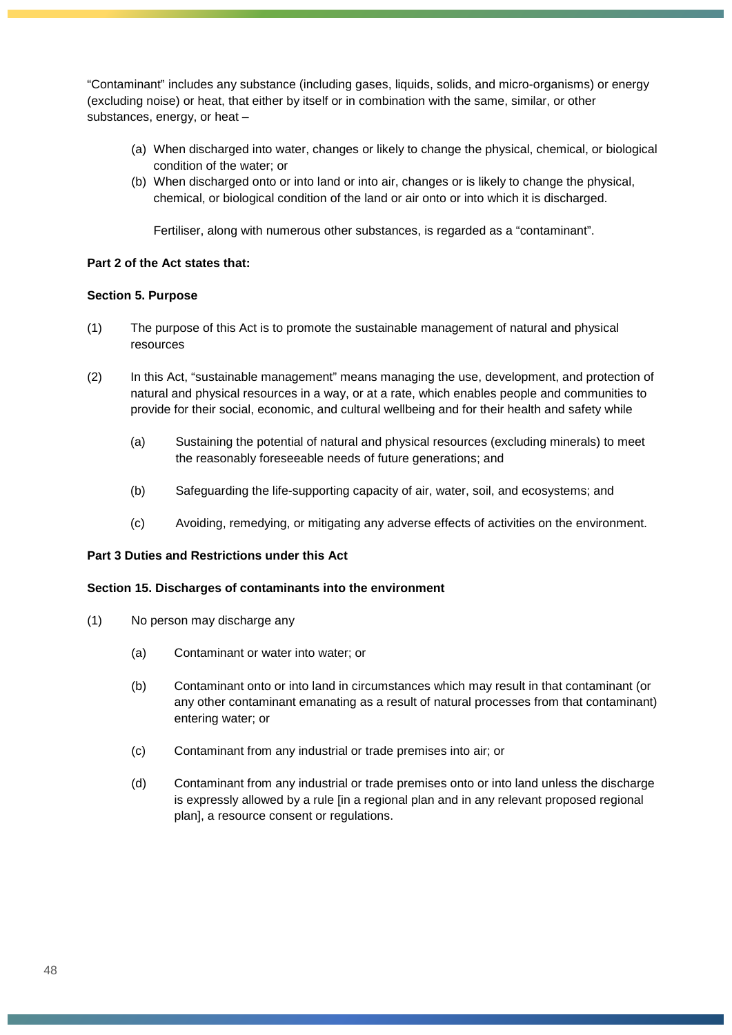"Contaminant" includes any substance (including gases, liquids, solids, and micro-organisms) or energy (excluding noise) or heat, that either by itself or in combination with the same, similar, or other substances, energy, or heat –

(a) When discharged into water, changes or likely to change the physical, chemical, or biological condition of the water; or

(b) When discharged onto or into land or into air, changes or is likely to change the physical, chemical, or biological condition of the land or air onto or into which it is discharged.

Fertiliser, along with numerous other substances, is regarded as a "contaminant".

**Part 2 of the Act states that:**

**Section 5. Purpose**

(1) The purpose of this Act is to promote the sustainable management of natural and physical resources

(2) In this Act, "sustainable management" means managing the use, development, and protection of natural and physical resources in a way, or at a rate, which enables people and communities to provide for their social, economic, and cultural wellbeing and for their health and safety while

(a) Sustaining the potential of natural and physical resources (excluding minerals) to meet the reasonably foreseeable needs of future generations; and

(b) Safeguarding the life-supporting capacity of air, water, soil, and ecosystems; and

(c) Avoiding, remedying, or mitigating any adverse effects of activities on the environment.

**Part 3 Duties and Restrictions under this Act**

**Section 15. Discharges of contaminants into the environment**

(1) No person may discharge any

(a) Contaminant or water into water; or

(b) Contaminant onto or into land in circumstances which may result in that contaminant (or any other contaminant emanating as a result of natural processes from that contaminant) entering water; or

(c) Contaminant from any industrial or trade premises into air; or

(d) Contaminant from any industrial or trade premises onto or into land unless the discharge is expressly allowed by a rule [in a regional plan and in any relevant proposed regional plan], a resource consent or regulations.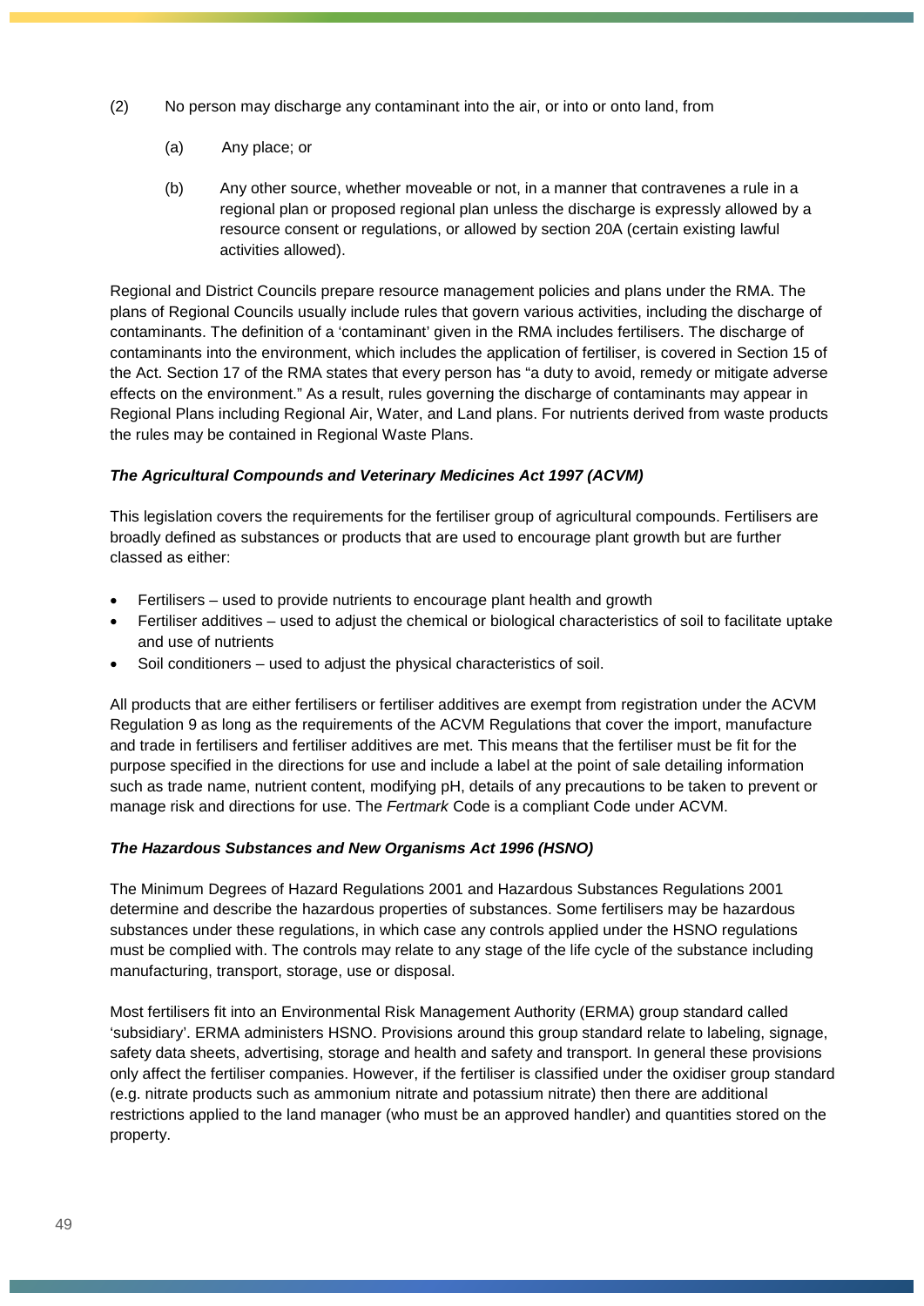(2) No person may discharge any contaminant into the air, or into or onto land, from

  (a) Any place; or

  (b) Any other source, whether moveable or not, in a manner that contravenes a rule in a regional plan or proposed regional plan unless the discharge is expressly allowed by a resource consent or regulations, or allowed by section 20A (certain existing lawful activities allowed).

Regional and District Councils prepare resource management policies and plans under the RMA. The plans of Regional Councils usually include rules that govern various activities, including the discharge of contaminants. The definition of a 'contaminant' given in the RMA includes fertilisers. The discharge of contaminants into the environment, which includes the application of fertiliser, is covered in Section 15 of the Act. Section 17 of the RMA states that every person has "a duty to avoid, remedy or mitigate adverse effects on the environment." As a result, rules governing the discharge of contaminants may appear in Regional Plans including Regional Air, Water, and Land plans. For nutrients derived from waste products the rules may be contained in Regional Waste Plans.

***The Agricultural Compounds and Veterinary Medicines Act 1997 (ACVM)***

This legislation covers the requirements for the fertiliser group of agricultural compounds. Fertilisers are broadly defined as substances or products that are used to encourage plant growth but are further classed as either:

- Fertilisers – used to provide nutrients to encourage plant health and growth
- Fertiliser additives – used to adjust the chemical or biological characteristics of soil to facilitate uptake and use of nutrients
- Soil conditioners – used to adjust the physical characteristics of soil.

All products that are either fertilisers or fertiliser additives are exempt from registration under the ACVM Regulation 9 as long as the requirements of the ACVM Regulations that cover the import, manufacture and trade in fertilisers and fertiliser additives are met. This means that the fertiliser must be fit for the purpose specified in the directions for use and include a label at the point of sale detailing information such as trade name, nutrient content, modifying pH, details of any precautions to be taken to prevent or manage risk and directions for use. The *Fertmark* Code is a compliant Code under ACVM.

***The Hazardous Substances and New Organisms Act 1996 (HSNO)***

The Minimum Degrees of Hazard Regulations 2001 and Hazardous Substances Regulations 2001 determine and describe the hazardous properties of substances. Some fertilisers may be hazardous substances under these regulations, in which case any controls applied under the HSNO regulations must be complied with. The controls may relate to any stage of the life cycle of the substance including manufacturing, transport, storage, use or disposal.

Most fertilisers fit into an Environmental Risk Management Authority (ERMA) group standard called 'subsidiary'. ERMA administers HSNO. Provisions around this group standard relate to labeling, signage, safety data sheets, advertising, storage and health and safety and transport. In general these provisions only affect the fertiliser companies. However, if the fertiliser is classified under the oxidiser group standard (e.g. nitrate products such as ammonium nitrate and potassium nitrate) then there are additional restrictions applied to the land manager (who must be an approved handler) and quantities stored on the property.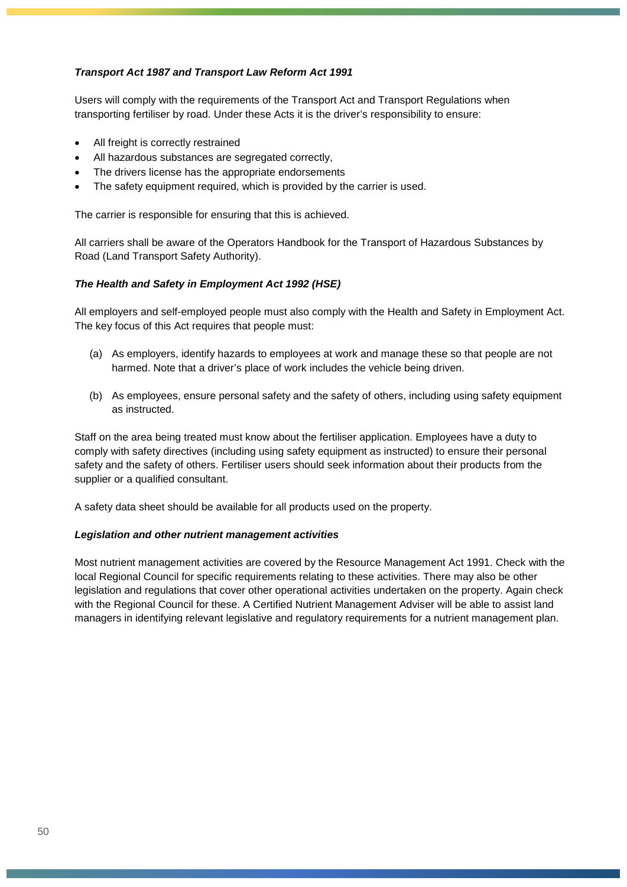### *Transport Act 1987 and Transport Law Reform Act 1991*

Users will comply with the requirements of the Transport Act and Transport Regulations when transporting fertiliser by road. Under these Acts it is the driver's responsibility to ensure:

- All freight is correctly restrained
- All hazardous substances are segregated correctly,
- The drivers license has the appropriate endorsements
- The safety equipment required, which is provided by the carrier is used.

The carrier is responsible for ensuring that this is achieved.

All carriers shall be aware of the Operators Handbook for the Transport of Hazardous Substances by Road (Land Transport Safety Authority).

### *The Health and Safety in Employment Act 1992 (HSE)*

All employers and self-employed people must also comply with the Health and Safety in Employment Act. The key focus of this Act requires that people must:

(a) As employers, identify hazards to employees at work and manage these so that people are not harmed. Note that a driver's place of work includes the vehicle being driven.

(b) As employees, ensure personal safety and the safety of others, including using safety equipment as instructed.

Staff on the area being treated must know about the fertiliser application. Employees have a duty to comply with safety directives (including using safety equipment as instructed) to ensure their personal safety and the safety of others. Fertiliser users should seek information about their products from the supplier or a qualified consultant.

A safety data sheet should be available for all products used on the property.

### *Legislation and other nutrient management activities*

Most nutrient management activities are covered by the Resource Management Act 1991. Check with the local Regional Council for specific requirements relating to these activities. There may also be other legislation and regulations that cover other operational activities undertaken on the property. Again check with the Regional Council for these. A Certified Nutrient Management Adviser will be able to assist land managers in identifying relevant legislative and regulatory requirements for a nutrient management plan.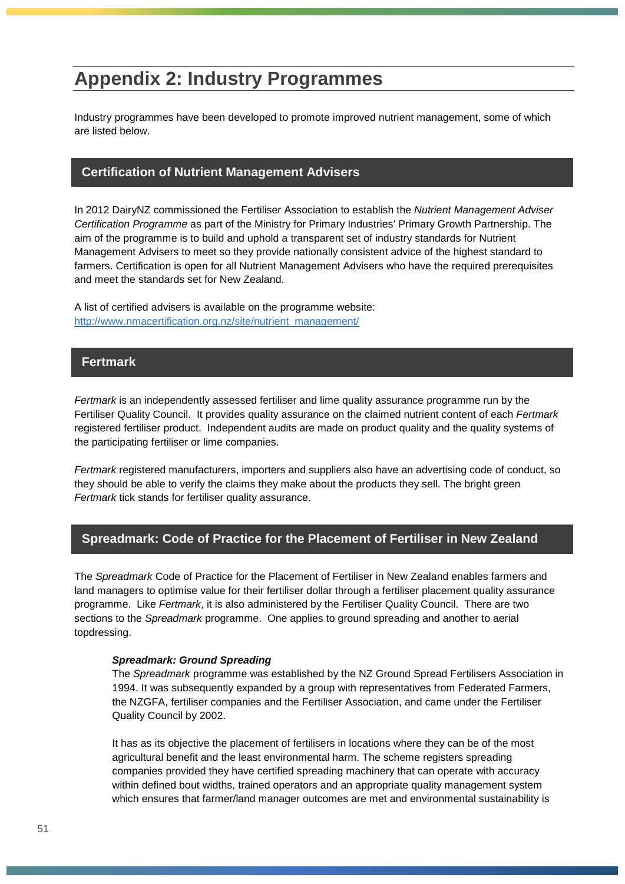# Appendix 2: Industry Programmes

Industry programmes have been developed to promote improved nutrient management, some of which are listed below.

## Certification of Nutrient Management Advisers

In 2012 DairyNZ commissioned the Fertiliser Association to establish the *Nutrient Management Adviser Certification Programme* as part of the Ministry for Primary Industries' Primary Growth Partnership. The aim of the programme is to build and uphold a transparent set of industry standards for Nutrient Management Advisers to meet so they provide nationally consistent advice of the highest standard to farmers. Certification is open for all Nutrient Management Advisers who have the required prerequisites and meet the standards set for New Zealand.

A list of certified advisers is available on the programme website: http://www.nmacertification.org.nz/site/nutrient_management/

## Fertmark

*Fertmark* is an independently assessed fertiliser and lime quality assurance programme run by the Fertiliser Quality Council. It provides quality assurance on the claimed nutrient content of each *Fertmark* registered fertiliser product. Independent audits are made on product quality and the quality systems of the participating fertiliser or lime companies.

*Fertmark* registered manufacturers, importers and suppliers also have an advertising code of conduct, so they should be able to verify the claims they make about the products they sell. The bright green *Fertmark* tick stands for fertiliser quality assurance.

## Spreadmark: Code of Practice for the Placement of Fertiliser in New Zealand

The *Spreadmark* Code of Practice for the Placement of Fertiliser in New Zealand enables farmers and land managers to optimise value for their fertiliser dollar through a fertiliser placement quality assurance programme. Like *Fertmark*, it is also administered by the Fertiliser Quality Council. There are two sections to the *Spreadmark* programme. One applies to ground spreading and another to aerial topdressing.

***Spreadmark: Ground Spreading***

The *Spreadmark* programme was established by the NZ Ground Spread Fertilisers Association in 1994. It was subsequently expanded by a group with representatives from Federated Farmers, the NZGFA, fertiliser companies and the Fertiliser Association, and came under the Fertiliser Quality Council by 2002.

It has as its objective the placement of fertilisers in locations where they can be of the most agricultural benefit and the least environmental harm. The scheme registers spreading companies provided they have certified spreading machinery that can operate with accuracy within defined bout widths, trained operators and an appropriate quality management system which ensures that farmer/land manager outcomes are met and environmental sustainability is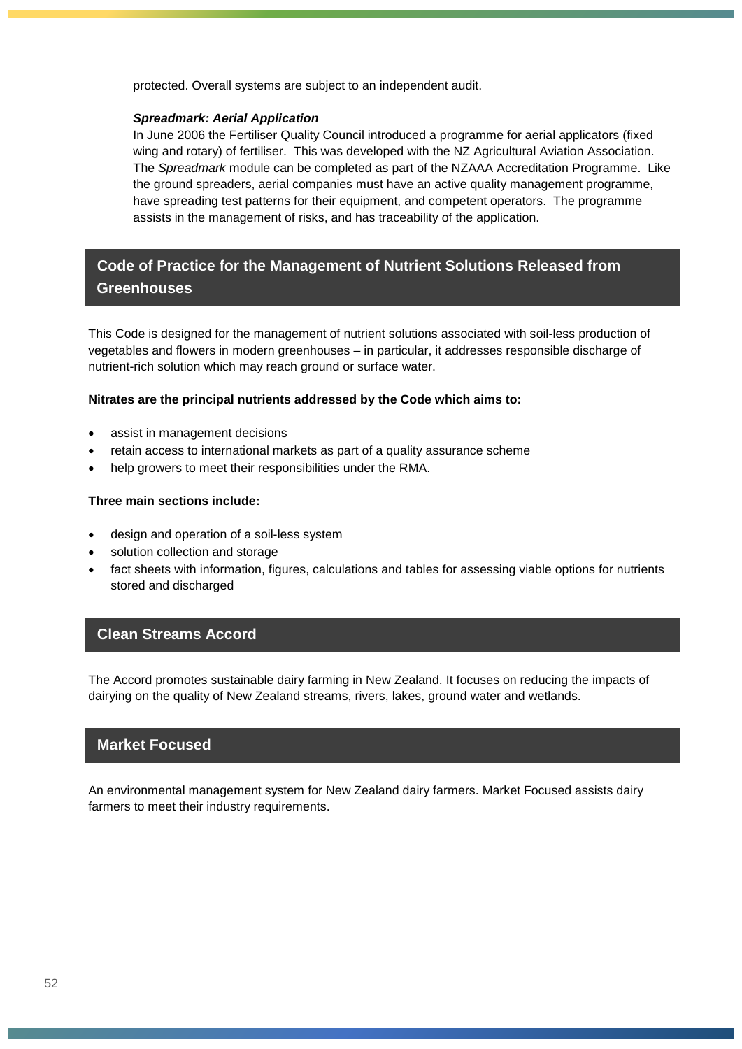protected. Overall systems are subject to an independent audit.

***Spreadmark: Aerial Application***

In June 2006 the Fertiliser Quality Council introduced a programme for aerial applicators (fixed wing and rotary) of fertiliser. This was developed with the NZ Agricultural Aviation Association. The *Spreadmark* module can be completed as part of the NZAAA Accreditation Programme. Like the ground spreaders, aerial companies must have an active quality management programme, have spreading test patterns for their equipment, and competent operators. The programme assists in the management of risks, and has traceability of the application.

## Code of Practice for the Management of Nutrient Solutions Released from Greenhouses

This Code is designed for the management of nutrient solutions associated with soil-less production of vegetables and flowers in modern greenhouses – in particular, it addresses responsible discharge of nutrient-rich solution which may reach ground or surface water.

**Nitrates are the principal nutrients addressed by the Code which aims to:**

- assist in management decisions
- retain access to international markets as part of a quality assurance scheme
- help growers to meet their responsibilities under the RMA.

**Three main sections include:**

- design and operation of a soil-less system
- solution collection and storage
- fact sheets with information, figures, calculations and tables for assessing viable options for nutrients stored and discharged

## Clean Streams Accord

The Accord promotes sustainable dairy farming in New Zealand. It focuses on reducing the impacts of dairying on the quality of New Zealand streams, rivers, lakes, ground water and wetlands.

## Market Focused

An environmental management system for New Zealand dairy farmers. Market Focused assists dairy farmers to meet their industry requirements.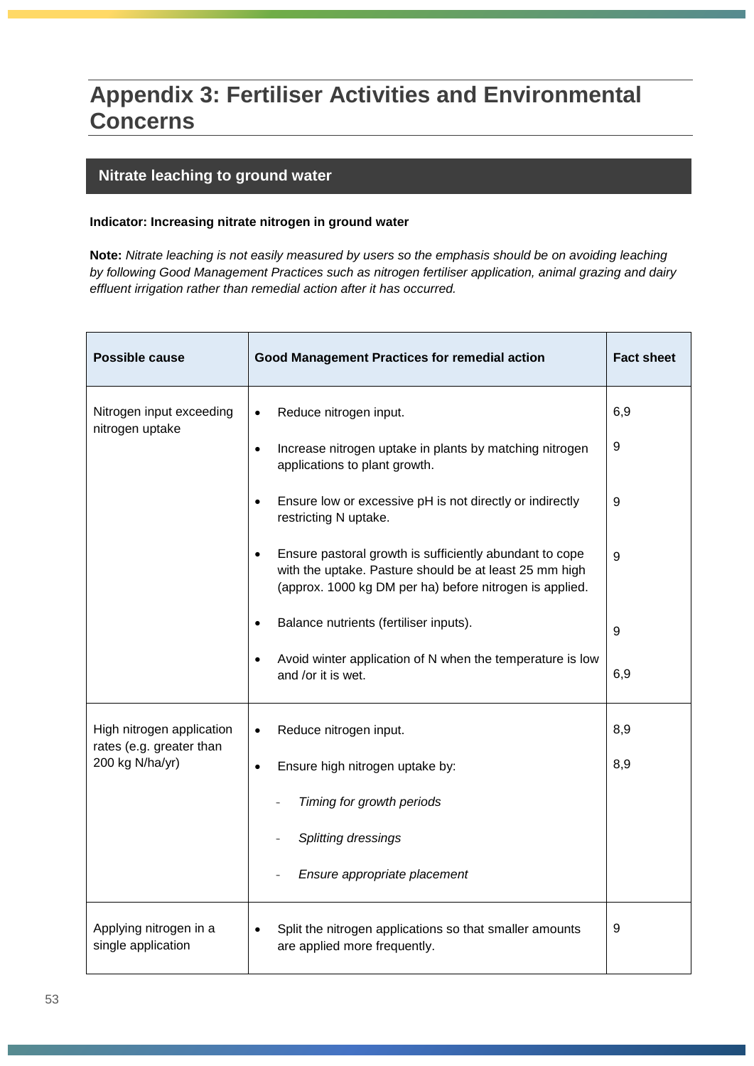# Appendix 3: Fertiliser Activities and Environmental Concerns

## Nitrate leaching to ground water

**Indicator: Increasing nitrate nitrogen in ground water**

**Note:** *Nitrate leaching is not easily measured by users so the emphasis should be on avoiding leaching by following Good Management Practices such as nitrogen fertiliser application, animal grazing and dairy effluent irrigation rather than remedial action after it has occurred.*

| Possible cause | Good Management Practices for remedial action | Fact sheet |
|---|---|---|
| Nitrogen input exceeding nitrogen uptake | • Reduce nitrogen input. | 6,9 |
| | • Increase nitrogen uptake in plants by matching nitrogen applications to plant growth. | 9 |
| | • Ensure low or excessive pH is not directly or indirectly restricting N uptake. | 9 |
| | • Ensure pastoral growth is sufficiently abundant to cope with the uptake. Pasture should be at least 25 mm high (approx. 1000 kg DM per ha) before nitrogen is applied. | 9 |
| | • Balance nutrients (fertiliser inputs). | 9 |
| | • Avoid winter application of N when the temperature is low and /or it is wet. | 6,9 |
| High nitrogen application rates (e.g. greater than 200 kg N/ha/yr) | • Reduce nitrogen input. | 8,9 |
| | • Ensure high nitrogen uptake by:<br>- *Timing for growth periods*<br>- *Splitting dressings*<br>- *Ensure appropriate placement* | 8,9 |
| Applying nitrogen in a single application | • Split the nitrogen applications so that smaller amounts are applied more frequently. | 9 |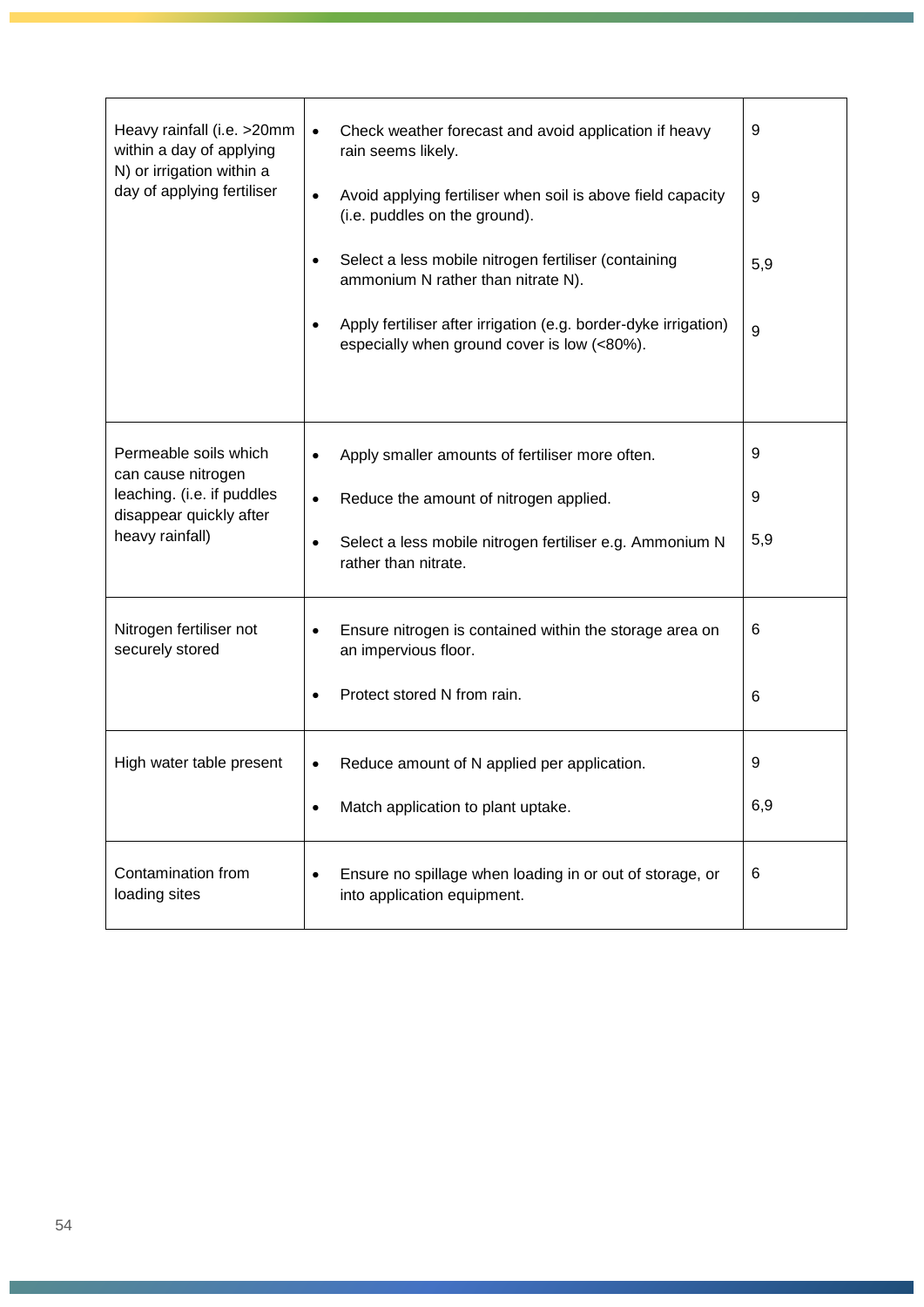| | | |
|---|---|---|
| Heavy rainfall (i.e. >20mm within a day of applying N) or irrigation within a day of applying fertiliser | • Check weather forecast and avoid application if heavy rain seems likely.<br>• Avoid applying fertiliser when soil is above field capacity (i.e. puddles on the ground).<br>• Select a less mobile nitrogen fertiliser (containing ammonium N rather than nitrate N).<br>• Apply fertiliser after irrigation (e.g. border-dyke irrigation) especially when ground cover is low (<80%). | 9<br>9<br>5,9<br>9 |
| Permeable soils which can cause nitrogen leaching. (i.e. if puddles disappear quickly after heavy rainfall) | • Apply smaller amounts of fertiliser more often.<br>• Reduce the amount of nitrogen applied.<br>• Select a less mobile nitrogen fertiliser e.g. Ammonium N rather than nitrate. | 9<br>9<br>5,9 |
| Nitrogen fertiliser not securely stored | • Ensure nitrogen is contained within the storage area on an impervious floor.<br>• Protect stored N from rain. | 6<br>6 |
| High water table present | • Reduce amount of N applied per application.<br>• Match application to plant uptake. | 9<br>6,9 |
| Contamination from loading sites | • Ensure no spillage when loading in or out of storage, or into application equipment. | 6 |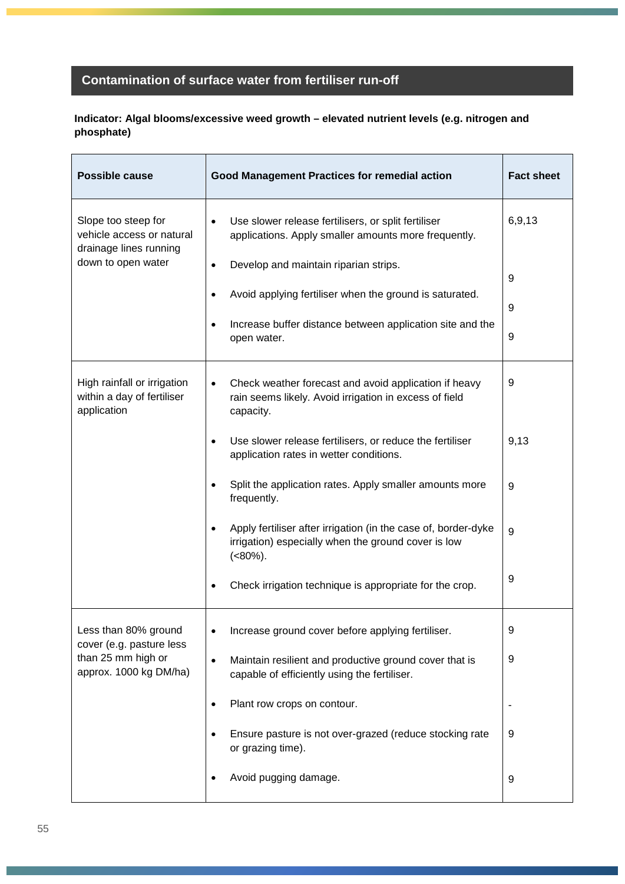## Contamination of surface water from fertiliser run-off

**Indicator: Algal blooms/excessive weed growth – elevated nutrient levels (e.g. nitrogen and phosphate)**

| Possible cause | Good Management Practices for remedial action | Fact sheet |
|---|---|---|
| Slope too steep for vehicle access or natural drainage lines running down to open water | • Use slower release fertilisers, or split fertiliser applications. Apply smaller amounts more frequently. | 6,9,13 |
| | • Develop and maintain riparian strips. | 9 |
| | • Avoid applying fertiliser when the ground is saturated. | 9 |
| | • Increase buffer distance between application site and the open water. | 9 |
| High rainfall or irrigation within a day of fertiliser application | • Check weather forecast and avoid application if heavy rain seems likely. Avoid irrigation in excess of field capacity. | 9 |
| | • Use slower release fertilisers, or reduce the fertiliser application rates in wetter conditions. | 9,13 |
| | • Split the application rates. Apply smaller amounts more frequently. | 9 |
| | • Apply fertiliser after irrigation (in the case of, border-dyke irrigation) especially when the ground cover is low (<80%). | 9 |
| | • Check irrigation technique is appropriate for the crop. | 9 |
| Less than 80% ground cover (e.g. pasture less than 25 mm high or approx. 1000 kg DM/ha) | • Increase ground cover before applying fertiliser. | 9 |
| | • Maintain resilient and productive ground cover that is capable of efficiently using the fertiliser. | 9 |
| | • Plant row crops on contour. | - |
| | • Ensure pasture is not over-grazed (reduce stocking rate or grazing time). | 9 |
| | • Avoid pugging damage. | 9 |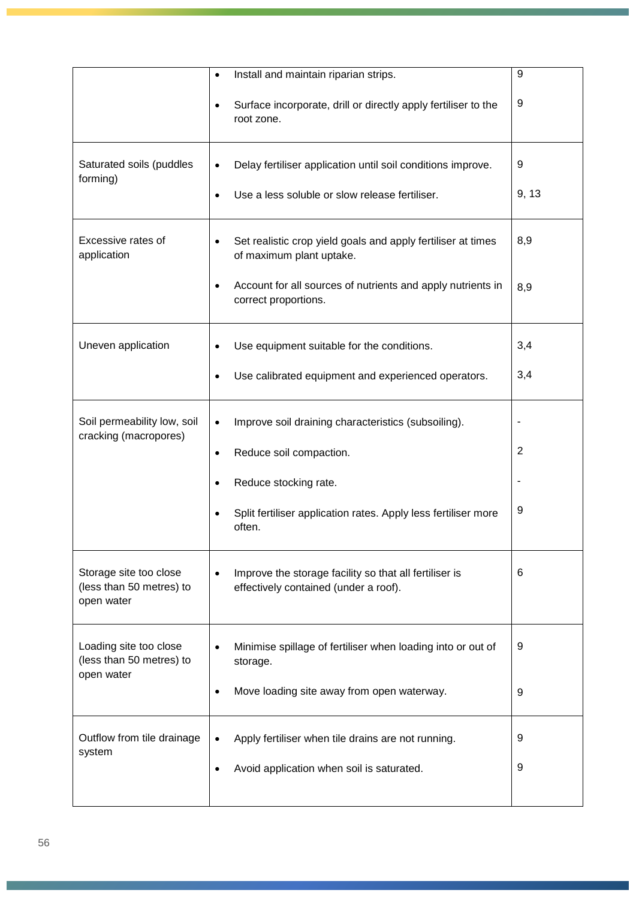| | | |
|---|---|---|
| | • Install and maintain riparian strips.<br><br>• Surface incorporate, drill or directly apply fertiliser to the root zone. | 9<br><br>9 |
| Saturated soils (puddles forming) | • Delay fertiliser application until soil conditions improve.<br><br>• Use a less soluble or slow release fertiliser. | 9<br><br>9, 13 |
| Excessive rates of application | • Set realistic crop yield goals and apply fertiliser at times of maximum plant uptake.<br><br>• Account for all sources of nutrients and apply nutrients in correct proportions. | 8,9<br><br>8,9 |
| Uneven application | • Use equipment suitable for the conditions.<br><br>• Use calibrated equipment and experienced operators. | 3,4<br><br>3,4 |
| Soil permeability low, soil cracking (macropores) | • Improve soil draining characteristics (subsoiling).<br><br>• Reduce soil compaction.<br><br>• Reduce stocking rate.<br><br>• Split fertiliser application rates. Apply less fertiliser more often. | -<br><br>2<br><br>-<br><br>9 |
| Storage site too close (less than 50 metres) to open water | • Improve the storage facility so that all fertiliser is effectively contained (under a roof). | 6 |
| Loading site too close (less than 50 metres) to open water | • Minimise spillage of fertiliser when loading into or out of storage.<br><br>• Move loading site away from open waterway. | 9<br><br>9 |
| Outflow from tile drainage system | • Apply fertiliser when tile drains are not running.<br><br>• Avoid application when soil is saturated. | 9<br><br>9 |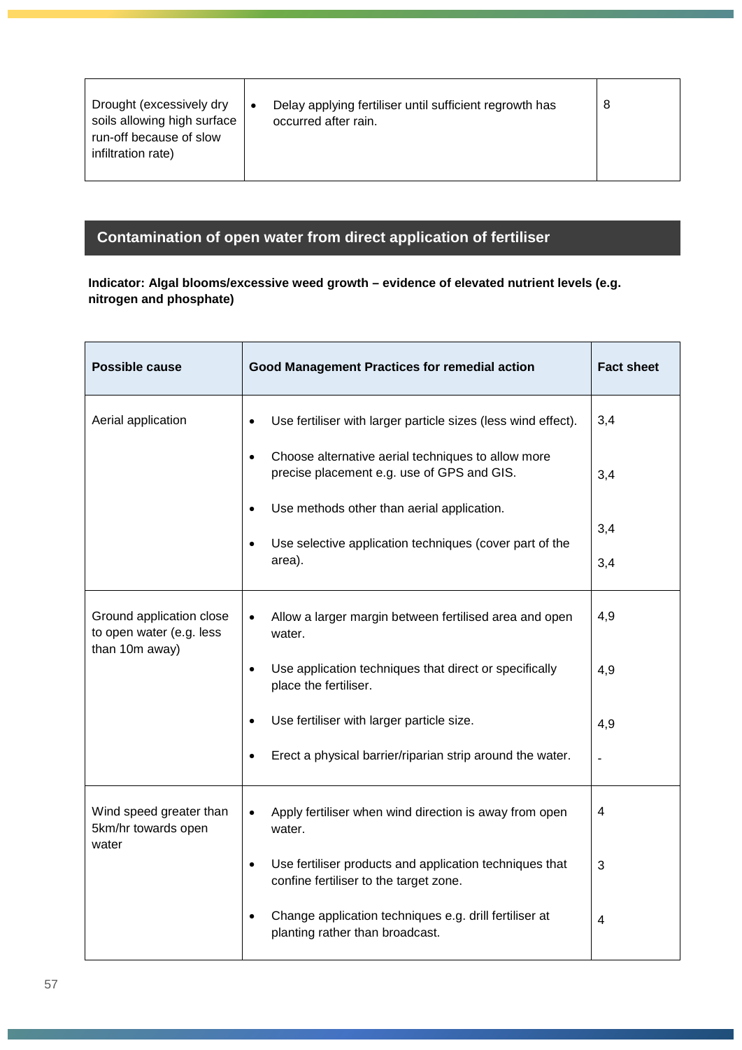| | | |
|---|---|---|
| Drought (excessively dry soils allowing high surface run-off because of slow infiltration rate) | • Delay applying fertiliser until sufficient regrowth has occurred after rain. | 8 |

## Contamination of open water from direct application of fertiliser

**Indicator: Algal blooms/excessive weed growth – evidence of elevated nutrient levels (e.g. nitrogen and phosphate)**

| Possible cause | Good Management Practices for remedial action | Fact sheet |
|---|---|---|
| Aerial application | • Use fertiliser with larger particle sizes (less wind effect). | 3,4 |
| | • Choose alternative aerial techniques to allow more precise placement e.g. use of GPS and GIS. | 3,4 |
| | • Use methods other than aerial application. | 3,4 |
| | • Use selective application techniques (cover part of the area). | 3,4 |
| Ground application close to open water (e.g. less than 10m away) | • Allow a larger margin between fertilised area and open water. | 4,9 |
| | • Use application techniques that direct or specifically place the fertiliser. | 4,9 |
| | • Use fertiliser with larger particle size. | 4,9 |
| | • Erect a physical barrier/riparian strip around the water. | - |
| Wind speed greater than 5km/hr towards open water | • Apply fertiliser when wind direction is away from open water. | 4 |
| | • Use fertiliser products and application techniques that confine fertiliser to the target zone. | 3 |
| | • Change application techniques e.g. drill fertiliser at planting rather than broadcast. | 4 |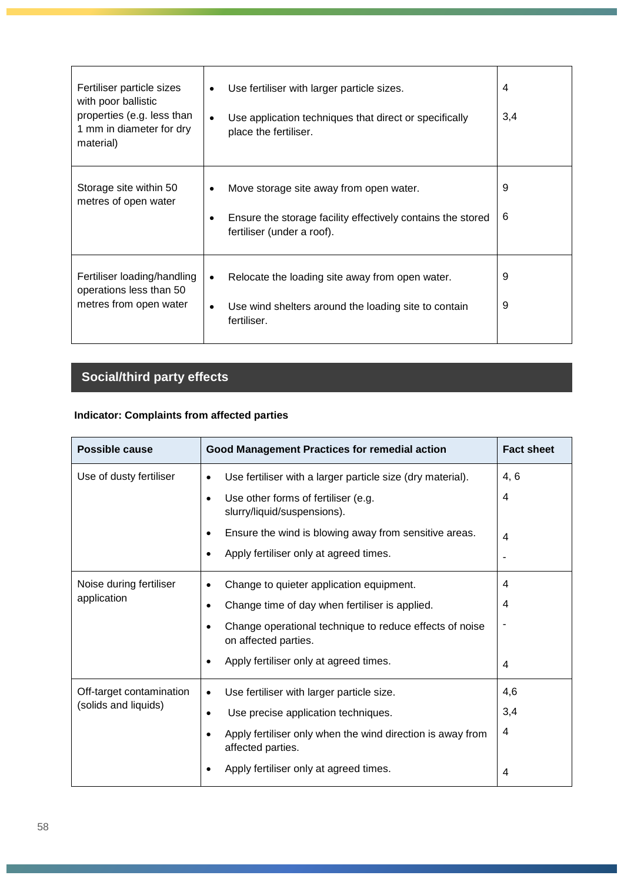| | | |
|---|---|---|
| Fertiliser particle sizes with poor ballistic properties (e.g. less than 1 mm in diameter for dry material) | • Use fertiliser with larger particle sizes.<br>• Use application techniques that direct or specifically place the fertiliser. | 4<br>3,4 |
| Storage site within 50 metres of open water | • Move storage site away from open water.<br>• Ensure the storage facility effectively contains the stored fertiliser (under a roof). | 9<br>6 |
| Fertiliser loading/handling operations less than 50 metres from open water | • Relocate the loading site away from open water.<br>• Use wind shelters around the loading site to contain fertiliser. | 9<br>9 |

## Social/third party effects

**Indicator: Complaints from affected parties**

| Possible cause | Good Management Practices for remedial action | Fact sheet |
|---|---|---|
| Use of dusty fertiliser | • Use fertiliser with a larger particle size (dry material).<br>• Use other forms of fertiliser (e.g. slurry/liquid/suspensions).<br>• Ensure the wind is blowing away from sensitive areas.<br>• Apply fertiliser only at agreed times. | 4, 6<br>4<br>4<br>- |
| Noise during fertiliser application | • Change to quieter application equipment.<br>• Change time of day when fertiliser is applied.<br>• Change operational technique to reduce effects of noise on affected parties.<br>• Apply fertiliser only at agreed times. | 4<br>4<br>-<br>4 |
| Off-target contamination (solids and liquids) | • Use fertiliser with larger particle size.<br>• Use precise application techniques.<br>• Apply fertiliser only when the wind direction is away from affected parties.<br>• Apply fertiliser only at agreed times. | 4,6<br>3,4<br>4<br>4 |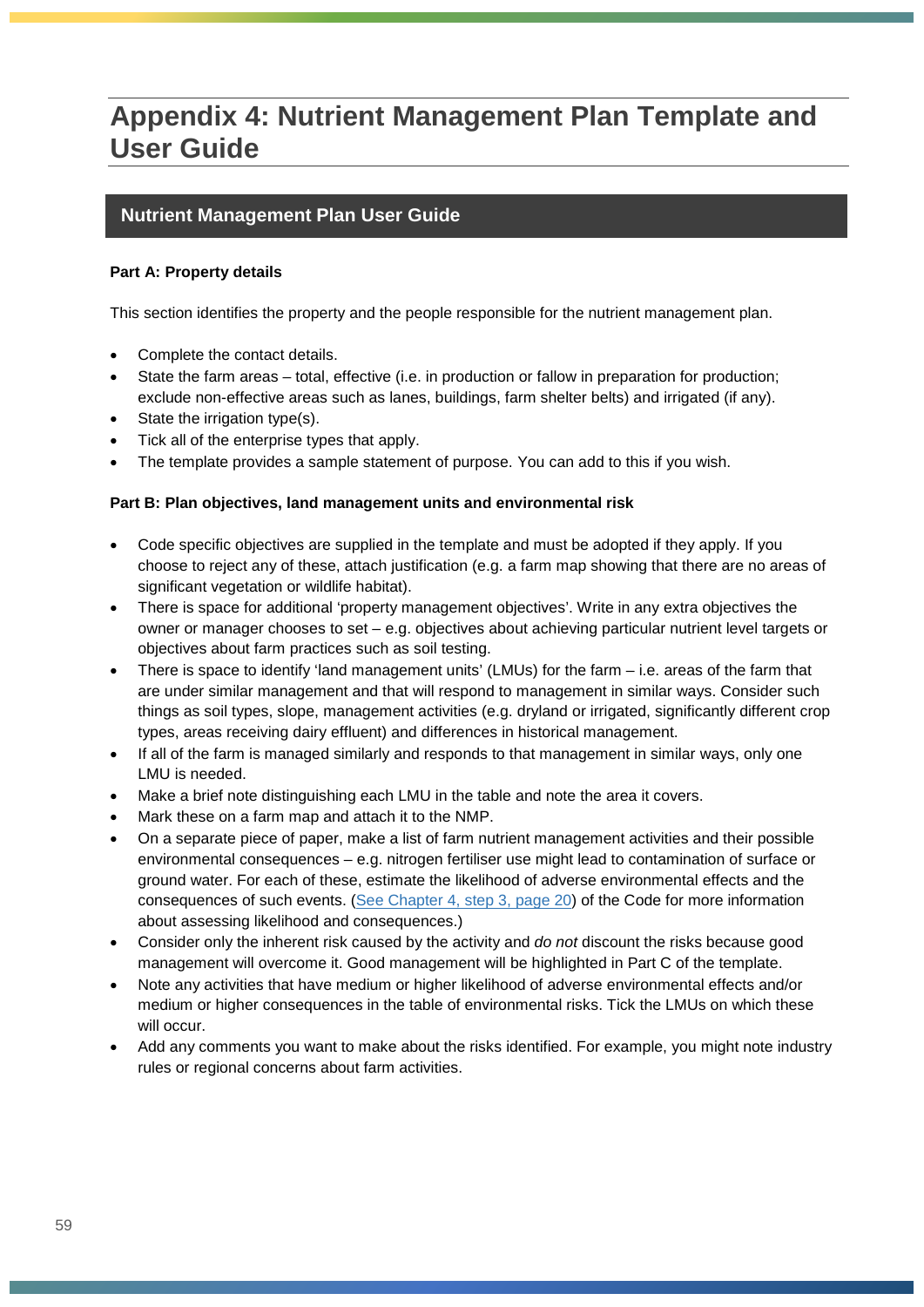# Appendix 4: Nutrient Management Plan Template and User Guide

## Nutrient Management Plan User Guide

**Part A: Property details**

This section identifies the property and the people responsible for the nutrient management plan.

- Complete the contact details.
- State the farm areas – total, effective (i.e. in production or fallow in preparation for production; exclude non-effective areas such as lanes, buildings, farm shelter belts) and irrigated (if any).
- State the irrigation type(s).
- Tick all of the enterprise types that apply.
- The template provides a sample statement of purpose. You can add to this if you wish.

**Part B: Plan objectives, land management units and environmental risk**

- Code specific objectives are supplied in the template and must be adopted if they apply. If you choose to reject any of these, attach justification (e.g. a farm map showing that there are no areas of significant vegetation or wildlife habitat).
- There is space for additional 'property management objectives'. Write in any extra objectives the owner or manager chooses to set – e.g. objectives about achieving particular nutrient level targets or objectives about farm practices such as soil testing.
- There is space to identify 'land management units' (LMUs) for the farm – i.e. areas of the farm that are under similar management and that will respond to management in similar ways. Consider such things as soil types, slope, management activities (e.g. dryland or irrigated, significantly different crop types, areas receiving dairy effluent) and differences in historical management.
- If all of the farm is managed similarly and responds to that management in similar ways, only one LMU is needed.
- Make a brief note distinguishing each LMU in the table and note the area it covers.
- Mark these on a farm map and attach it to the NMP.
- On a separate piece of paper, make a list of farm nutrient management activities and their possible environmental consequences – e.g. nitrogen fertiliser use might lead to contamination of surface or ground water. For each of these, estimate the likelihood of adverse environmental effects and the consequences of such events. (See Chapter 4, step 3, page 20) of the Code for more information about assessing likelihood and consequences.)
- Consider only the inherent risk caused by the activity and *do not* discount the risks because good management will overcome it. Good management will be highlighted in Part C of the template.
- Note any activities that have medium or higher likelihood of adverse environmental effects and/or medium or higher consequences in the table of environmental risks. Tick the LMUs on which these will occur.
- Add any comments you want to make about the risks identified. For example, you might note industry rules or regional concerns about farm activities.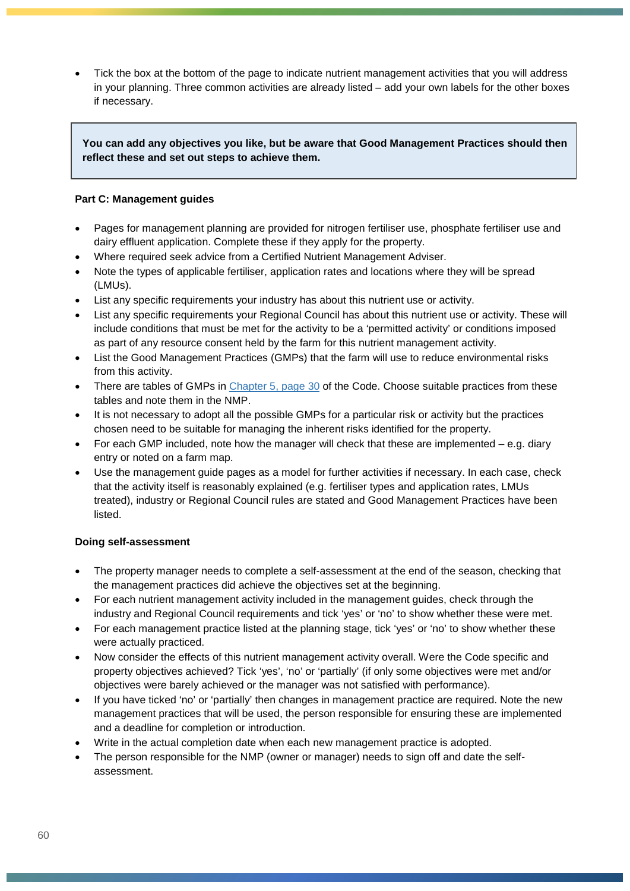- Tick the box at the bottom of the page to indicate nutrient management activities that you will address in your planning. Three common activities are already listed – add your own labels for the other boxes if necessary.

> **You can add any objectives you like, but be aware that Good Management Practices should then reflect these and set out steps to achieve them.**

**Part C: Management guides**

- Pages for management planning are provided for nitrogen fertiliser use, phosphate fertiliser use and dairy effluent application. Complete these if they apply for the property.
- Where required seek advice from a Certified Nutrient Management Adviser.
- Note the types of applicable fertiliser, application rates and locations where they will be spread (LMUs).
- List any specific requirements your industry has about this nutrient use or activity.
- List any specific requirements your Regional Council has about this nutrient use or activity. These will include conditions that must be met for the activity to be a 'permitted activity' or conditions imposed as part of any resource consent held by the farm for this nutrient management activity.
- List the Good Management Practices (GMPs) that the farm will use to reduce environmental risks from this activity.
- There are tables of GMPs in Chapter 5, page 30 of the Code. Choose suitable practices from these tables and note them in the NMP.
- It is not necessary to adopt all the possible GMPs for a particular risk or activity but the practices chosen need to be suitable for managing the inherent risks identified for the property.
- For each GMP included, note how the manager will check that these are implemented – e.g. diary entry or noted on a farm map.
- Use the management guide pages as a model for further activities if necessary. In each case, check that the activity itself is reasonably explained (e.g. fertiliser types and application rates, LMUs treated), industry or Regional Council rules are stated and Good Management Practices have been listed.

**Doing self-assessment**

- The property manager needs to complete a self-assessment at the end of the season, checking that the management practices did achieve the objectives set at the beginning.
- For each nutrient management activity included in the management guides, check through the industry and Regional Council requirements and tick 'yes' or 'no' to show whether these were met.
- For each management practice listed at the planning stage, tick 'yes' or 'no' to show whether these were actually practiced.
- Now consider the effects of this nutrient management activity overall. Were the Code specific and property objectives achieved? Tick 'yes', 'no' or 'partially' (if only some objectives were met and/or objectives were barely achieved or the manager was not satisfied with performance).
- If you have ticked 'no' or 'partially' then changes in management practice are required. Note the new management practices that will be used, the person responsible for ensuring these are implemented and a deadline for completion or introduction.
- Write in the actual completion date when each new management practice is adopted.
- The person responsible for the NMP (owner or manager) needs to sign off and date the self-assessment.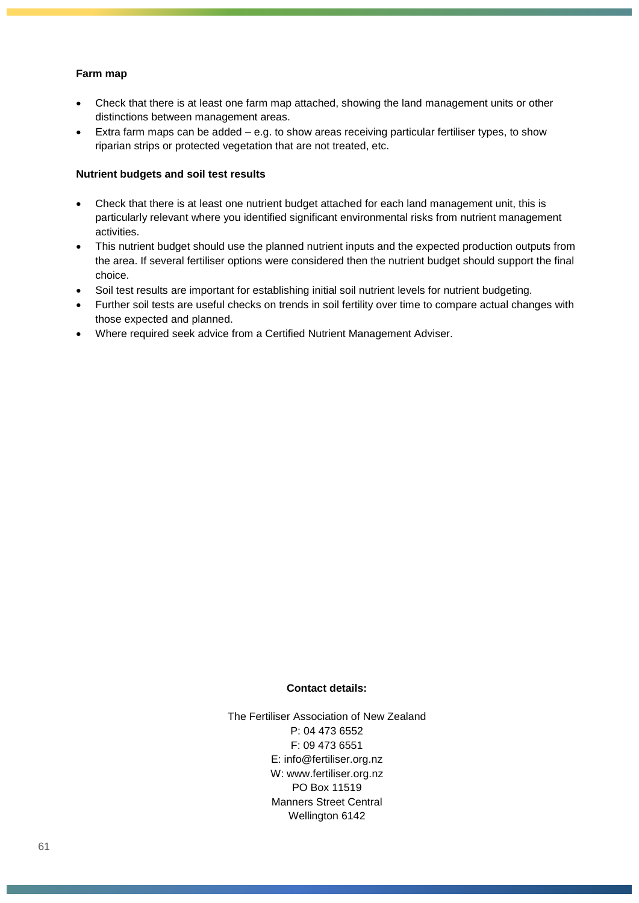**Farm map**

- Check that there is at least one farm map attached, showing the land management units or other distinctions between management areas.
- Extra farm maps can be added – e.g. to show areas receiving particular fertiliser types, to show riparian strips or protected vegetation that are not treated, etc.

**Nutrient budgets and soil test results**

- Check that there is at least one nutrient budget attached for each land management unit, this is particularly relevant where you identified significant environmental risks from nutrient management activities.
- This nutrient budget should use the planned nutrient inputs and the expected production outputs from the area. If several fertiliser options were considered then the nutrient budget should support the final choice.
- Soil test results are important for establishing initial soil nutrient levels for nutrient budgeting.
- Further soil tests are useful checks on trends in soil fertility over time to compare actual changes with those expected and planned.
- Where required seek advice from a Certified Nutrient Management Adviser.

**Contact details:**

The Fertiliser Association of New Zealand
P: 04 473 6552
F: 09 473 6551
E: info@fertiliser.org.nz
W: www.fertiliser.org.nz
PO Box 11519
Manners Street Central
Wellington 6142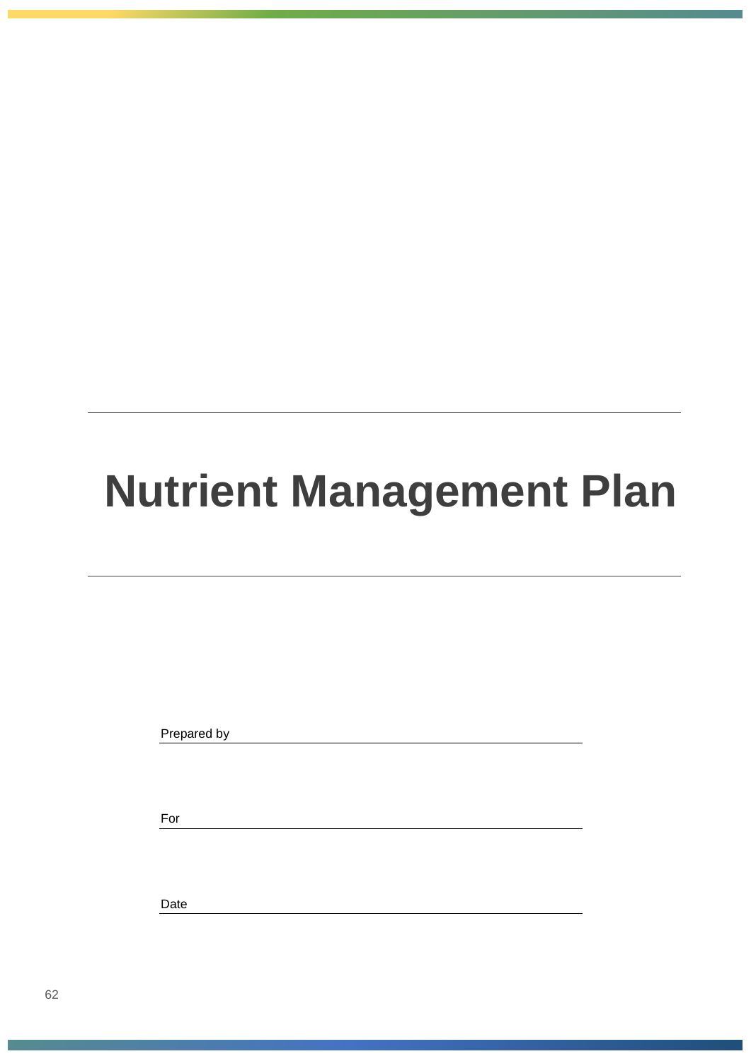# Nutrient Management Plan

Prepared by \_\_\_\_\_\_\_\_\_\_\_\_\_\_\_\_\_\_\_\_\_\_\_\_\_\_\_\_\_\_\_\_\_\_\_\_\_\_\_\_

For \_\_\_\_\_\_\_\_\_\_\_\_\_\_\_\_\_\_\_\_\_\_\_\_\_\_\_\_\_\_\_\_\_\_\_\_\_\_\_\_

Date \_\_\_\_\_\_\_\_\_\_\_\_\_\_\_\_\_\_\_\_\_\_\_\_\_\_\_\_\_\_\_\_\_\_\_\_\_\_\_\_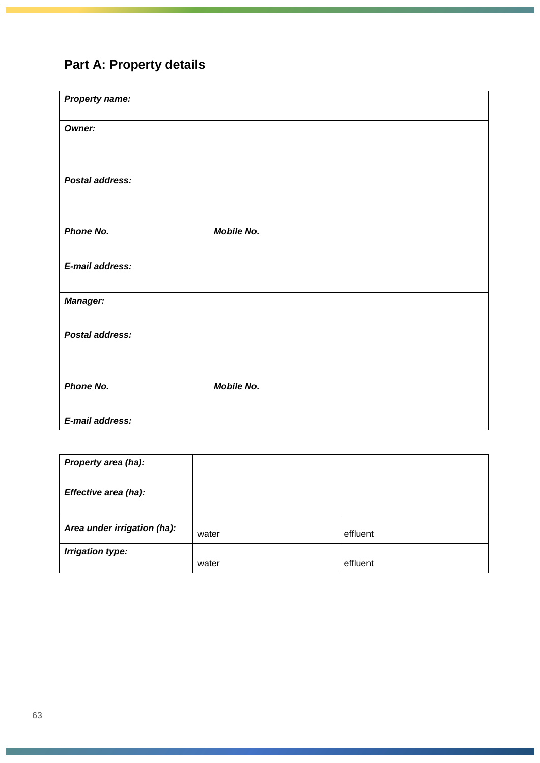## Part A: Property details

| ***Property name:*** | |
|---|---|
| ***Owner:***<br><br>***Postal address:***<br><br>***Phone No.*** ***Mobile No.***<br><br>***E-mail address:*** | |
| ***Manager:***<br><br>***Postal address:***<br><br>***Phone No.*** ***Mobile No.***<br><br>***E-mail address:*** | |

| ***Property area (ha):*** | | |
|---|---|---|
| ***Effective area (ha):*** | | |
| ***Area under irrigation (ha):*** | water | effluent |
| ***Irrigation type:*** | water | effluent |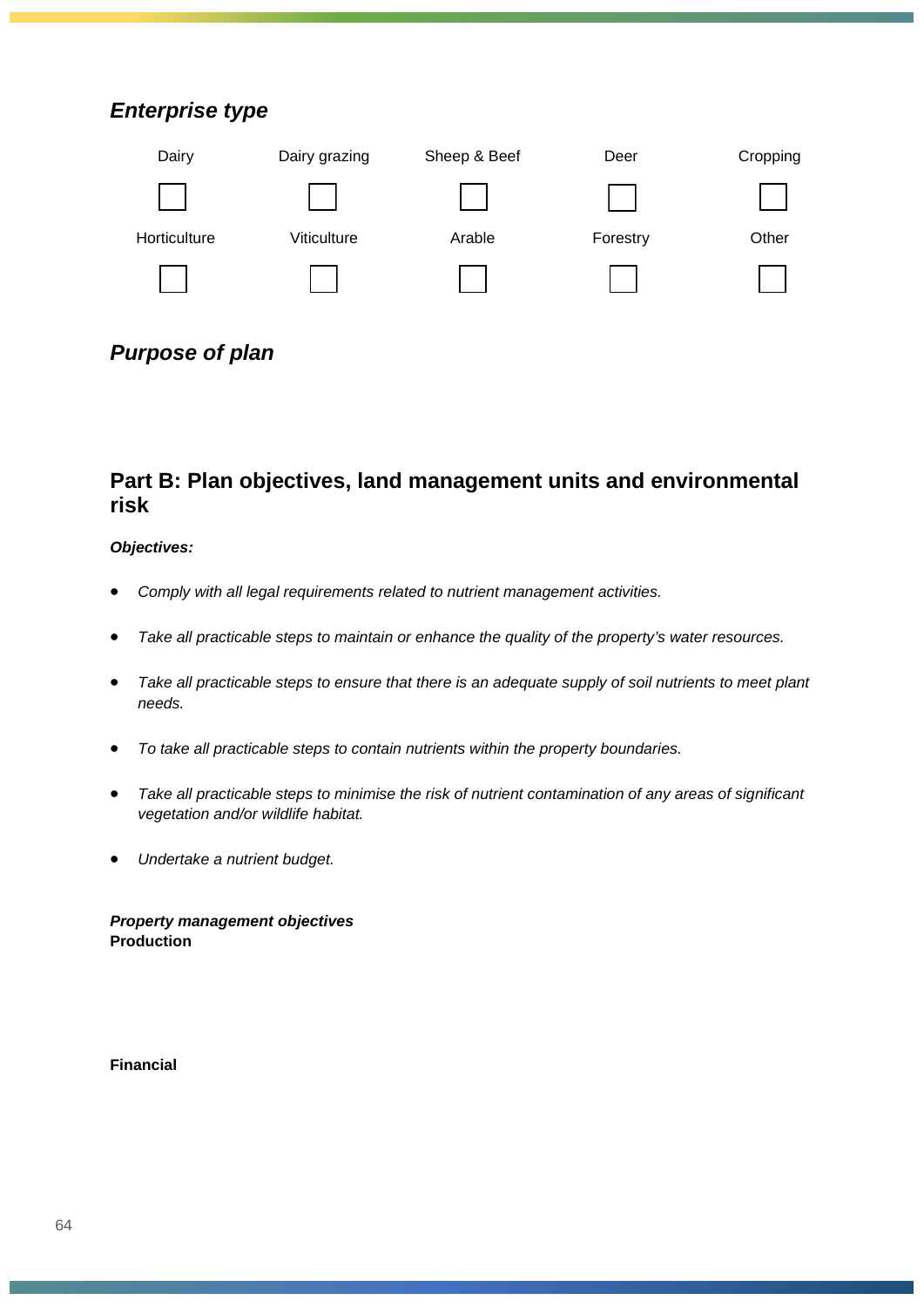### *Enterprise type*

| Dairy | Dairy grazing | Sheep & Beef | Deer | Cropping |
|---|---|---|---|---|
| ☐ | ☐ | ☐ | ☐ | ☐ |
| Horticulture | Viticulture | Arable | Forestry | Other |
| ☐ | ☐ | ☐ | ☐ | ☐ |

### *Purpose of plan*

## Part B: Plan objectives, land management units and environmental risk

***Objectives:***

- *Comply with all legal requirements related to nutrient management activities.*
- *Take all practicable steps to maintain or enhance the quality of the property's water resources.*
- *Take all practicable steps to ensure that there is an adequate supply of soil nutrients to meet plant needs.*
- *To take all practicable steps to contain nutrients within the property boundaries.*
- *Take all practicable steps to minimise the risk of nutrient contamination of any areas of significant vegetation and/or wildlife habitat.*
- *Undertake a nutrient budget.*

***Property management objectives***
**Production**

**Financial**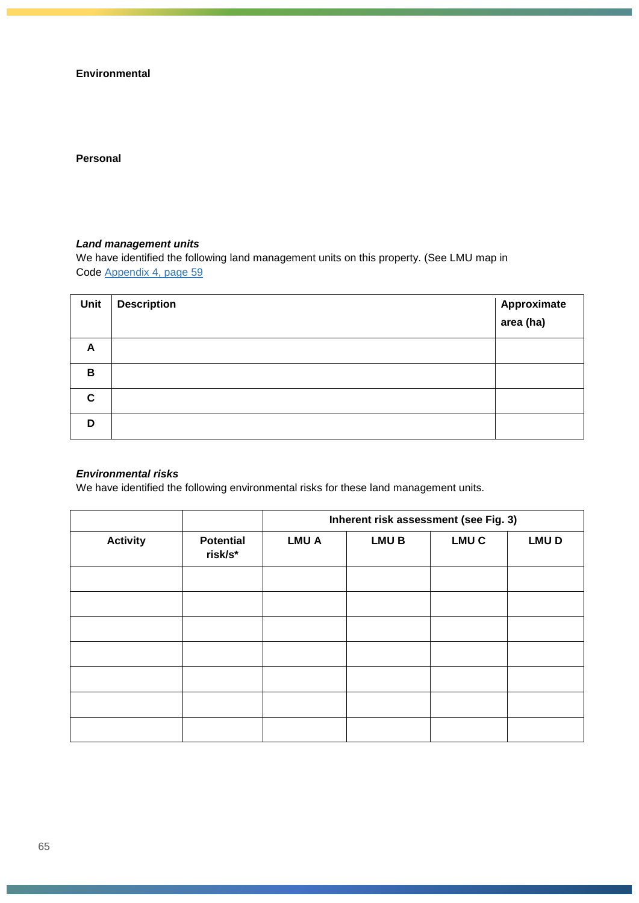**Environmental**

**Personal**

***Land management units***

We have identified the following land management units on this property. (See LMU map in Code Appendix 4, page 59

| Unit | Description | Approximate area (ha) |
|---|---|---|
| A | | |
| B | | |
| C | | |
| D | | |

***Environmental risks***

We have identified the following environmental risks for these land management units.

| | | Inherent risk assessment (see Fig. 3) | | | |
|---|---|---|---|---|---|
| **Activity** | **Potential risk/s*** | **LMU A** | **LMU B** | **LMU C** | **LMU D** |
| | | | | | |
| | | | | | |
| | | | | | |
| | | | | | |
| | | | | | |
| | | | | | |
| | | | | | |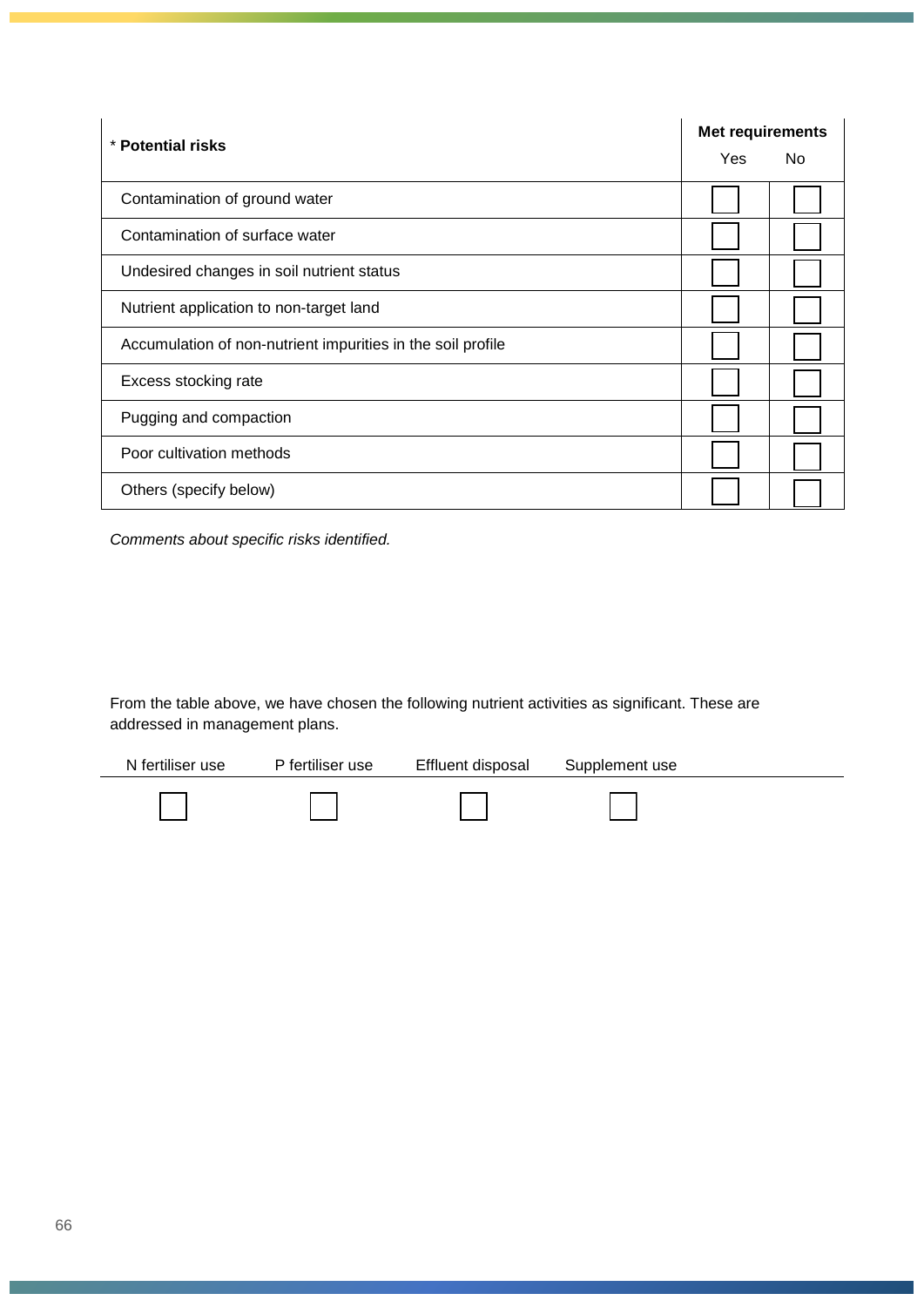| * **Potential risks** | **Met requirements** | |
|---|---|---|
| | Yes | No |
| Contamination of ground water | ☐ | ☐ |
| Contamination of surface water | ☐ | ☐ |
| Undesired changes in soil nutrient status | ☐ | ☐ |
| Nutrient application to non-target land | ☐ | ☐ |
| Accumulation of non-nutrient impurities in the soil profile | ☐ | ☐ |
| Excess stocking rate | ☐ | ☐ |
| Pugging and compaction | ☐ | ☐ |
| Poor cultivation methods | ☐ | ☐ |
| Others (specify below) | ☐ | ☐ |

*Comments about specific risks identified.*

From the table above, we have chosen the following nutrient activities as significant. These are addressed in management plans.

| N fertiliser use | P fertiliser use | Effluent disposal | Supplement use |
|---|---|---|---|
| ☐ | ☐ | ☐ | ☐ |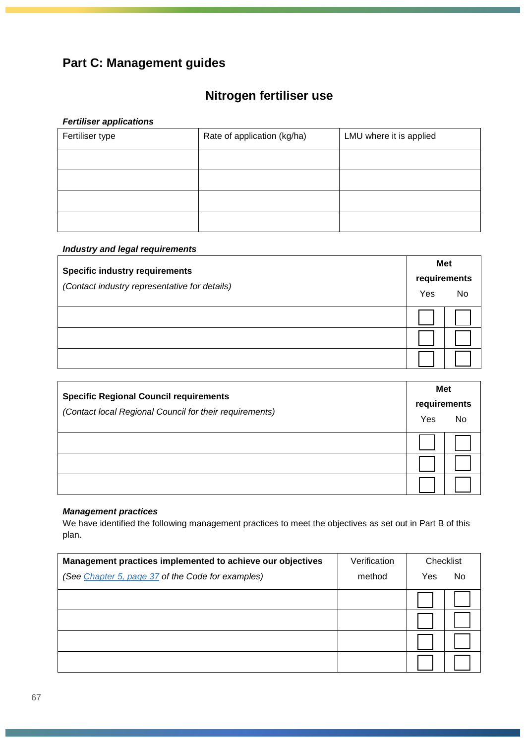# Part C: Management guides

## Nitrogen fertiliser use

***Fertiliser applications***

| Fertiliser type | Rate of application (kg/ha) | LMU where it is applied |
|---|---|---|
| | | |
| | | |
| | | |
| | | |

***Industry and legal requirements***

| **Specific industry requirements** *(Contact industry representative for details)* | **Met requirements** Yes | No |
|---|---|---|
| | ☐ | ☐ |
| | ☐ | ☐ |
| | ☐ | ☐ |

| **Specific Regional Council requirements** *(Contact local Regional Council for their requirements)* | **Met requirements** Yes | No |
|---|---|---|
| | ☐ | ☐ |
| | ☐ | ☐ |
| | ☐ | ☐ |

***Management practices***

We have identified the following management practices to meet the objectives as set out in Part B of this plan.

| **Management practices implemented to achieve our objectives** *(See Chapter 5, page 37 of the Code for examples)* | Verification method | Checklist Yes | No |
|---|---|---|---|
| | | ☐ | ☐ |
| | | ☐ | ☐ |
| | | ☐ | ☐ |
| | | ☐ | ☐ |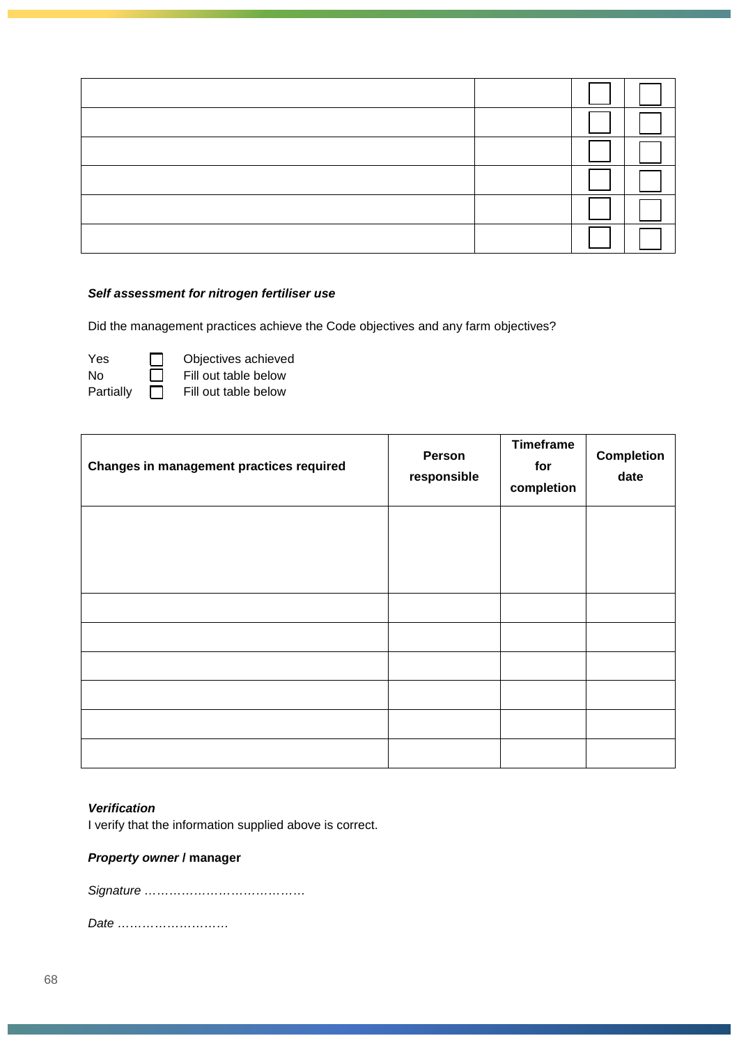| | | | |
|---|---|---|---|
| | | ☐ | ☐ |
| | | ☐ | ☐ |
| | | ☐ | ☐ |
| | | ☐ | ☐ |
| | | ☐ | ☐ |
| | | ☐ | ☐ |

***Self assessment for nitrogen fertiliser use***

Did the management practices achieve the Code objectives and any farm objectives?

Yes ☐ Objectives achieved
No ☐ Fill out table below
Partially ☐ Fill out table below

| Changes in management practices required | Person responsible | Timeframe for completion | Completion date |
|---|---|---|---|
| | | | |
| | | | |
| | | | |
| | | | |
| | | | |
| | | | |
| | | | |

***Verification***
I verify that the information supplied above is correct.

***Property owner* / manager**

*Signature …………………………………*

*Date ………………………*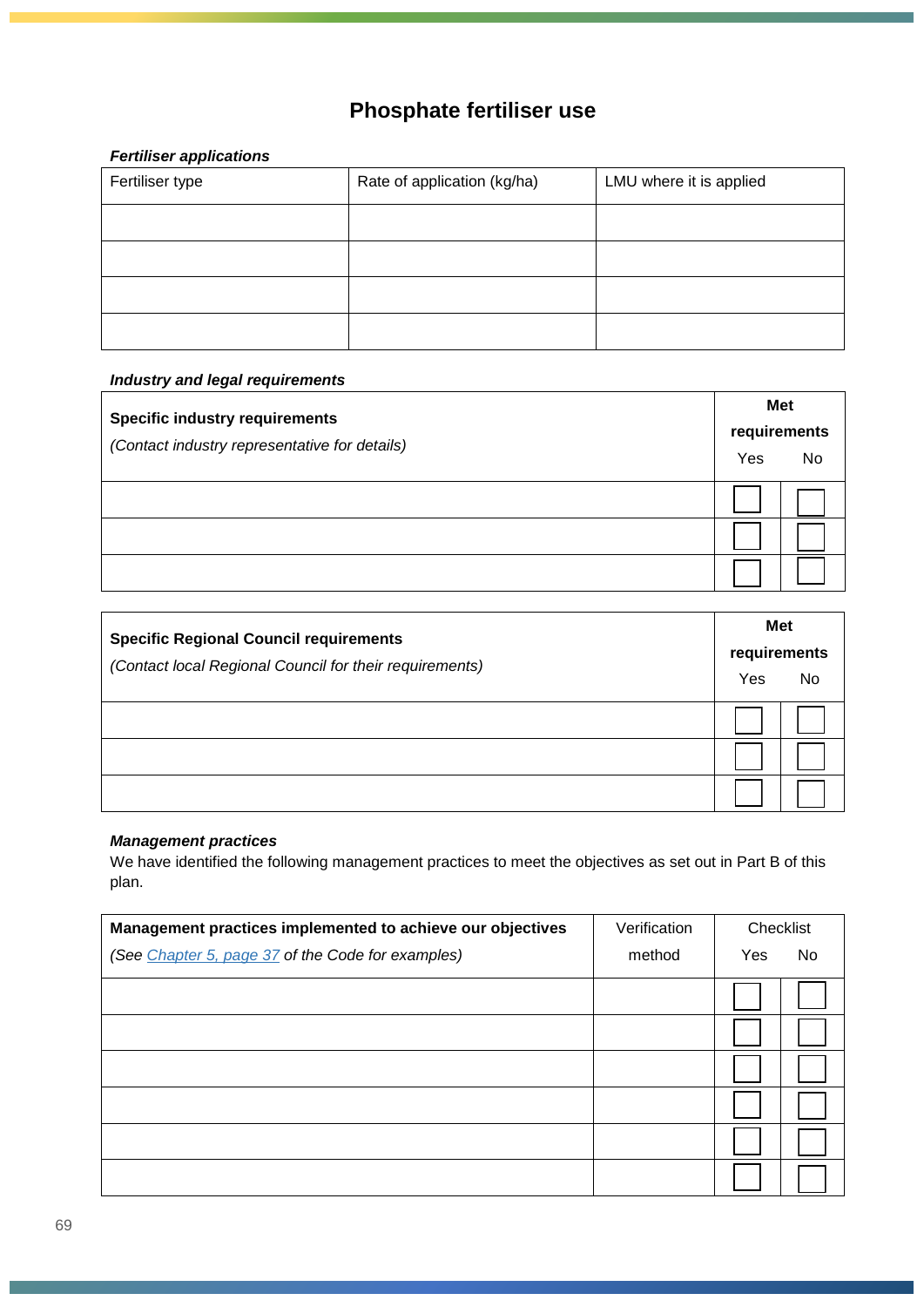# Phosphate fertiliser use

***Fertiliser applications***

| Fertiliser type | Rate of application (kg/ha) | LMU where it is applied |
|---|---|---|
| | | |
| | | |
| | | |
| | | |

***Industry and legal requirements***

| **Specific industry requirements**<br>*(Contact industry representative for details)* | **Met requirements**<br>Yes | <br>No |
|---|---|---|
| | ☐ | ☐ |
| | ☐ | ☐ |
| | ☐ | ☐ |

| **Specific Regional Council requirements**<br>*(Contact local Regional Council for their requirements)* | **Met requirements**<br>Yes | <br>No |
|---|---|---|
| | ☐ | ☐ |
| | ☐ | ☐ |
| | ☐ | ☐ |

***Management practices***

We have identified the following management practices to meet the objectives as set out in Part B of this plan.

| **Management practices implemented to achieve our objectives**<br>*(See Chapter 5, page 37 of the Code for examples)* | Verification method | Checklist<br>Yes | <br>No |
|---|---|---|---|
| | | ☐ | ☐ |
| | | ☐ | ☐ |
| | | ☐ | ☐ |
| | | ☐ | ☐ |
| | | ☐ | ☐ |
| | | ☐ | ☐ |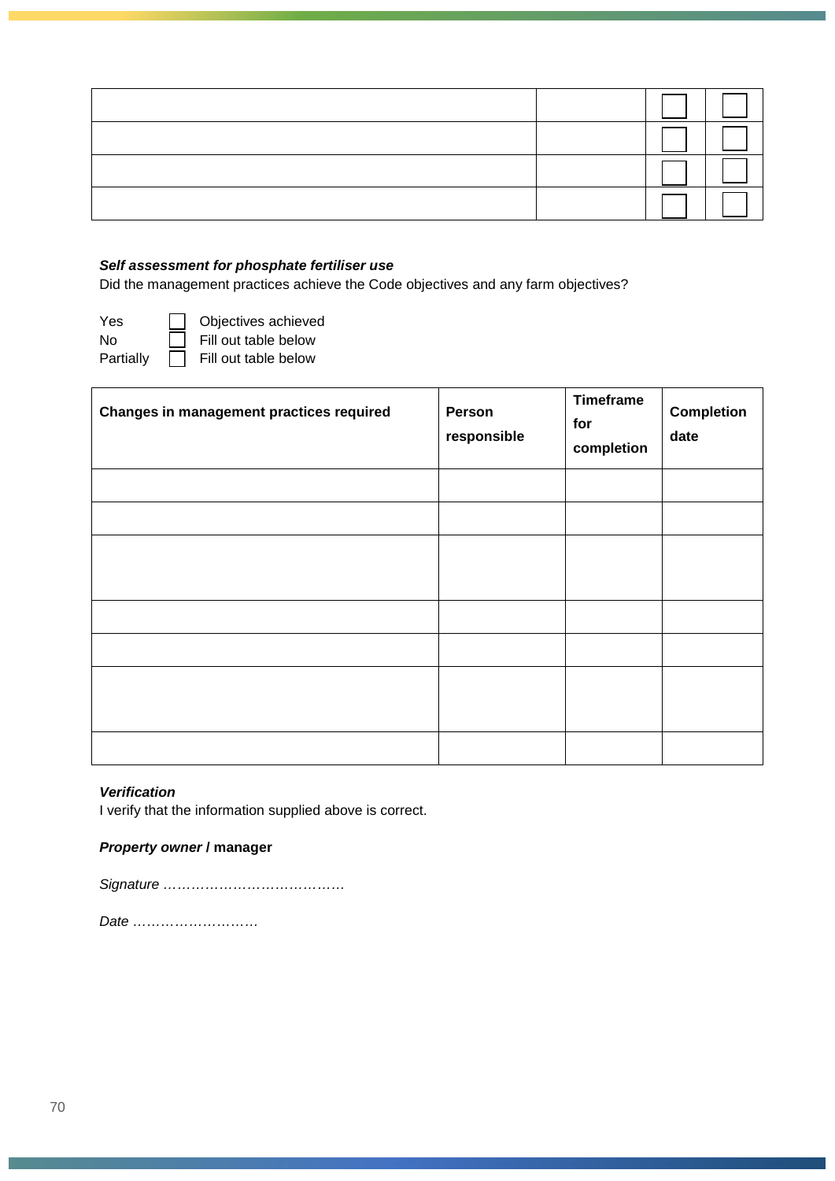| | | | |
|---|---|---|---|
| | | ☐ | ☐ |
| | | ☐ | ☐ |
| | | ☐ | ☐ |
| | | ☐ | ☐ |

***Self assessment for phosphate fertiliser use***

Did the management practices achieve the Code objectives and any farm objectives?

Yes ☐ Objectives achieved
No ☐ Fill out table below
Partially ☐ Fill out table below

| Changes in management practices required | Person responsible | Timeframe for completion | Completion date |
|---|---|---|---|
| | | | |
| | | | |
| | | | |
| | | | |
| | | | |
| | | | |
| | | | |

***Verification***

I verify that the information supplied above is correct.

***Property owner* / manager**

*Signature …………………………………*

*Date ………………………*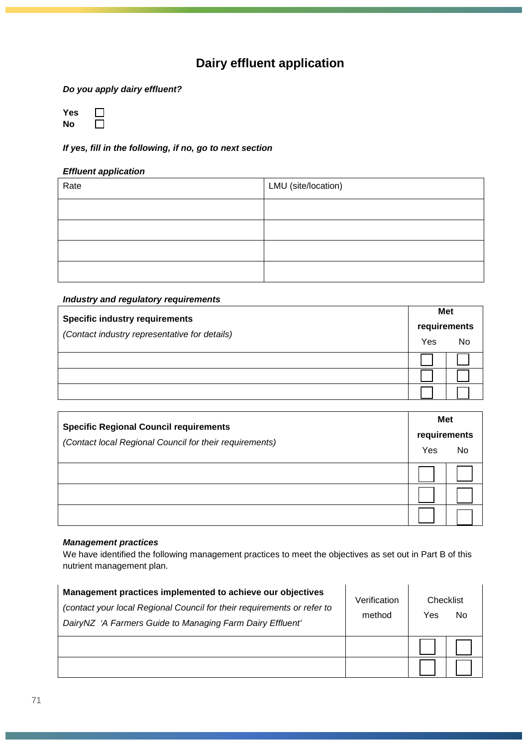# Dairy effluent application

***Do you apply dairy effluent?***

**Yes** ☐
**No** ☐

***If yes, fill in the following, if no, go to next section***

***Effluent application***

| Rate | LMU (site/location) |
|---|---|
| | |
| | |
| | |
| | |

***Industry and regulatory requirements***

| **Specific industry requirements** *(Contact industry representative for details)* | **Met requirements** | |
|---|---|---|
| | Yes | No |
| | ☐ | ☐ |
| | ☐ | ☐ |
| | ☐ | ☐ |

| **Specific Regional Council requirements** *(Contact local Regional Council for their requirements)* | **Met requirements** | |
|---|---|---|
| | Yes | No |
| | ☐ | ☐ |
| | ☐ | ☐ |
| | ☐ | ☐ |

***Management practices***

We have identified the following management practices to meet the objectives as set out in Part B of this nutrient management plan.

| **Management practices implemented to achieve our objectives** *(contact your local Regional Council for their requirements or refer to DairyNZ 'A Farmers Guide to Managing Farm Dairy Effluent'* | Verification method | Checklist | |
|---|---|---|---|
| | | Yes | No |
| | | ☐ | ☐ |
| | | ☐ | ☐ |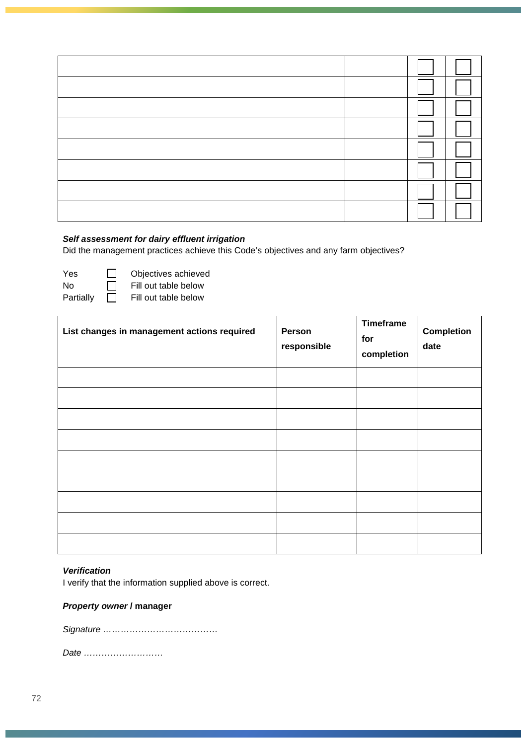| | | | |
|---|---|---|---|
| | | ☐ | ☐ |
| | | ☐ | ☐ |
| | | ☐ | ☐ |
| | | ☐ | ☐ |
| | | ☐ | ☐ |
| | | ☐ | ☐ |
| | | ☐ | ☐ |
| | | ☐ | ☐ |

***Self assessment for dairy effluent irrigation***

Did the management practices achieve this Code's objectives and any farm objectives?

Yes ☐ Objectives achieved
No ☐ Fill out table below
Partially ☐ Fill out table below

| List changes in management actions required | Person responsible | Timeframe for completion | Completion date |
|---|---|---|---|
| | | | |
| | | | |
| | | | |
| | | | |
| | | | |
| | | | |
| | | | |
| | | | |

***Verification***

I verify that the information supplied above is correct.

***Property owner* / manager**

*Signature …………………………………*

*Date ………………………*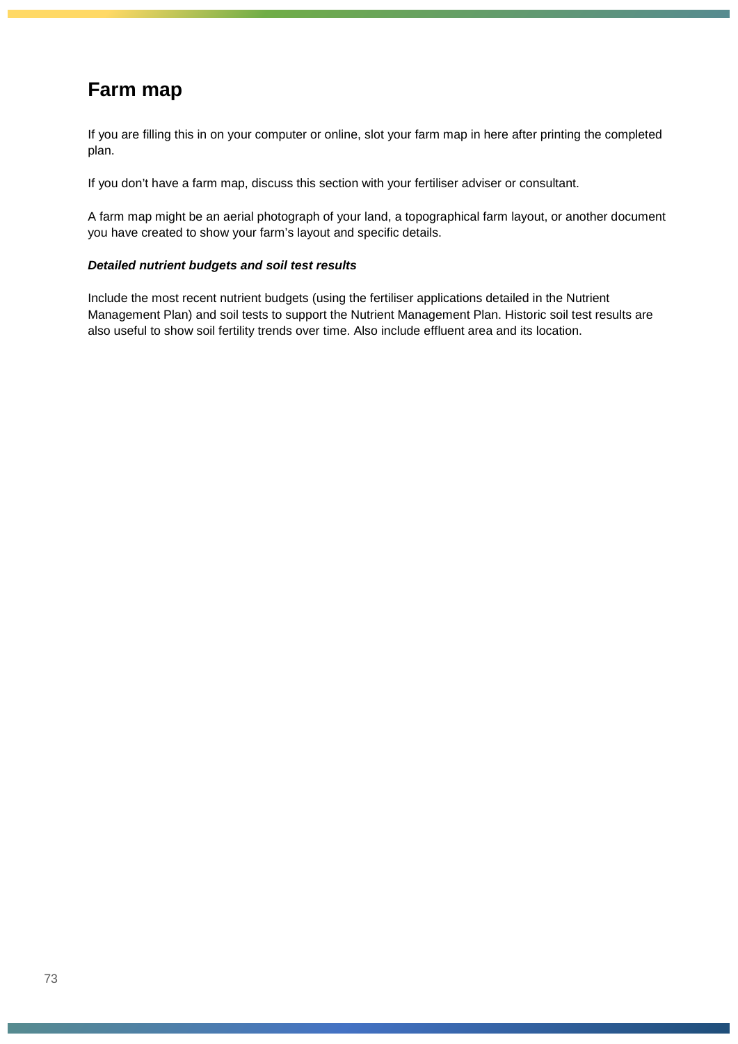# Farm map

If you are filling this in on your computer or online, slot your farm map in here after printing the completed plan.

If you don't have a farm map, discuss this section with your fertiliser adviser or consultant.

A farm map might be an aerial photograph of your land, a topographical farm layout, or another document you have created to show your farm's layout and specific details.

***Detailed nutrient budgets and soil test results***

Include the most recent nutrient budgets (using the fertiliser applications detailed in the Nutrient Management Plan) and soil tests to support the Nutrient Management Plan. Historic soil test results are also useful to show soil fertility trends over time. Also include effluent area and its location.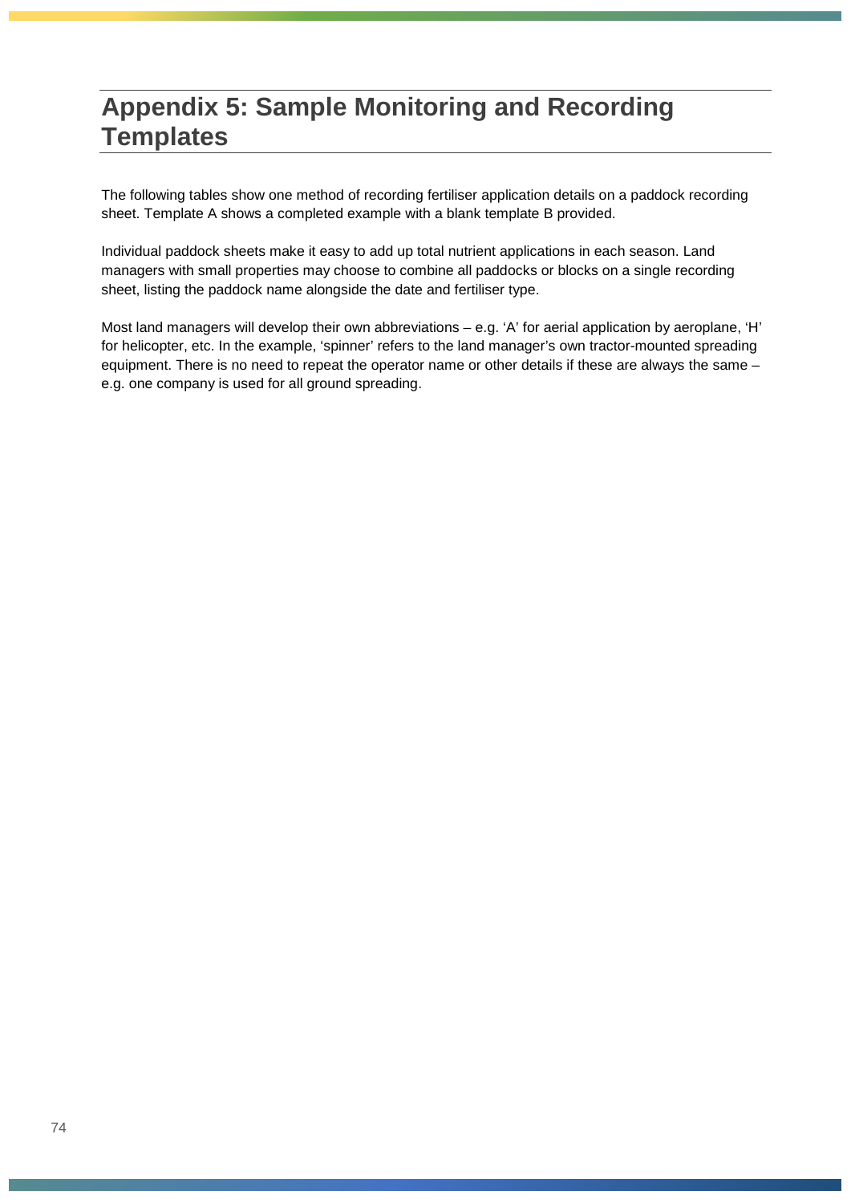# Appendix 5: Sample Monitoring and Recording Templates

The following tables show one method of recording fertiliser application details on a paddock recording sheet. Template A shows a completed example with a blank template B provided.

Individual paddock sheets make it easy to add up total nutrient applications in each season. Land managers with small properties may choose to combine all paddocks or blocks on a single recording sheet, listing the paddock name alongside the date and fertiliser type.

Most land managers will develop their own abbreviations – e.g. 'A' for aerial application by aeroplane, 'H' for helicopter, etc. In the example, 'spinner' refers to the land manager's own tractor-mounted spreading equipment. There is no need to repeat the operator name or other details if these are always the same – e.g. one company is used for all ground spreading.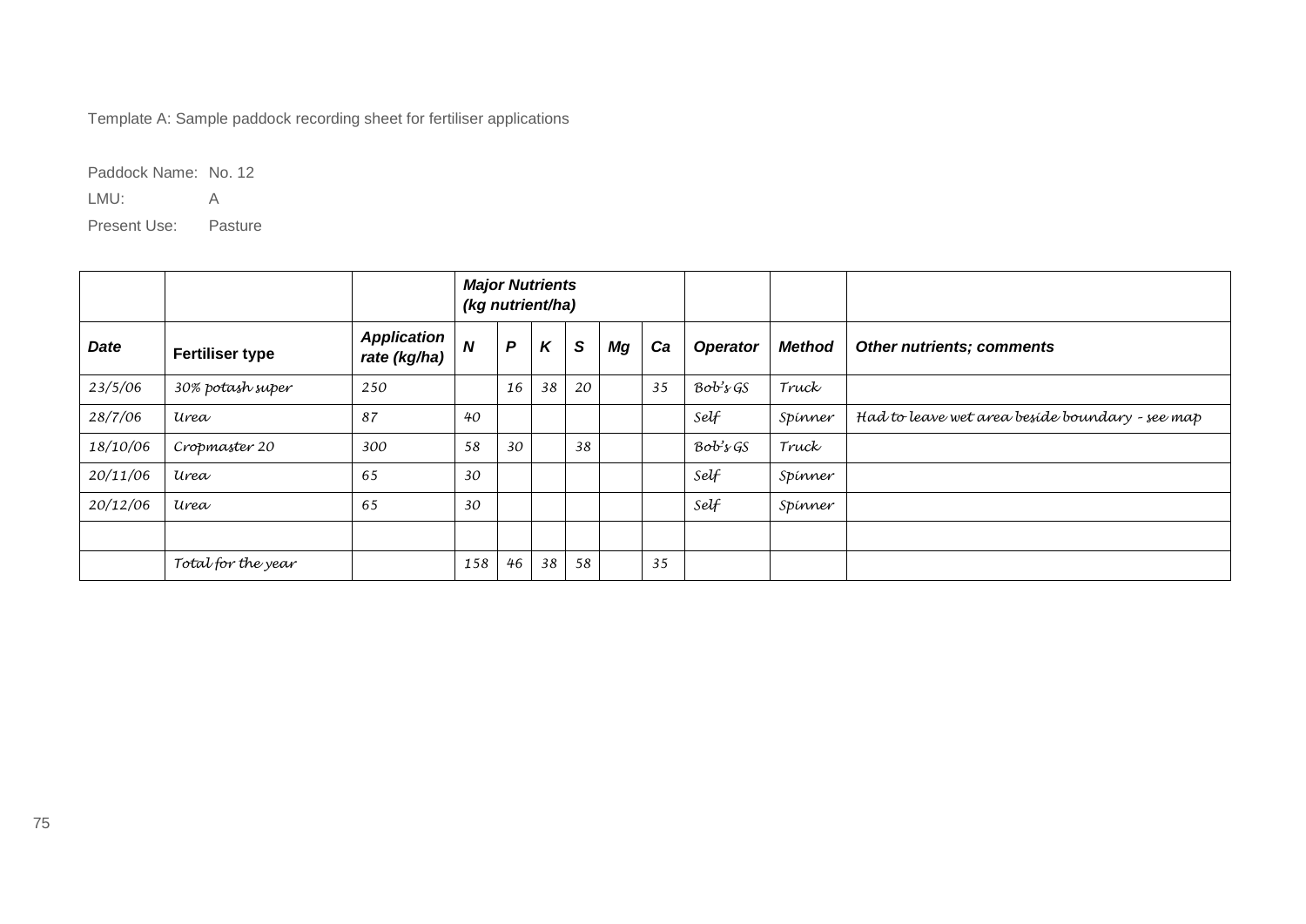Template A: Sample paddock recording sheet for fertiliser applications

Paddock Name: No. 12

LMU: A

Present Use: Pasture

| | | | ***Major Nutrients (kg nutrient/ha)*** | | | | | | | | |
|---|---|---|---|---|---|---|---|---|---|---|---|
| ***Date*** | **Fertiliser type** | ***Application*** *rate (kg/ha)* | ***N*** | ***P*** | ***K*** | ***S*** | ***Mg*** | ***Ca*** | ***Operator*** | ***Method*** | ***Other nutrients; comments*** |
| 23/5/06 | 30% potash super | 250 | | 16 | 38 | 20 | | 35 | Bob's GS | Truck | |
| 28/7/06 | Urea | 87 | 40 | | | | | | Self | Spinner | Had to leave wet area beside boundary – see map |
| 18/10/06 | Cropmaster 20 | 300 | 58 | 30 | | 38 | | | Bob's GS | Truck | |
| 20/11/06 | Urea | 65 | 30 | | | | | | Self | Spinner | |
| 20/12/06 | Urea | 65 | 30 | | | | | | Self | Spinner | |
| | | | | | | | | | | | |
| | Total for the year | | 158 | 46 | 38 | 58 | | 35 | | | |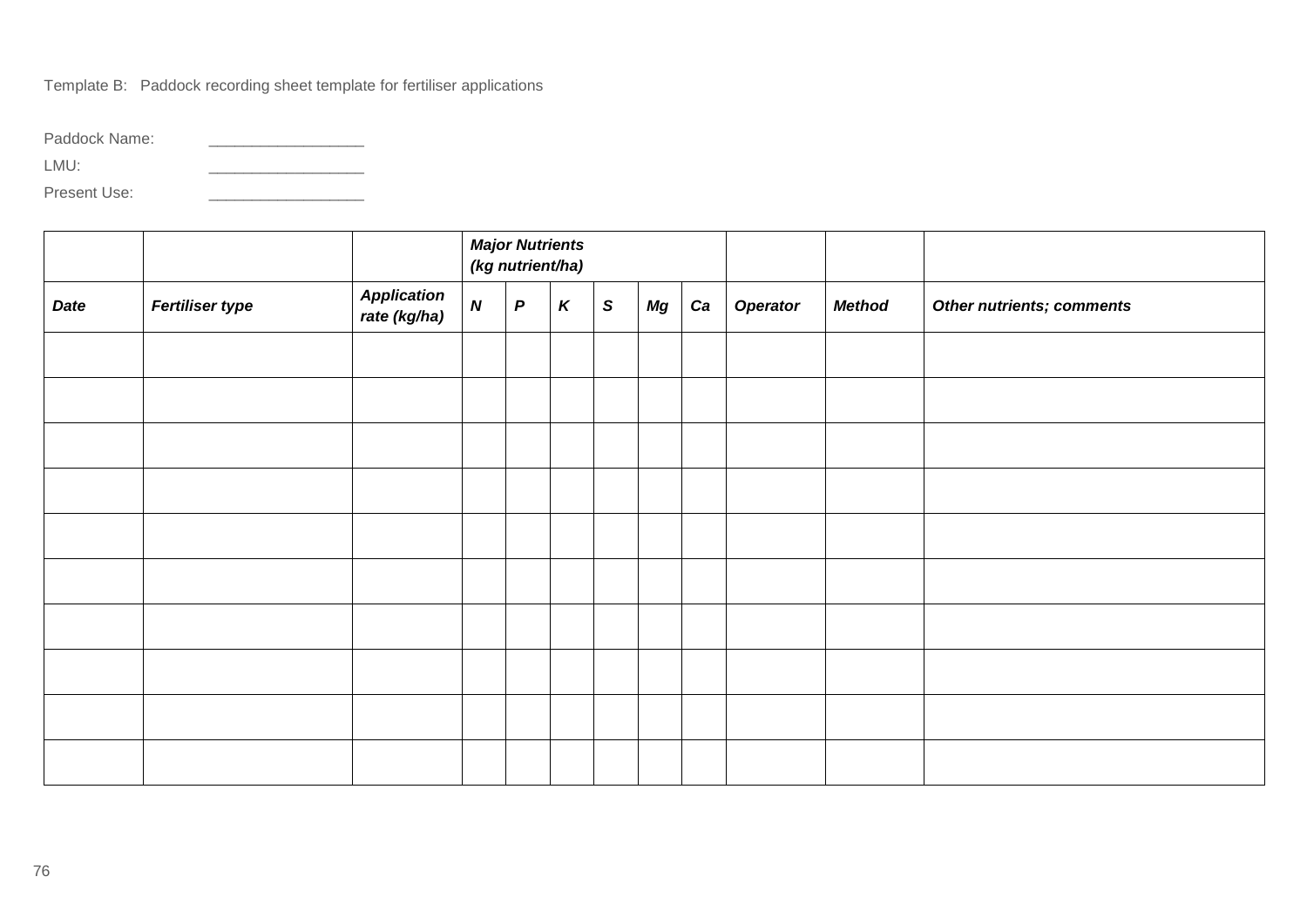Template B: Paddock recording sheet template for fertiliser applications

Paddock Name: __________________

LMU: __________________

Present Use: __________________

| | | | ***Major Nutrients (kg nutrient/ha)*** | | | | | | | | |
|---|---|---|---|---|---|---|---|---|---|---|---|
| ***Date*** | ***Fertiliser type*** | ***Application rate (kg/ha)*** | ***N*** | ***P*** | ***K*** | ***S*** | ***Mg*** | ***Ca*** | ***Operator*** | ***Method*** | ***Other nutrients; comments*** |
| | | | | | | | | | | | |
| | | | | | | | | | | | |
| | | | | | | | | | | | |
| | | | | | | | | | | | |
| | | | | | | | | | | | |
| | | | | | | | | | | | |
| | | | | | | | | | | | |
| | | | | | | | | | | | |
| | | | | | | | | | | | |
| | | | | | | | | | | | |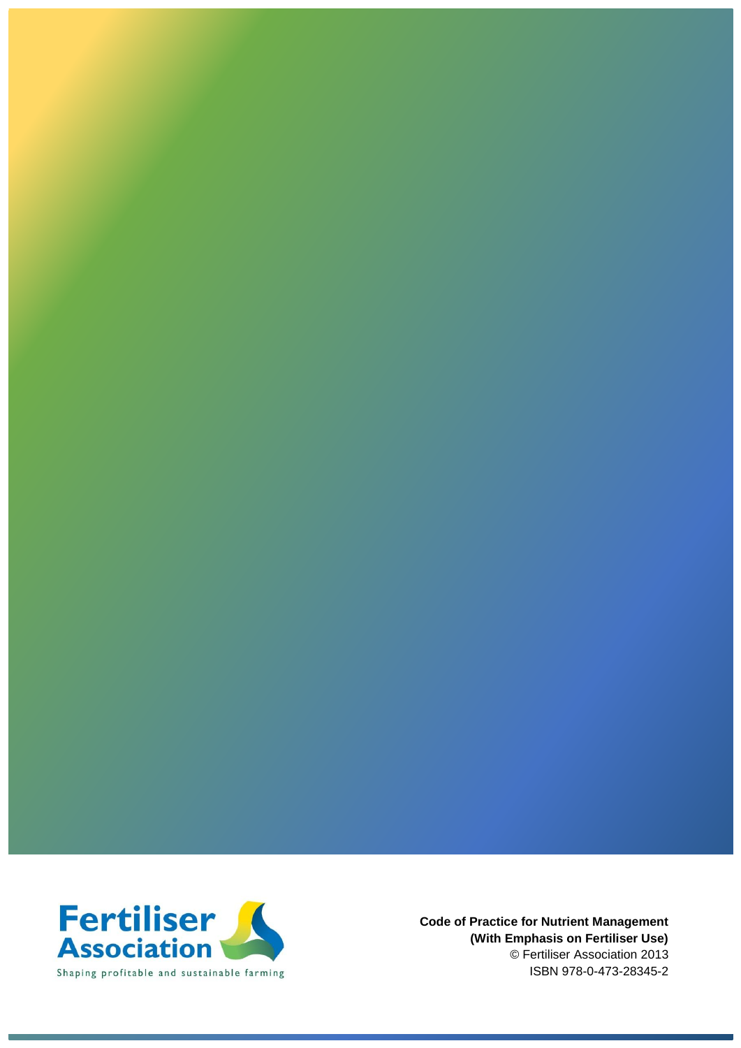Fertiliser Association

Shaping profitable and sustainable farming

**Code of Practice for Nutrient Management**
**(With Emphasis on Fertiliser Use)**
© Fertiliser Association 2013
ISBN 978-0-473-28345-2